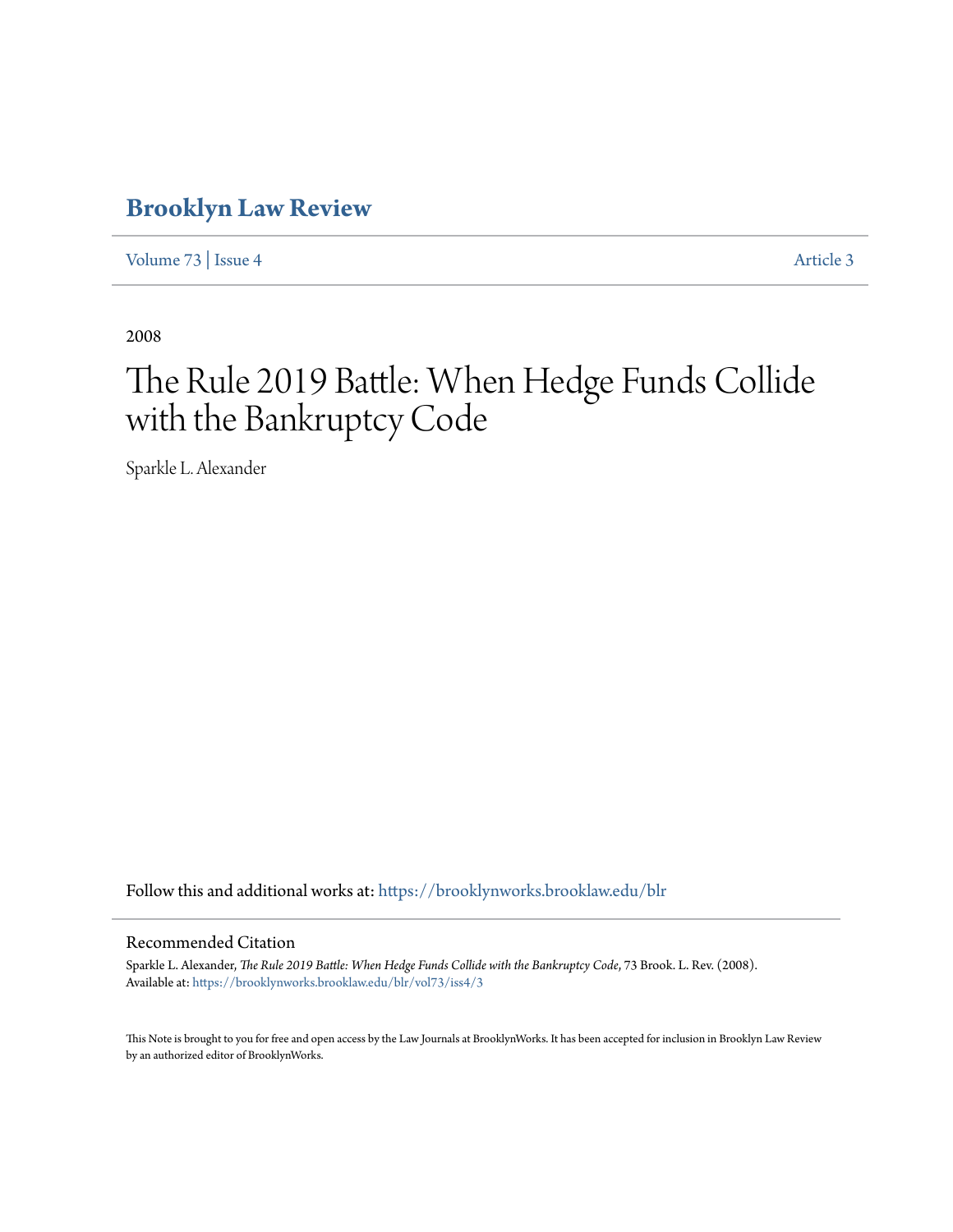# Brooklyn Law Review

Volume 73 | Issue 4 Article 3

2008

# The Rule 2019 Battle: When Hedge Funds Collide with the Bankruptcy Code

Sparkle L. Alexander

Follow this and additional works at: https://brooklynworks.brooklaw.edu/blr

## Recommended Citation

Sparkle L. Alexander, *The Rule 2019 Battle: When Hedge Funds Collide with the Bankruptcy Code*, 73 Brook. L. Rev. (2008).
Available at: https://brooklynworks.brooklaw.edu/blr/vol73/iss4/3

This Note is brought to you for free and open access by the Law Journals at BrooklynWorks. It has been accepted for inclusion in Brooklyn Law Review by an authorized editor of BrooklynWorks.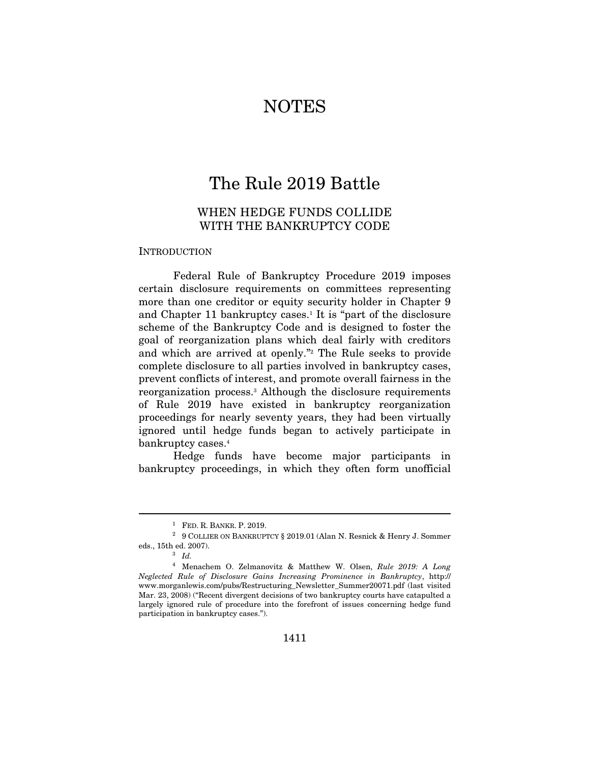# NOTES

## The Rule 2019 Battle

### WHEN HEDGE FUNDS COLLIDE WITH THE BANKRUPTCY CODE

INTRODUCTION

Federal Rule of Bankruptcy Procedure 2019 imposes certain disclosure requirements on committees representing more than one creditor or equity security holder in Chapter 9 and Chapter 11 bankruptcy cases.[1] It is "part of the disclosure scheme of the Bankruptcy Code and is designed to foster the goal of reorganization plans which deal fairly with creditors and which are arrived at openly."[2] The Rule seeks to provide complete disclosure to all parties involved in bankruptcy cases, prevent conflicts of interest, and promote overall fairness in the reorganization process.[3] Although the disclosure requirements of Rule 2019 have existed in bankruptcy reorganization proceedings for nearly seventy years, they had been virtually ignored until hedge funds began to actively participate in bankruptcy cases.[4]

Hedge funds have become major participants in bankruptcy proceedings, in which they often form unofficial

---

[1] FED. R. BANKR. P. 2019.

[2] 9 COLLIER ON BANKRUPTCY § 2019.01 (Alan N. Resnick & Henry J. Sommer eds., 15th ed. 2007).

[3] *Id.*

[4] Menachem O. Zelmanovitz & Matthew W. Olsen, *Rule 2019: A Long Neglected Rule of Disclosure Gains Increasing Prominence in Bankruptcy*, http://www.morganlewis.com/pubs/Restructuring_Newsletter_Summer20071.pdf (last visited Mar. 23, 2008) ("Recent divergent decisions of two bankruptcy courts have catapulted a largely ignored rule of procedure into the forefront of issues concerning hedge fund participation in bankruptcy cases.").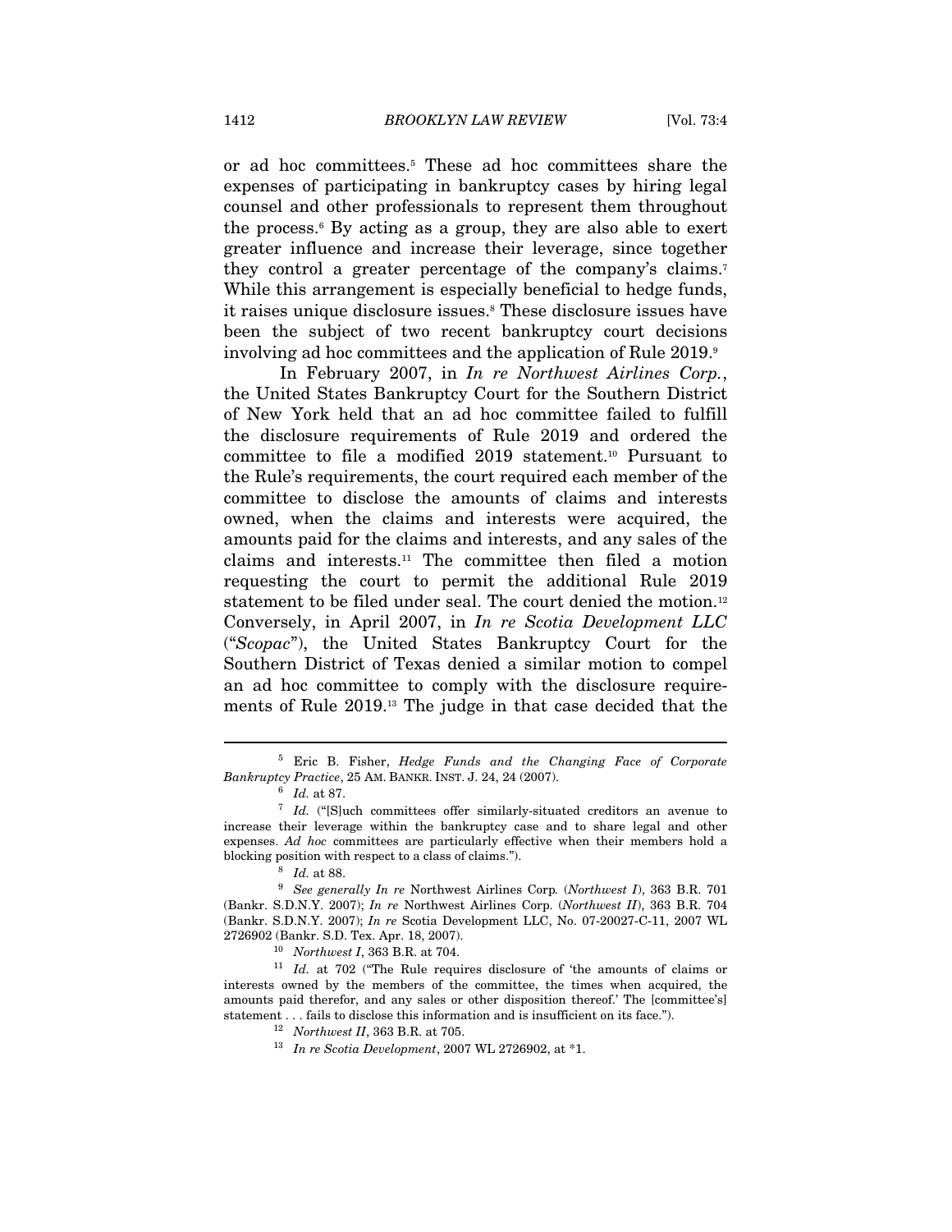or ad hoc committees.[5] These ad hoc committees share the expenses of participating in bankruptcy cases by hiring legal counsel and other professionals to represent them throughout the process.[6] By acting as a group, they are also able to exert greater influence and increase their leverage, since together they control a greater percentage of the company's claims.[7] While this arrangement is especially beneficial to hedge funds, it raises unique disclosure issues.[8] These disclosure issues have been the subject of two recent bankruptcy court decisions involving ad hoc committees and the application of Rule 2019.[9]

In February 2007, in *In re Northwest Airlines Corp.*, the United States Bankruptcy Court for the Southern District of New York held that an ad hoc committee failed to fulfill the disclosure requirements of Rule 2019 and ordered the committee to file a modified 2019 statement.[10] Pursuant to the Rule's requirements, the court required each member of the committee to disclose the amounts of claims and interests owned, when the claims and interests were acquired, the amounts paid for the claims and interests, and any sales of the claims and interests.[11] The committee then filed a motion requesting the court to permit the additional Rule 2019 statement to be filed under seal. The court denied the motion.[12] Conversely, in April 2007, in *In re Scotia Development LLC* ("*Scopac*"), the United States Bankruptcy Court for the Southern District of Texas denied a similar motion to compel an ad hoc committee to comply with the disclosure requirements of Rule 2019.[13] The judge in that case decided that the

---

[5] Eric B. Fisher, *Hedge Funds and the Changing Face of Corporate Bankruptcy Practice*, 25 AM. BANKR. INST. J. 24, 24 (2007).

[6] *Id.* at 87.

[7] *Id.* ("[S]uch committees offer similarly-situated creditors an avenue to increase their leverage within the bankruptcy case and to share legal and other expenses. *Ad hoc* committees are particularly effective when their members hold a blocking position with respect to a class of claims.").

[8] *Id.* at 88.

[9] *See generally In re* Northwest Airlines Corp*.* (*Northwest I*), 363 B.R. 701 (Bankr. S.D.N.Y. 2007); *In re* Northwest Airlines Corp. (*Northwest II*), 363 B.R. 704 (Bankr. S.D.N.Y. 2007); *In re* Scotia Development LLC, No. 07-20027-C-11, 2007 WL 2726902 (Bankr. S.D. Tex. Apr. 18, 2007).

[10] *Northwest I*, 363 B.R. at 704.

[11] *Id.* at 702 ("The Rule requires disclosure of 'the amounts of claims or interests owned by the members of the committee, the times when acquired, the amounts paid therefor, and any sales or other disposition thereof.' The [committee's] statement . . . fails to disclose this information and is insufficient on its face.").

[12] *Northwest II*, 363 B.R. at 705.

[13] *In re Scotia Development*, 2007 WL 2726902, at *1.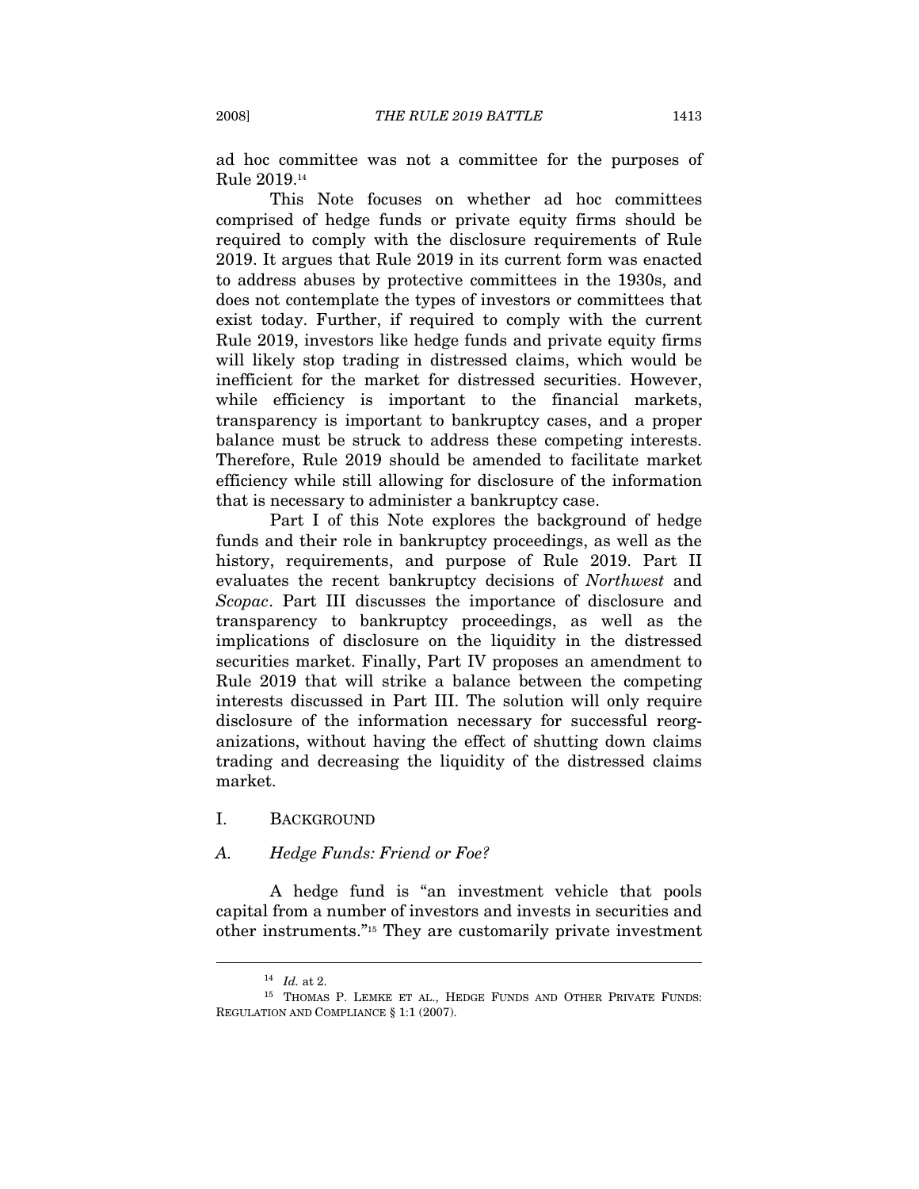ad hoc committee was not a committee for the purposes of Rule 2019.[14]

This Note focuses on whether ad hoc committees comprised of hedge funds or private equity firms should be required to comply with the disclosure requirements of Rule 2019. It argues that Rule 2019 in its current form was enacted to address abuses by protective committees in the 1930s, and does not contemplate the types of investors or committees that exist today. Further, if required to comply with the current Rule 2019, investors like hedge funds and private equity firms will likely stop trading in distressed claims, which would be inefficient for the market for distressed securities. However, while efficiency is important to the financial markets, transparency is important to bankruptcy cases, and a proper balance must be struck to address these competing interests. Therefore, Rule 2019 should be amended to facilitate market efficiency while still allowing for disclosure of the information that is necessary to administer a bankruptcy case.

Part I of this Note explores the background of hedge funds and their role in bankruptcy proceedings, as well as the history, requirements, and purpose of Rule 2019. Part II evaluates the recent bankruptcy decisions of *Northwest* and *Scopac*. Part III discusses the importance of disclosure and transparency to bankruptcy proceedings, as well as the implications of disclosure on the liquidity in the distressed securities market. Finally, Part IV proposes an amendment to Rule 2019 that will strike a balance between the competing interests discussed in Part III. The solution will only require disclosure of the information necessary for successful reorganizations, without having the effect of shutting down claims trading and decreasing the liquidity of the distressed claims market.

## I. BACKGROUND

### A. *Hedge Funds: Friend or Foe?*

A hedge fund is "an investment vehicle that pools capital from a number of investors and invests in securities and other instruments."[15] They are customarily private investment

---

[14] *Id.* at 2.

[15] THOMAS P. LEMKE ET AL., HEDGE FUNDS AND OTHER PRIVATE FUNDS: REGULATION AND COMPLIANCE § 1:1 (2007).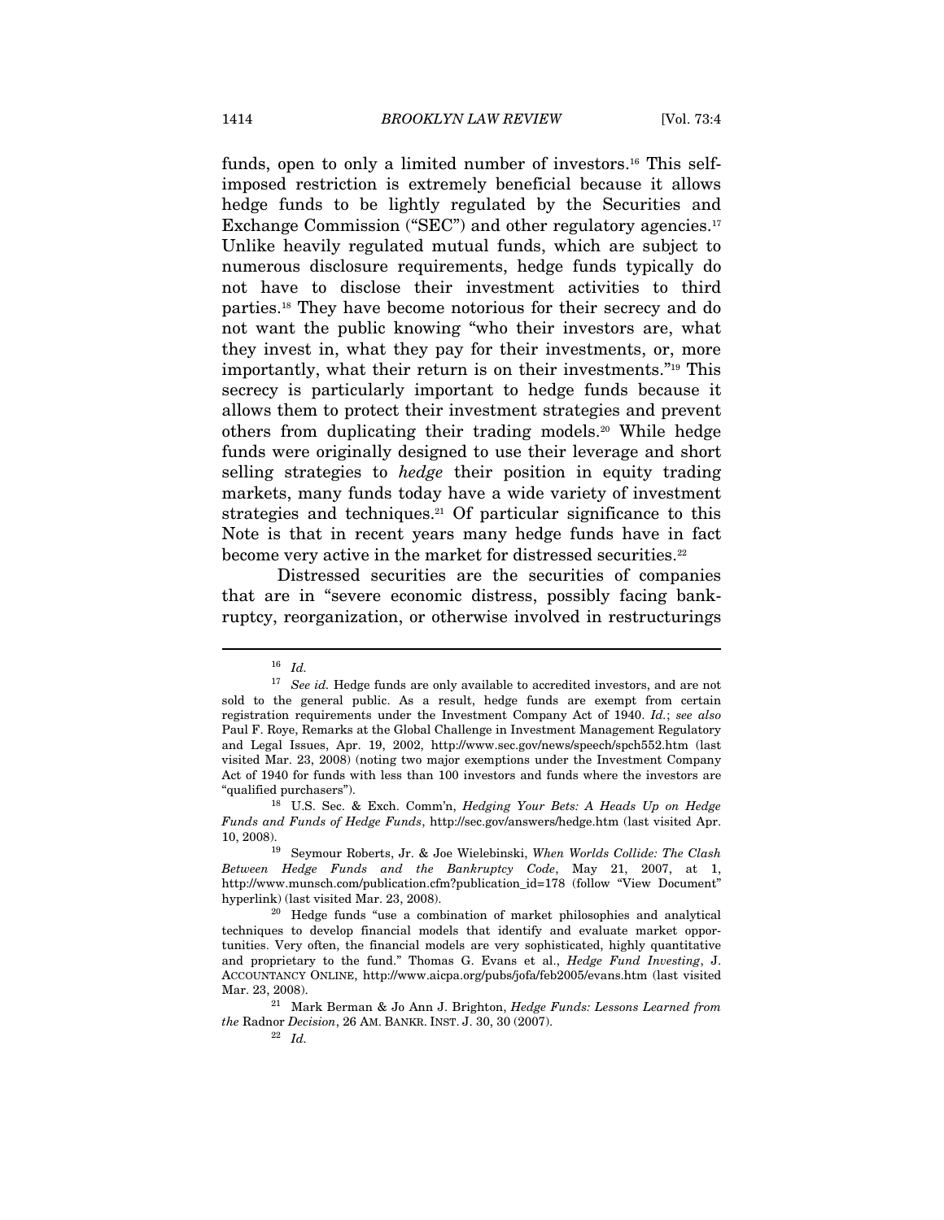funds, open to only a limited number of investors.[16] This self-imposed restriction is extremely beneficial because it allows hedge funds to be lightly regulated by the Securities and Exchange Commission ("SEC") and other regulatory agencies.[17] Unlike heavily regulated mutual funds, which are subject to numerous disclosure requirements, hedge funds typically do not have to disclose their investment activities to third parties.[18] They have become notorious for their secrecy and do not want the public knowing "who their investors are, what they invest in, what they pay for their investments, or, more importantly, what their return is on their investments."[19] This secrecy is particularly important to hedge funds because it allows them to protect their investment strategies and prevent others from duplicating their trading models.[20] While hedge funds were originally designed to use their leverage and short selling strategies to *hedge* their position in equity trading markets, many funds today have a wide variety of investment strategies and techniques.[21] Of particular significance to this Note is that in recent years many hedge funds have in fact become very active in the market for distressed securities.[22]

Distressed securities are the securities of companies that are in "severe economic distress, possibly facing bankruptcy, reorganization, or otherwise involved in restructurings

---

[16] *Id.*

[17] *See id.* Hedge funds are only available to accredited investors, and are not sold to the general public. As a result, hedge funds are exempt from certain registration requirements under the Investment Company Act of 1940. *Id.*; *see also* Paul F. Roye, Remarks at the Global Challenge in Investment Management Regulatory and Legal Issues, Apr. 19, 2002, http://www.sec.gov/news/speech/spch552.htm (last visited Mar. 23, 2008) (noting two major exemptions under the Investment Company Act of 1940 for funds with less than 100 investors and funds where the investors are "qualified purchasers").

[18] U.S. Sec. & Exch. Comm'n, *Hedging Your Bets: A Heads Up on Hedge Funds and Funds of Hedge Funds*, http://sec.gov/answers/hedge.htm (last visited Apr. 10, 2008).

[19] Seymour Roberts, Jr. & Joe Wielebinski, *When Worlds Collide: The Clash Between Hedge Funds and the Bankruptcy Code*, May 21, 2007, at 1, http://www.munsch.com/publication.cfm?publication_id=178 (follow "View Document" hyperlink) (last visited Mar. 23, 2008).

[20] Hedge funds "use a combination of market philosophies and analytical techniques to develop financial models that identify and evaluate market opportunities. Very often, the financial models are very sophisticated, highly quantitative and proprietary to the fund." Thomas G. Evans et al., *Hedge Fund Investing*, J. ACCOUNTANCY ONLINE, http://www.aicpa.org/pubs/jofa/feb2005/evans.htm (last visited Mar. 23, 2008).

[21] Mark Berman & Jo Ann J. Brighton, *Hedge Funds: Lessons Learned from the* Radnor *Decision*, 26 AM. BANKR. INST. J. 30, 30 (2007).

[22] *Id.*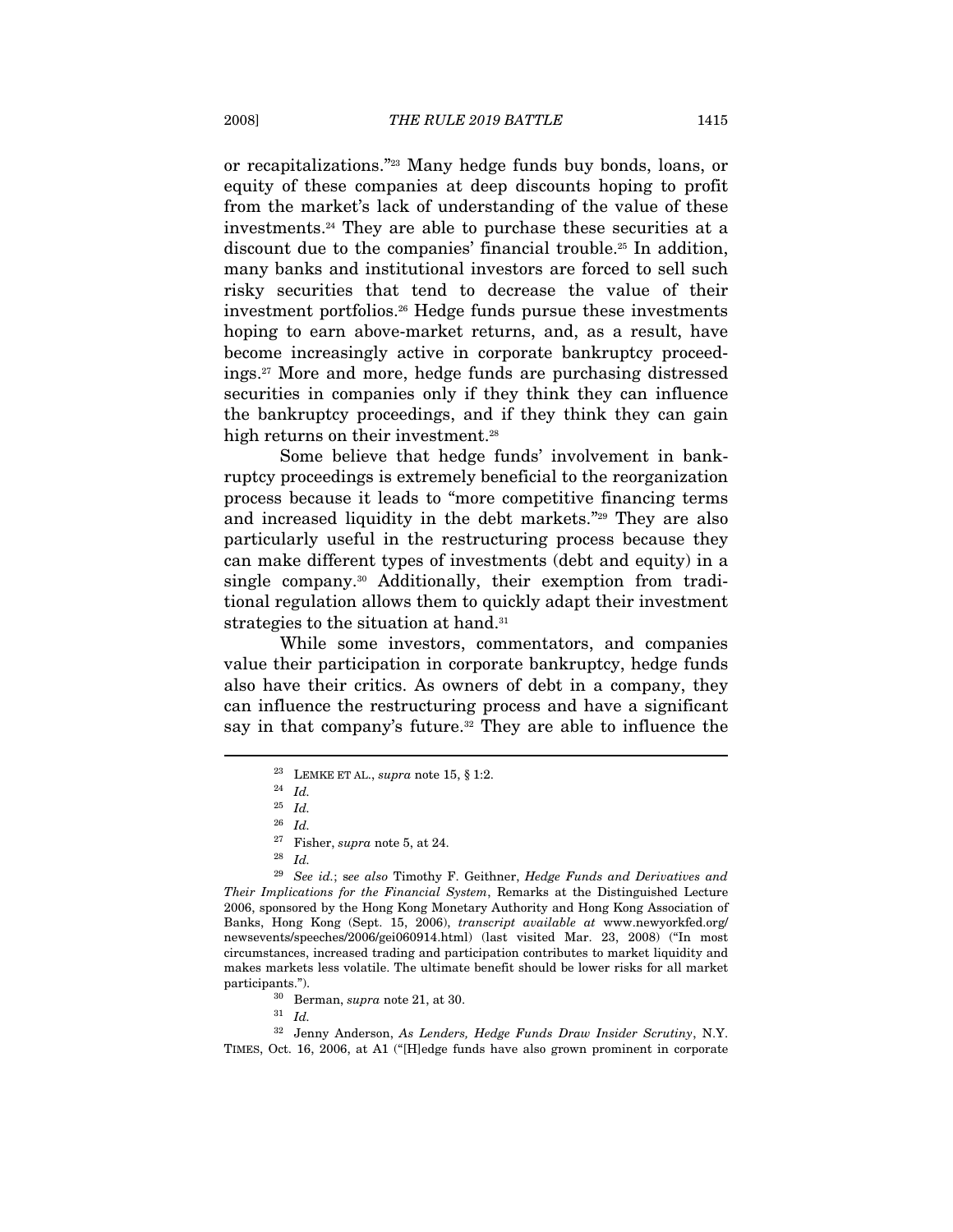or recapitalizations."[23] Many hedge funds buy bonds, loans, or equity of these companies at deep discounts hoping to profit from the market's lack of understanding of the value of these investments.[24] They are able to purchase these securities at a discount due to the companies' financial trouble.[25] In addition, many banks and institutional investors are forced to sell such risky securities that tend to decrease the value of their investment portfolios.[26] Hedge funds pursue these investments hoping to earn above-market returns, and, as a result, have become increasingly active in corporate bankruptcy proceedings.[27] More and more, hedge funds are purchasing distressed securities in companies only if they think they can influence the bankruptcy proceedings, and if they think they can gain high returns on their investment.[28]

Some believe that hedge funds' involvement in bankruptcy proceedings is extremely beneficial to the reorganization process because it leads to "more competitive financing terms and increased liquidity in the debt markets."[29] They are also particularly useful in the restructuring process because they can make different types of investments (debt and equity) in a single company.[30] Additionally, their exemption from traditional regulation allows them to quickly adapt their investment strategies to the situation at hand.[31]

While some investors, commentators, and companies value their participation in corporate bankruptcy, hedge funds also have their critics. As owners of debt in a company, they can influence the restructuring process and have a significant say in that company's future.[32] They are able to influence the

---

[23] LEMKE ET AL., *supra* note 15, § 1:2.

[24] *Id.*

[25] *Id.*

[26] *Id.*

[27] Fisher, *supra* note 5, at 24.

[28] *Id.*

[29] *See id.*; s*ee also* Timothy F. Geithner, *Hedge Funds and Derivatives and Their Implications for the Financial System*, Remarks at the Distinguished Lecture 2006, sponsored by the Hong Kong Monetary Authority and Hong Kong Association of Banks, Hong Kong (Sept. 15, 2006), *transcript available at* www.newyorkfed.org/newsevents/speeches/2006/gei060914.html) (last visited Mar. 23, 2008) ("In most circumstances, increased trading and participation contributes to market liquidity and makes markets less volatile. The ultimate benefit should be lower risks for all market participants.").

[30] Berman, *supra* note 21, at 30.

[31] *Id.*

[32] Jenny Anderson, *As Lenders, Hedge Funds Draw Insider Scrutiny*, N.Y. TIMES, Oct. 16, 2006, at A1 ("[H]edge funds have also grown prominent in corporate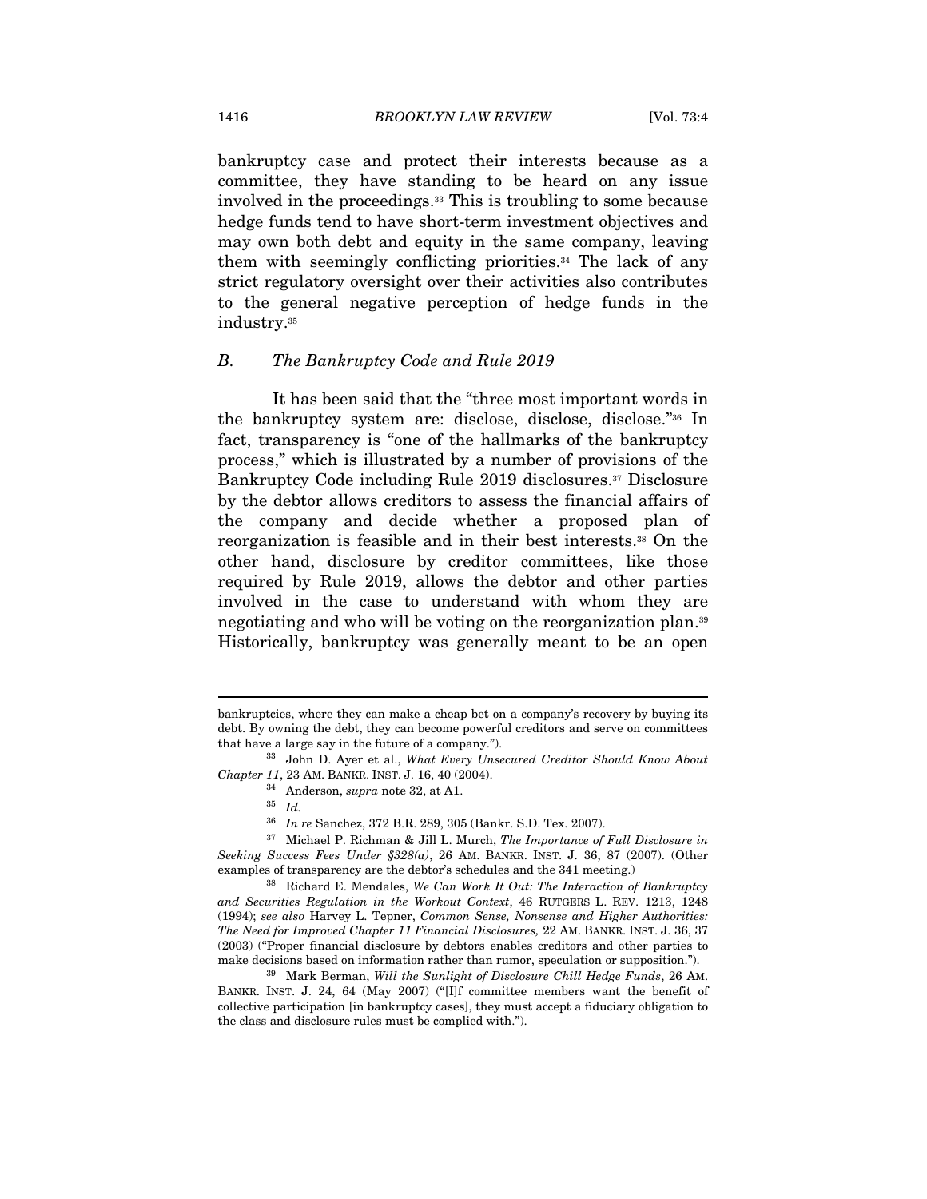bankruptcy case and protect their interests because as a committee, they have standing to be heard on any issue involved in the proceedings.[33] This is troubling to some because hedge funds tend to have short-term investment objectives and may own both debt and equity in the same company, leaving them with seemingly conflicting priorities.[34] The lack of any strict regulatory oversight over their activities also contributes to the general negative perception of hedge funds in the industry.[35]

### *B. The Bankruptcy Code and Rule 2019*

It has been said that the "three most important words in the bankruptcy system are: disclose, disclose, disclose."[36] In fact, transparency is "one of the hallmarks of the bankruptcy process," which is illustrated by a number of provisions of the Bankruptcy Code including Rule 2019 disclosures.[37] Disclosure by the debtor allows creditors to assess the financial affairs of the company and decide whether a proposed plan of reorganization is feasible and in their best interests.[38] On the other hand, disclosure by creditor committees, like those required by Rule 2019, allows the debtor and other parties involved in the case to understand with whom they are negotiating and who will be voting on the reorganization plan.[39] Historically, bankruptcy was generally meant to be an open

---

bankruptcies, where they can make a cheap bet on a company's recovery by buying its debt. By owning the debt, they can become powerful creditors and serve on committees that have a large say in the future of a company.").

[33] John D. Ayer et al., *What Every Unsecured Creditor Should Know About Chapter 11*, 23 AM. BANKR. INST. J. 16, 40 (2004).

[34] Anderson, *supra* note 32, at A1.

[35] *Id.*

[36] *In re* Sanchez, 372 B.R. 289, 305 (Bankr. S.D. Tex. 2007).

[37] Michael P. Richman & Jill L. Murch, *The Importance of Full Disclosure in Seeking Success Fees Under §328(a)*, 26 AM. BANKR. INST. J. 36, 87 (2007). (Other examples of transparency are the debtor's schedules and the 341 meeting.)

[38] Richard E. Mendales, *We Can Work It Out: The Interaction of Bankruptcy and Securities Regulation in the Workout Context*, 46 RUTGERS L. REV. 1213, 1248 (1994); *see also* Harvey L. Tepner, *Common Sense, Nonsense and Higher Authorities: The Need for Improved Chapter 11 Financial Disclosures,* 22 AM. BANKR. INST. J. 36, 37 (2003) ("Proper financial disclosure by debtors enables creditors and other parties to make decisions based on information rather than rumor, speculation or supposition.").

[39] Mark Berman, *Will the Sunlight of Disclosure Chill Hedge Funds*, 26 AM. BANKR. INST. J. 24, 64 (May 2007) ("[I]f committee members want the benefit of collective participation [in bankruptcy cases], they must accept a fiduciary obligation to the class and disclosure rules must be complied with.").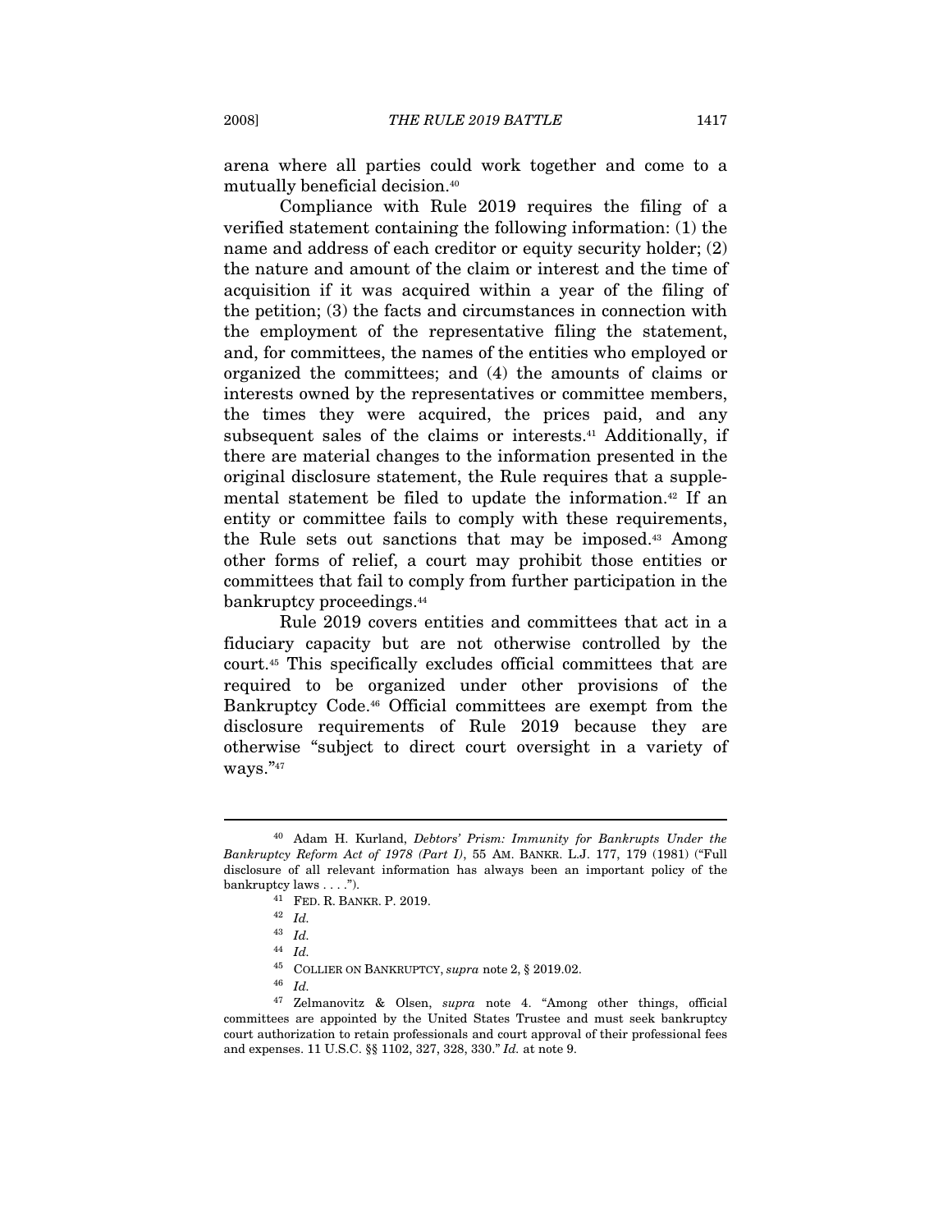arena where all parties could work together and come to a mutually beneficial decision.[40]

Compliance with Rule 2019 requires the filing of a verified statement containing the following information: (1) the name and address of each creditor or equity security holder; (2) the nature and amount of the claim or interest and the time of acquisition if it was acquired within a year of the filing of the petition; (3) the facts and circumstances in connection with the employment of the representative filing the statement, and, for committees, the names of the entities who employed or organized the committees; and (4) the amounts of claims or interests owned by the representatives or committee members, the times they were acquired, the prices paid, and any subsequent sales of the claims or interests.[41] Additionally, if there are material changes to the information presented in the original disclosure statement, the Rule requires that a supplemental statement be filed to update the information.[42] If an entity or committee fails to comply with these requirements, the Rule sets out sanctions that may be imposed.[43] Among other forms of relief, a court may prohibit those entities or committees that fail to comply from further participation in the bankruptcy proceedings.[44]

Rule 2019 covers entities and committees that act in a fiduciary capacity but are not otherwise controlled by the court.[45] This specifically excludes official committees that are required to be organized under other provisions of the Bankruptcy Code.[46] Official committees are exempt from the disclosure requirements of Rule 2019 because they are otherwise "subject to direct court oversight in a variety of ways."[47]

---

[40] Adam H. Kurland, *Debtors' Prism: Immunity for Bankrupts Under the Bankruptcy Reform Act of 1978 (Part I)*, 55 AM. BANKR. L.J. 177, 179 (1981) ("Full disclosure of all relevant information has always been an important policy of the bankruptcy laws . . . .").

[41] FED. R. BANKR. P. 2019.

[42] *Id.*

[43] *Id.*

[44] *Id.*

[45] COLLIER ON BANKRUPTCY, *supra* note 2, § 2019.02.

[46] *Id.*

[47] Zelmanovitz & Olsen, *supra* note 4. "Among other things, official committees are appointed by the United States Trustee and must seek bankruptcy court authorization to retain professionals and court approval of their professional fees and expenses. 11 U.S.C. §§ 1102, 327, 328, 330." *Id.* at note 9.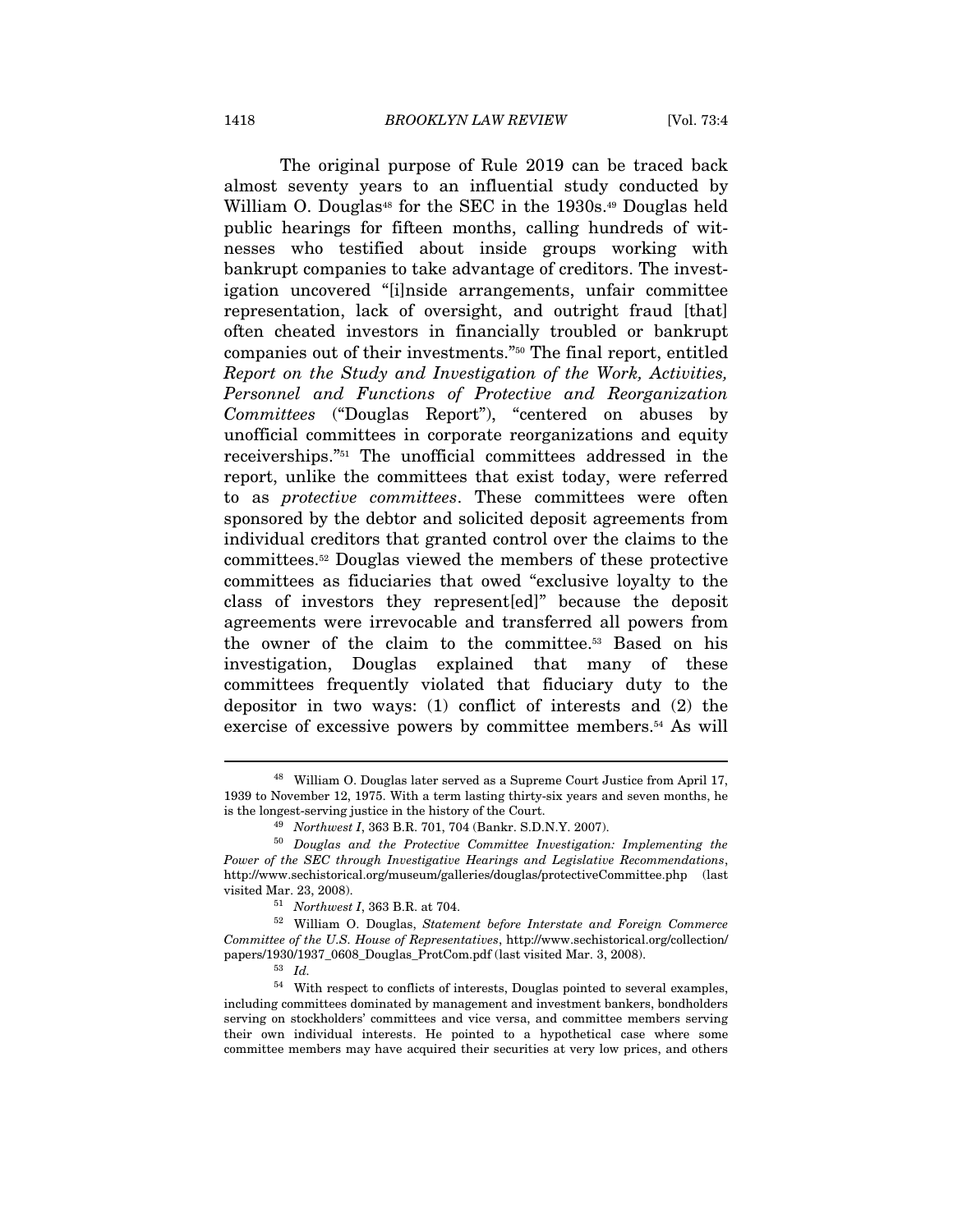The original purpose of Rule 2019 can be traced back almost seventy years to an influential study conducted by William O. Douglas[48] for the SEC in the 1930s.[49] Douglas held public hearings for fifteen months, calling hundreds of witnesses who testified about inside groups working with bankrupt companies to take advantage of creditors. The investigation uncovered "[i]nside arrangements, unfair committee representation, lack of oversight, and outright fraud [that] often cheated investors in financially troubled or bankrupt companies out of their investments."[50] The final report, entitled *Report on the Study and Investigation of the Work, Activities, Personnel and Functions of Protective and Reorganization Committees* ("Douglas Report"), "centered on abuses by unofficial committees in corporate reorganizations and equity receiverships."[51] The unofficial committees addressed in the report, unlike the committees that exist today, were referred to as *protective committees*. These committees were often sponsored by the debtor and solicited deposit agreements from individual creditors that granted control over the claims to the committees.[52] Douglas viewed the members of these protective committees as fiduciaries that owed "exclusive loyalty to the class of investors they represent[ed]" because the deposit agreements were irrevocable and transferred all powers from the owner of the claim to the committee.[53] Based on his investigation, Douglas explained that many of these committees frequently violated that fiduciary duty to the depositor in two ways: (1) conflict of interests and (2) the exercise of excessive powers by committee members.[54] As will

---

[48] William O. Douglas later served as a Supreme Court Justice from April 17, 1939 to November 12, 1975. With a term lasting thirty-six years and seven months, he is the longest-serving justice in the history of the Court.

[49] *Northwest I*, 363 B.R. 701, 704 (Bankr. S.D.N.Y. 2007).

[50] *Douglas and the Protective Committee Investigation: Implementing the Power of the SEC through Investigative Hearings and Legislative Recommendations*, http://www.sechistorical.org/museum/galleries/douglas/protectiveCommittee.php (last visited Mar. 23, 2008).

[51] *Northwest I*, 363 B.R. at 704.

[52] William O. Douglas, *Statement before Interstate and Foreign Commerce Committee of the U.S. House of Representatives*, http://www.sechistorical.org/collection/papers/1930/1937_0608_Douglas_ProtCom.pdf (last visited Mar. 3, 2008).

[53] *Id.*

[54] With respect to conflicts of interests, Douglas pointed to several examples, including committees dominated by management and investment bankers, bondholders serving on stockholders' committees and vice versa, and committee members serving their own individual interests. He pointed to a hypothetical case where some committee members may have acquired their securities at very low prices, and others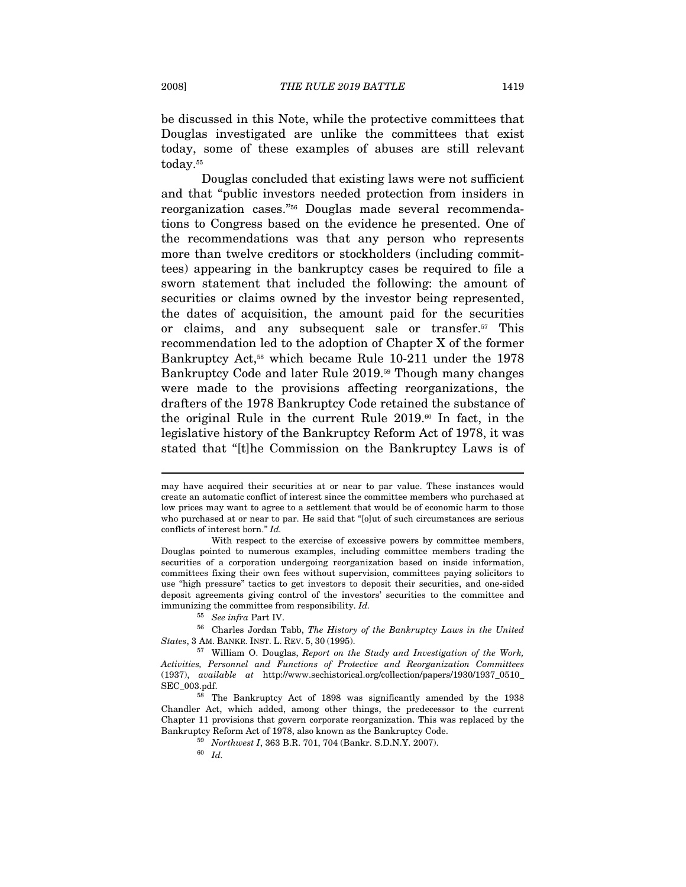be discussed in this Note, while the protective committees that Douglas investigated are unlike the committees that exist today, some of these examples of abuses are still relevant today.[55]

Douglas concluded that existing laws were not sufficient and that "public investors needed protection from insiders in reorganization cases."[56] Douglas made several recommendations to Congress based on the evidence he presented. One of the recommendations was that any person who represents more than twelve creditors or stockholders (including committees) appearing in the bankruptcy cases be required to file a sworn statement that included the following: the amount of securities or claims owned by the investor being represented, the dates of acquisition, the amount paid for the securities or claims, and any subsequent sale or transfer.[57] This recommendation led to the adoption of Chapter X of the former Bankruptcy Act,[58] which became Rule 10-211 under the 1978 Bankruptcy Code and later Rule 2019.[59] Though many changes were made to the provisions affecting reorganizations, the drafters of the 1978 Bankruptcy Code retained the substance of the original Rule in the current Rule 2019.[60] In fact, in the legislative history of the Bankruptcy Reform Act of 1978, it was stated that "[t]he Commission on the Bankruptcy Laws is of

---

may have acquired their securities at or near to par value. These instances would create an automatic conflict of interest since the committee members who purchased at low prices may want to agree to a settlement that would be of economic harm to those who purchased at or near to par. He said that "[o]ut of such circumstances are serious conflicts of interest born." *Id.*

With respect to the exercise of excessive powers by committee members, Douglas pointed to numerous examples, including committee members trading the securities of a corporation undergoing reorganization based on inside information, committees fixing their own fees without supervision, committees paying solicitors to use "high pressure" tactics to get investors to deposit their securities, and one-sided deposit agreements giving control of the investors' securities to the committee and immunizing the committee from responsibility. *Id.*

[55] *See infra* Part IV.

[56] Charles Jordan Tabb, *The History of the Bankruptcy Laws in the United States*, 3 AM. BANKR. INST. L. REV. 5, 30 (1995).

[57] William O. Douglas, *Report on the Study and Investigation of the Work, Activities, Personnel and Functions of Protective and Reorganization Committees* (1937), *available at* http://www.sechistorical.org/collection/papers/1930/1937_0510_SEC_003.pdf.

[58] The Bankruptcy Act of 1898 was significantly amended by the 1938 Chandler Act, which added, among other things, the predecessor to the current Chapter 11 provisions that govern corporate reorganization. This was replaced by the Bankruptcy Reform Act of 1978, also known as the Bankruptcy Code.

[59] *Northwest I*, 363 B.R. 701, 704 (Bankr. S.D.N.Y. 2007).

[60] *Id.*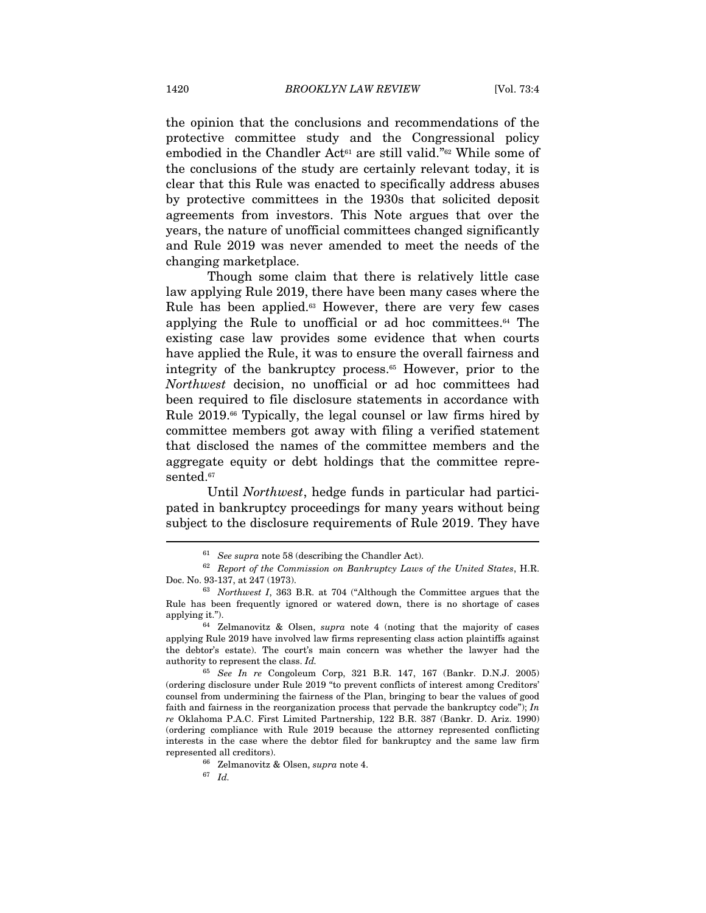the opinion that the conclusions and recommendations of the protective committee study and the Congressional policy embodied in the Chandler Act[61] are still valid."[62] While some of the conclusions of the study are certainly relevant today, it is clear that this Rule was enacted to specifically address abuses by protective committees in the 1930s that solicited deposit agreements from investors. This Note argues that over the years, the nature of unofficial committees changed significantly and Rule 2019 was never amended to meet the needs of the changing marketplace.

Though some claim that there is relatively little case law applying Rule 2019, there have been many cases where the Rule has been applied.[63] However, there are very few cases applying the Rule to unofficial or ad hoc committees.[64] The existing case law provides some evidence that when courts have applied the Rule, it was to ensure the overall fairness and integrity of the bankruptcy process.[65] However, prior to the *Northwest* decision, no unofficial or ad hoc committees had been required to file disclosure statements in accordance with Rule 2019.[66] Typically, the legal counsel or law firms hired by committee members got away with filing a verified statement that disclosed the names of the committee members and the aggregate equity or debt holdings that the committee represented.[67]

Until *Northwest*, hedge funds in particular had participated in bankruptcy proceedings for many years without being subject to the disclosure requirements of Rule 2019. They have

---

[61] *See supra* note 58 (describing the Chandler Act).

[62] *Report of the Commission on Bankruptcy Laws of the United States*, H.R. Doc. No. 93-137, at 247 (1973).

[63] *Northwest I*, 363 B.R. at 704 ("Although the Committee argues that the Rule has been frequently ignored or watered down, there is no shortage of cases applying it.").

[64] Zelmanovitz & Olsen, *supra* note 4 (noting that the majority of cases applying Rule 2019 have involved law firms representing class action plaintiffs against the debtor's estate). The court's main concern was whether the lawyer had the authority to represent the class. *Id.*

[65] *See In re* Congoleum Corp, 321 B.R. 147, 167 (Bankr. D.N.J. 2005) (ordering disclosure under Rule 2019 "to prevent conflicts of interest among Creditors' counsel from undermining the fairness of the Plan, bringing to bear the values of good faith and fairness in the reorganization process that pervade the bankruptcy code"); *In re* Oklahoma P.A.C. First Limited Partnership, 122 B.R. 387 (Bankr. D. Ariz. 1990) (ordering compliance with Rule 2019 because the attorney represented conflicting interests in the case where the debtor filed for bankruptcy and the same law firm represented all creditors).

[66] Zelmanovitz & Olsen, *supra* note 4.

[67] *Id.*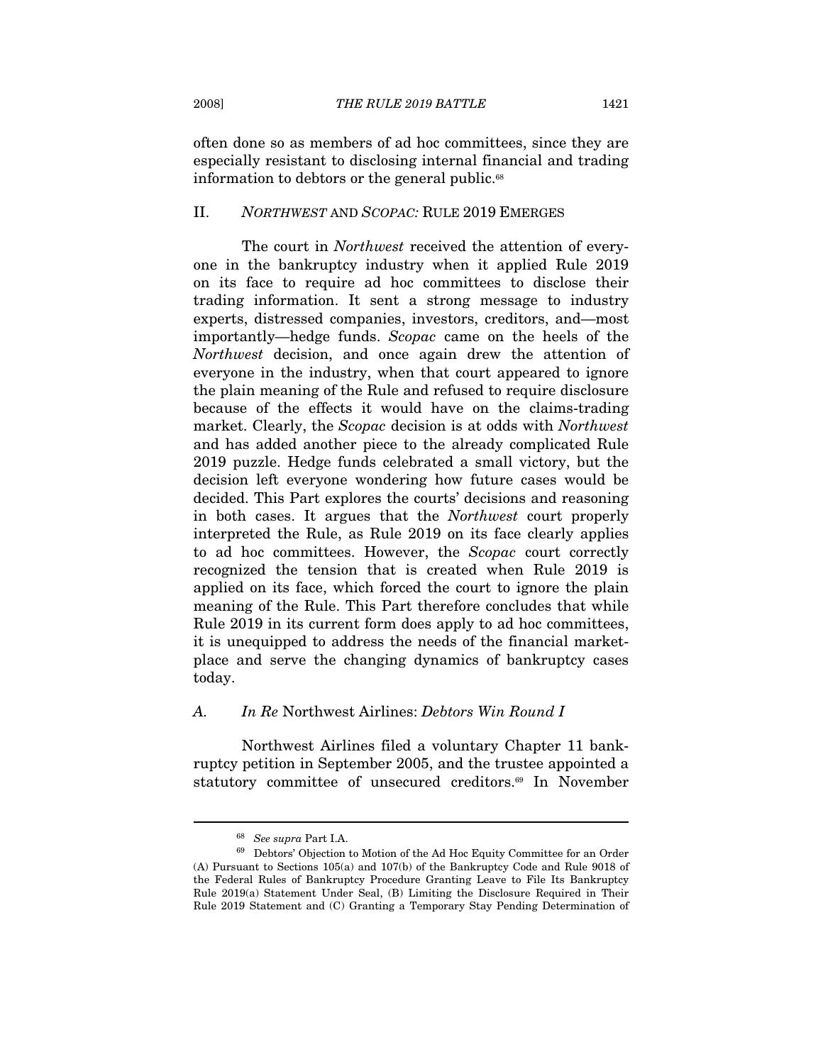often done so as members of ad hoc committees, since they are especially resistant to disclosing internal financial and trading information to debtors or the general public.[68]

## II. *NORTHWEST* AND *SCOPAC:* RULE 2019 EMERGES

The court in *Northwest* received the attention of everyone in the bankruptcy industry when it applied Rule 2019 on its face to require ad hoc committees to disclose their trading information. It sent a strong message to industry experts, distressed companies, investors, creditors, and—most importantly—hedge funds. *Scopac* came on the heels of the *Northwest* decision, and once again drew the attention of everyone in the industry, when that court appeared to ignore the plain meaning of the Rule and refused to require disclosure because of the effects it would have on the claims-trading market. Clearly, the *Scopac* decision is at odds with *Northwest* and has added another piece to the already complicated Rule 2019 puzzle. Hedge funds celebrated a small victory, but the decision left everyone wondering how future cases would be decided. This Part explores the courts' decisions and reasoning in both cases. It argues that the *Northwest* court properly interpreted the Rule, as Rule 2019 on its face clearly applies to ad hoc committees. However, the *Scopac* court correctly recognized the tension that is created when Rule 2019 is applied on its face, which forced the court to ignore the plain meaning of the Rule. This Part therefore concludes that while Rule 2019 in its current form does apply to ad hoc committees, it is unequipped to address the needs of the financial marketplace and serve the changing dynamics of bankruptcy cases today.

### A. *In Re* Northwest Airlines: *Debtors Win Round I*

Northwest Airlines filed a voluntary Chapter 11 bankruptcy petition in September 2005, and the trustee appointed a statutory committee of unsecured creditors.[69] In November

---

[68] *See supra* Part I.A.

[69] Debtors' Objection to Motion of the Ad Hoc Equity Committee for an Order (A) Pursuant to Sections 105(a) and 107(b) of the Bankruptcy Code and Rule 9018 of the Federal Rules of Bankruptcy Procedure Granting Leave to File Its Bankruptcy Rule 2019(a) Statement Under Seal, (B) Limiting the Disclosure Required in Their Rule 2019 Statement and (C) Granting a Temporary Stay Pending Determination of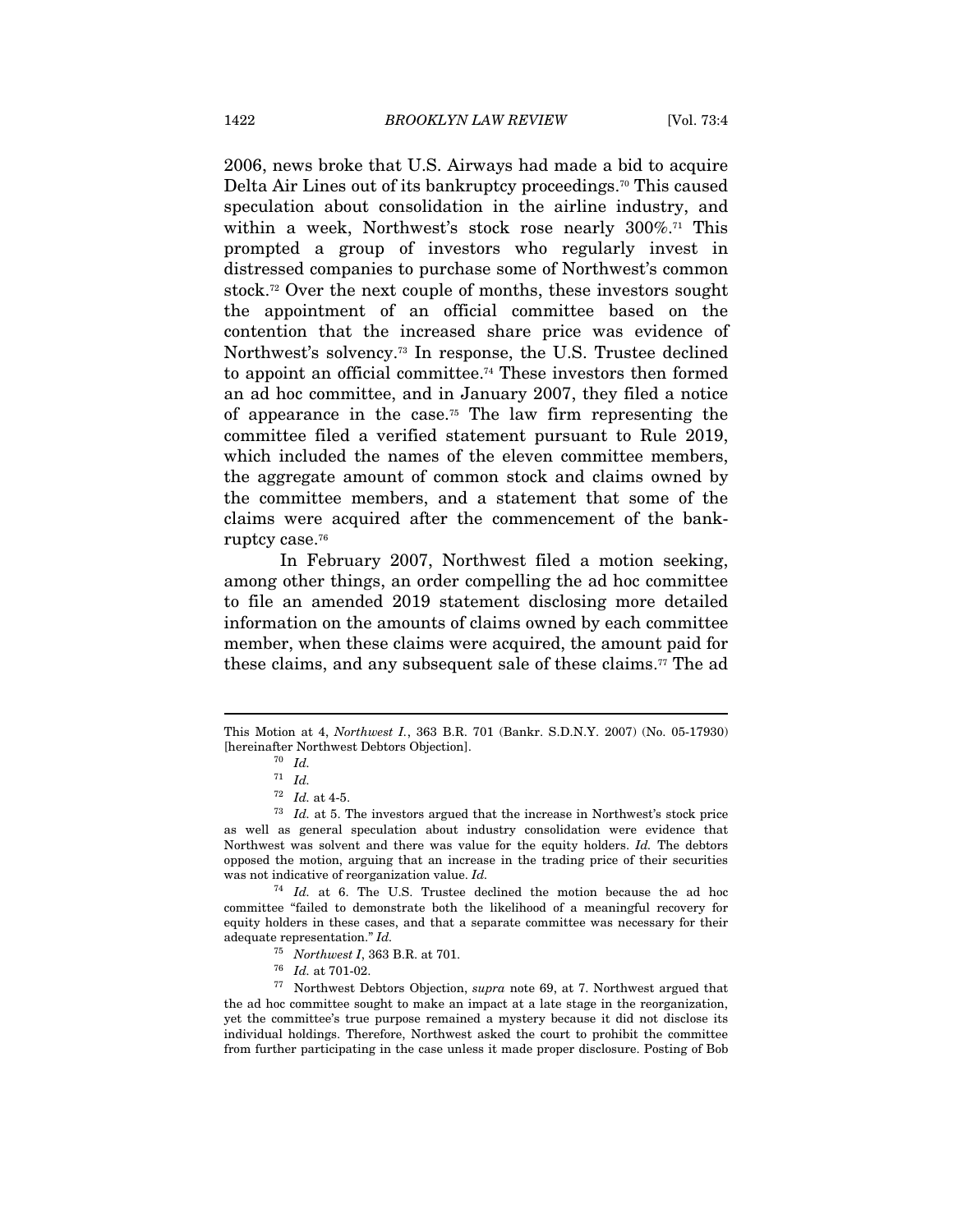2006, news broke that U.S. Airways had made a bid to acquire Delta Air Lines out of its bankruptcy proceedings.[70] This caused speculation about consolidation in the airline industry, and within a week, Northwest's stock rose nearly 300%.[71] This prompted a group of investors who regularly invest in distressed companies to purchase some of Northwest's common stock.[72] Over the next couple of months, these investors sought the appointment of an official committee based on the contention that the increased share price was evidence of Northwest's solvency.[73] In response, the U.S. Trustee declined to appoint an official committee.[74] These investors then formed an ad hoc committee, and in January 2007, they filed a notice of appearance in the case.[75] The law firm representing the committee filed a verified statement pursuant to Rule 2019, which included the names of the eleven committee members, the aggregate amount of common stock and claims owned by the committee members, and a statement that some of the claims were acquired after the commencement of the bankruptcy case.[76]

In February 2007, Northwest filed a motion seeking, among other things, an order compelling the ad hoc committee to file an amended 2019 statement disclosing more detailed information on the amounts of claims owned by each committee member, when these claims were acquired, the amount paid for these claims, and any subsequent sale of these claims.[77] The ad

---

This Motion at 4, *Northwest I.*, 363 B.R. 701 (Bankr. S.D.N.Y. 2007) (No. 05-17930) [hereinafter Northwest Debtors Objection].

[70] *Id.*

[71] *Id.*

[72] *Id.* at 4-5.

[73] *Id.* at 5. The investors argued that the increase in Northwest's stock price as well as general speculation about industry consolidation were evidence that Northwest was solvent and there was value for the equity holders. *Id.* The debtors opposed the motion, arguing that an increase in the trading price of their securities was not indicative of reorganization value. *Id.*

[74] *Id.* at 6. The U.S. Trustee declined the motion because the ad hoc committee "failed to demonstrate both the likelihood of a meaningful recovery for equity holders in these cases, and that a separate committee was necessary for their adequate representation." *Id.*

[75] *Northwest I*, 363 B.R. at 701.

[76] *Id.* at 701-02.

[77] Northwest Debtors Objection, *supra* note 69, at 7. Northwest argued that the ad hoc committee sought to make an impact at a late stage in the reorganization, yet the committee's true purpose remained a mystery because it did not disclose its individual holdings. Therefore, Northwest asked the court to prohibit the committee from further participating in the case unless it made proper disclosure. Posting of Bob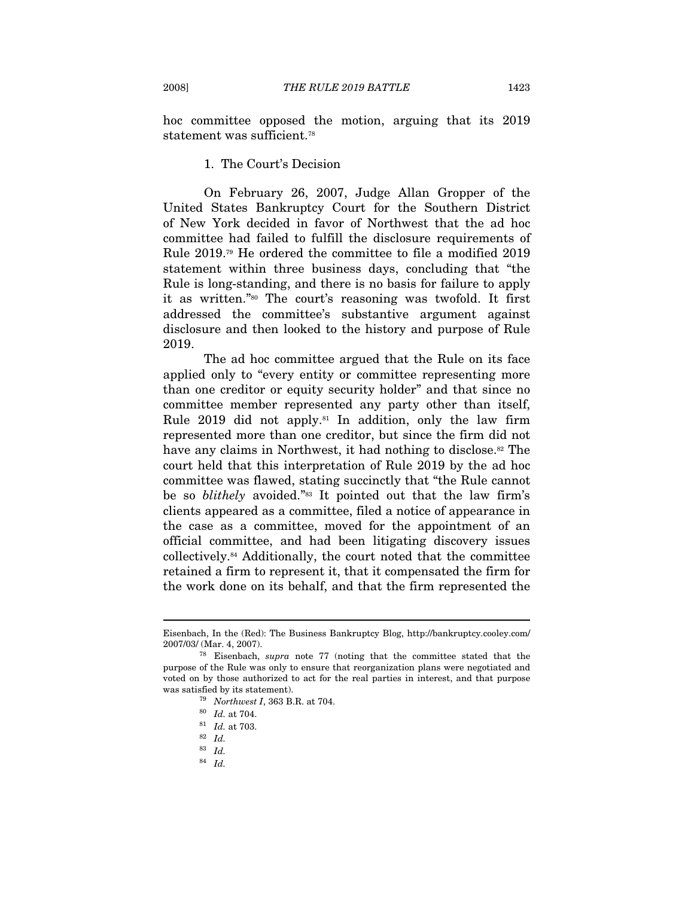hoc committee opposed the motion, arguing that its 2019 statement was sufficient.[78]

### 1. The Court's Decision

On February 26, 2007, Judge Allan Gropper of the United States Bankruptcy Court for the Southern District of New York decided in favor of Northwest that the ad hoc committee had failed to fulfill the disclosure requirements of Rule 2019.[79] He ordered the committee to file a modified 2019 statement within three business days, concluding that "the Rule is long-standing, and there is no basis for failure to apply it as written."[80] The court's reasoning was twofold. It first addressed the committee's substantive argument against disclosure and then looked to the history and purpose of Rule 2019.

The ad hoc committee argued that the Rule on its face applied only to "every entity or committee representing more than one creditor or equity security holder" and that since no committee member represented any party other than itself, Rule 2019 did not apply.[81] In addition, only the law firm represented more than one creditor, but since the firm did not have any claims in Northwest, it had nothing to disclose.[82] The court held that this interpretation of Rule 2019 by the ad hoc committee was flawed, stating succinctly that "the Rule cannot be so *blithely* avoided."[83] It pointed out that the law firm's clients appeared as a committee, filed a notice of appearance in the case as a committee, moved for the appointment of an official committee, and had been litigating discovery issues collectively.[84] Additionally, the court noted that the committee retained a firm to represent it, that it compensated the firm for the work done on its behalf, and that the firm represented the

---

Eisenbach, In the (Red): The Business Bankruptcy Blog, http://bankruptcy.cooley.com/2007/03/ (Mar. 4, 2007).

[78] Eisenbach, *supra* note 77 (noting that the committee stated that the purpose of the Rule was only to ensure that reorganization plans were negotiated and voted on by those authorized to act for the real parties in interest, and that purpose was satisfied by its statement).

[79] *Northwest I*, 363 B.R. at 704.

[80] *Id.* at 704.

[81] *Id.* at 703.

[82] *Id.*

[83] *Id.*

[84] *Id.*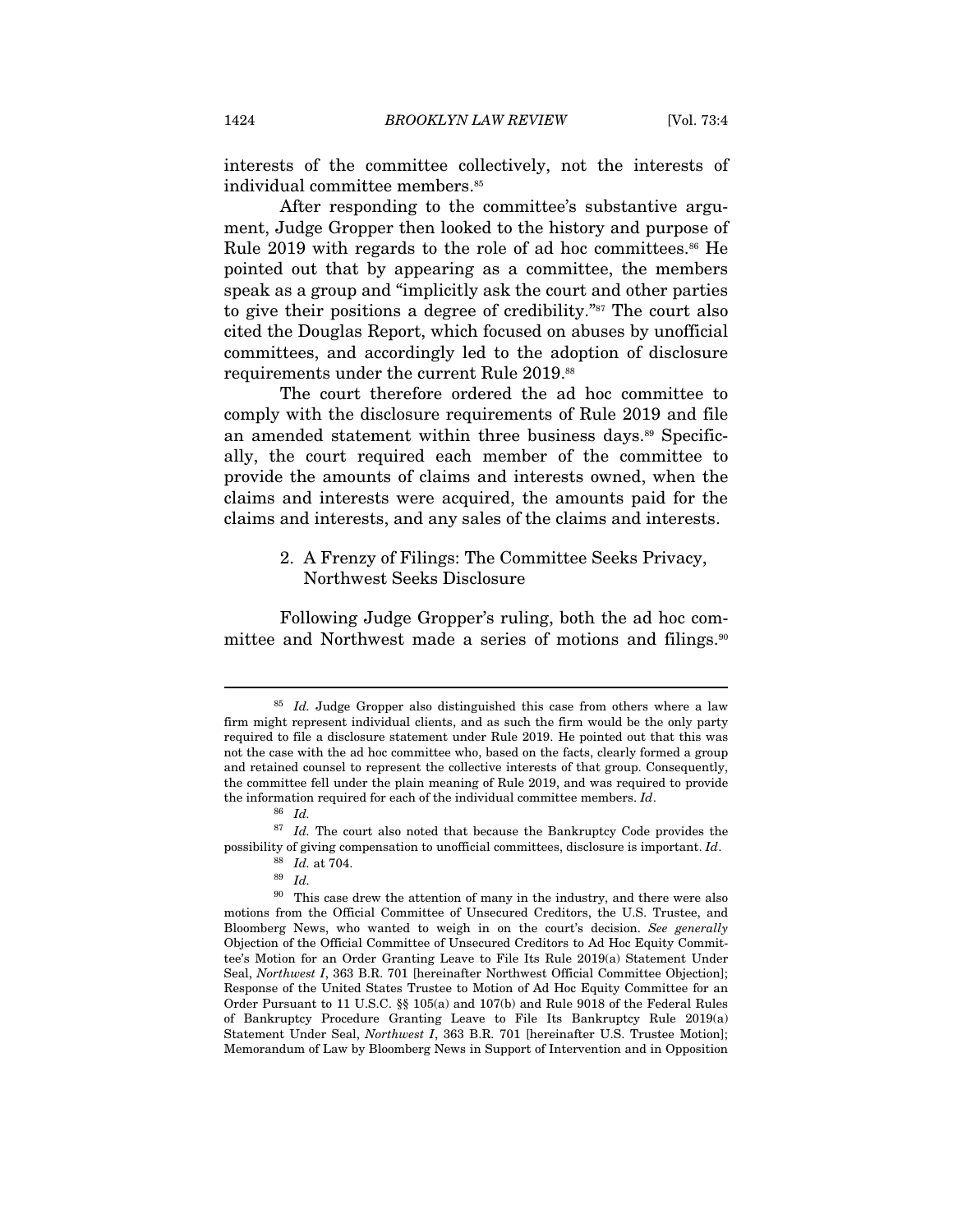interests of the committee collectively, not the interests of individual committee members.[85]

After responding to the committee's substantive argument, Judge Gropper then looked to the history and purpose of Rule 2019 with regards to the role of ad hoc committees.[86] He pointed out that by appearing as a committee, the members speak as a group and "implicitly ask the court and other parties to give their positions a degree of credibility."[87] The court also cited the Douglas Report, which focused on abuses by unofficial committees, and accordingly led to the adoption of disclosure requirements under the current Rule 2019.[88]

The court therefore ordered the ad hoc committee to comply with the disclosure requirements of Rule 2019 and file an amended statement within three business days.[89] Specifically, the court required each member of the committee to provide the amounts of claims and interests owned, when the claims and interests were acquired, the amounts paid for the claims and interests, and any sales of the claims and interests.

### 2. A Frenzy of Filings: The Committee Seeks Privacy, Northwest Seeks Disclosure

Following Judge Gropper's ruling, both the ad hoc committee and Northwest made a series of motions and filings.[90]

---

[85] *Id.* Judge Gropper also distinguished this case from others where a law firm might represent individual clients, and as such the firm would be the only party required to file a disclosure statement under Rule 2019. He pointed out that this was not the case with the ad hoc committee who, based on the facts, clearly formed a group and retained counsel to represent the collective interests of that group. Consequently, the committee fell under the plain meaning of Rule 2019, and was required to provide the information required for each of the individual committee members. *Id*.

[86] *Id.*

[87] *Id.* The court also noted that because the Bankruptcy Code provides the possibility of giving compensation to unofficial committees, disclosure is important. *Id*.

[88] *Id.* at 704.

[89] *Id.*

[90] This case drew the attention of many in the industry, and there were also motions from the Official Committee of Unsecured Creditors, the U.S. Trustee, and Bloomberg News, who wanted to weigh in on the court's decision. *See generally* Objection of the Official Committee of Unsecured Creditors to Ad Hoc Equity Committee's Motion for an Order Granting Leave to File Its Rule 2019(a) Statement Under Seal, *Northwest I*, 363 B.R. 701 [hereinafter Northwest Official Committee Objection]; Response of the United States Trustee to Motion of Ad Hoc Equity Committee for an Order Pursuant to 11 U.S.C. §§ 105(a) and 107(b) and Rule 9018 of the Federal Rules of Bankruptcy Procedure Granting Leave to File Its Bankruptcy Rule 2019(a) Statement Under Seal, *Northwest I*, 363 B.R. 701 [hereinafter U.S. Trustee Motion]; Memorandum of Law by Bloomberg News in Support of Intervention and in Opposition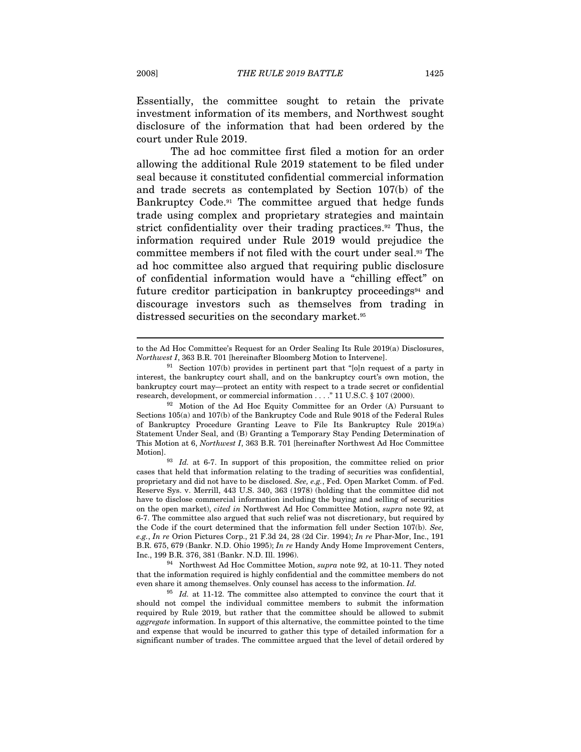Essentially, the committee sought to retain the private investment information of its members, and Northwest sought disclosure of the information that had been ordered by the court under Rule 2019.

The ad hoc committee first filed a motion for an order allowing the additional Rule 2019 statement to be filed under seal because it constituted confidential commercial information and trade secrets as contemplated by Section 107(b) of the Bankruptcy Code.[91] The committee argued that hedge funds trade using complex and proprietary strategies and maintain strict confidentiality over their trading practices.[92] Thus, the information required under Rule 2019 would prejudice the committee members if not filed with the court under seal.[93] The ad hoc committee also argued that requiring public disclosure of confidential information would have a "chilling effect" on future creditor participation in bankruptcy proceedings[94] and discourage investors such as themselves from trading in distressed securities on the secondary market.[95]

---

to the Ad Hoc Committee's Request for an Order Sealing Its Rule 2019(a) Disclosures, *Northwest I*, 363 B.R. 701 [hereinafter Bloomberg Motion to Intervene].

[91] Section 107(b) provides in pertinent part that "[o]n request of a party in interest, the bankruptcy court shall, and on the bankruptcy court's own motion, the bankruptcy court may—protect an entity with respect to a trade secret or confidential research, development, or commercial information . . . ." 11 U.S.C. § 107 (2000).

[92] Motion of the Ad Hoc Equity Committee for an Order (A) Pursuant to Sections 105(a) and 107(b) of the Bankruptcy Code and Rule 9018 of the Federal Rules of Bankruptcy Procedure Granting Leave to File Its Bankruptcy Rule 2019(a) Statement Under Seal, and (B) Granting a Temporary Stay Pending Determination of This Motion at 6, *Northwest I*, 363 B.R. 701 [hereinafter Northwest Ad Hoc Committee Motion].

[93] *Id.* at 6-7. In support of this proposition, the committee relied on prior cases that held that information relating to the trading of securities was confidential, proprietary and did not have to be disclosed. *See, e.g.*, Fed. Open Market Comm. of Fed. Reserve Sys. v. Merrill, 443 U.S. 340, 363 (1978) (holding that the committee did not have to disclose commercial information including the buying and selling of securities on the open market), *cited in* Northwest Ad Hoc Committee Motion, *supra* note 92, at 6-7. The committee also argued that such relief was not discretionary, but required by the Code if the court determined that the information fell under Section 107(b). *See, e.g.*, *In re* Orion Pictures Corp., 21 F.3d 24, 28 (2d Cir. 1994); *In re* Phar-Mor, Inc., 191 B.R. 675, 679 (Bankr. N.D. Ohio 1995); *In re* Handy Andy Home Improvement Centers, Inc., 199 B.R. 376, 381 (Bankr. N.D. Ill. 1996).

[94] Northwest Ad Hoc Committee Motion, *supra* note 92, at 10-11. They noted that the information required is highly confidential and the committee members do not even share it among themselves. Only counsel has access to the information. *Id.*

[95] *Id.* at 11-12. The committee also attempted to convince the court that it should not compel the individual committee members to submit the information required by Rule 2019, but rather that the committee should be allowed to submit *aggregate* information. In support of this alternative, the committee pointed to the time and expense that would be incurred to gather this type of detailed information for a significant number of trades. The committee argued that the level of detail ordered by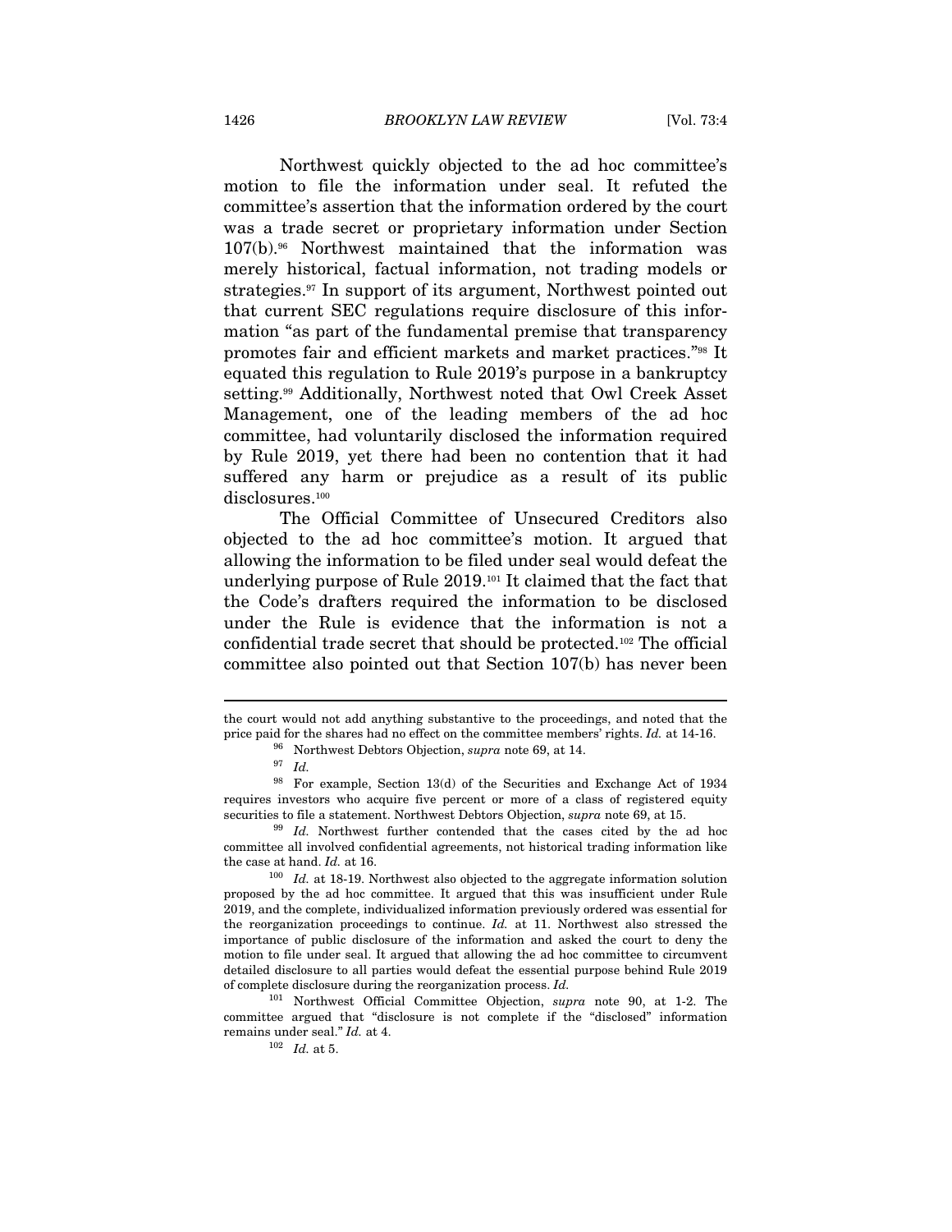Northwest quickly objected to the ad hoc committee's motion to file the information under seal. It refuted the committee's assertion that the information ordered by the court was a trade secret or proprietary information under Section 107(b).[96] Northwest maintained that the information was merely historical, factual information, not trading models or strategies.[97] In support of its argument, Northwest pointed out that current SEC regulations require disclosure of this information "as part of the fundamental premise that transparency promotes fair and efficient markets and market practices."[98] It equated this regulation to Rule 2019's purpose in a bankruptcy setting.[99] Additionally, Northwest noted that Owl Creek Asset Management, one of the leading members of the ad hoc committee, had voluntarily disclosed the information required by Rule 2019, yet there had been no contention that it had suffered any harm or prejudice as a result of its public disclosures.[100]

The Official Committee of Unsecured Creditors also objected to the ad hoc committee's motion. It argued that allowing the information to be filed under seal would defeat the underlying purpose of Rule 2019.[101] It claimed that the fact that the Code's drafters required the information to be disclosed under the Rule is evidence that the information is not a confidential trade secret that should be protected.[102] The official committee also pointed out that Section 107(b) has never been

---

the court would not add anything substantive to the proceedings, and noted that the price paid for the shares had no effect on the committee members' rights. *Id.* at 14-16.

[96] Northwest Debtors Objection, *supra* note 69, at 14.

[97] *Id.*

[98] For example, Section 13(d) of the Securities and Exchange Act of 1934 requires investors who acquire five percent or more of a class of registered equity securities to file a statement. Northwest Debtors Objection, *supra* note 69, at 15.

[99] *Id.* Northwest further contended that the cases cited by the ad hoc committee all involved confidential agreements, not historical trading information like the case at hand. *Id.* at 16.

[100] *Id.* at 18-19. Northwest also objected to the aggregate information solution proposed by the ad hoc committee. It argued that this was insufficient under Rule 2019, and the complete, individualized information previously ordered was essential for the reorganization proceedings to continue. *Id.* at 11. Northwest also stressed the importance of public disclosure of the information and asked the court to deny the motion to file under seal. It argued that allowing the ad hoc committee to circumvent detailed disclosure to all parties would defeat the essential purpose behind Rule 2019 of complete disclosure during the reorganization process. *Id.*

[101] Northwest Official Committee Objection, *supra* note 90, at 1-2. The committee argued that "disclosure is not complete if the "disclosed" information remains under seal." *Id.* at 4.

[102] *Id.* at 5.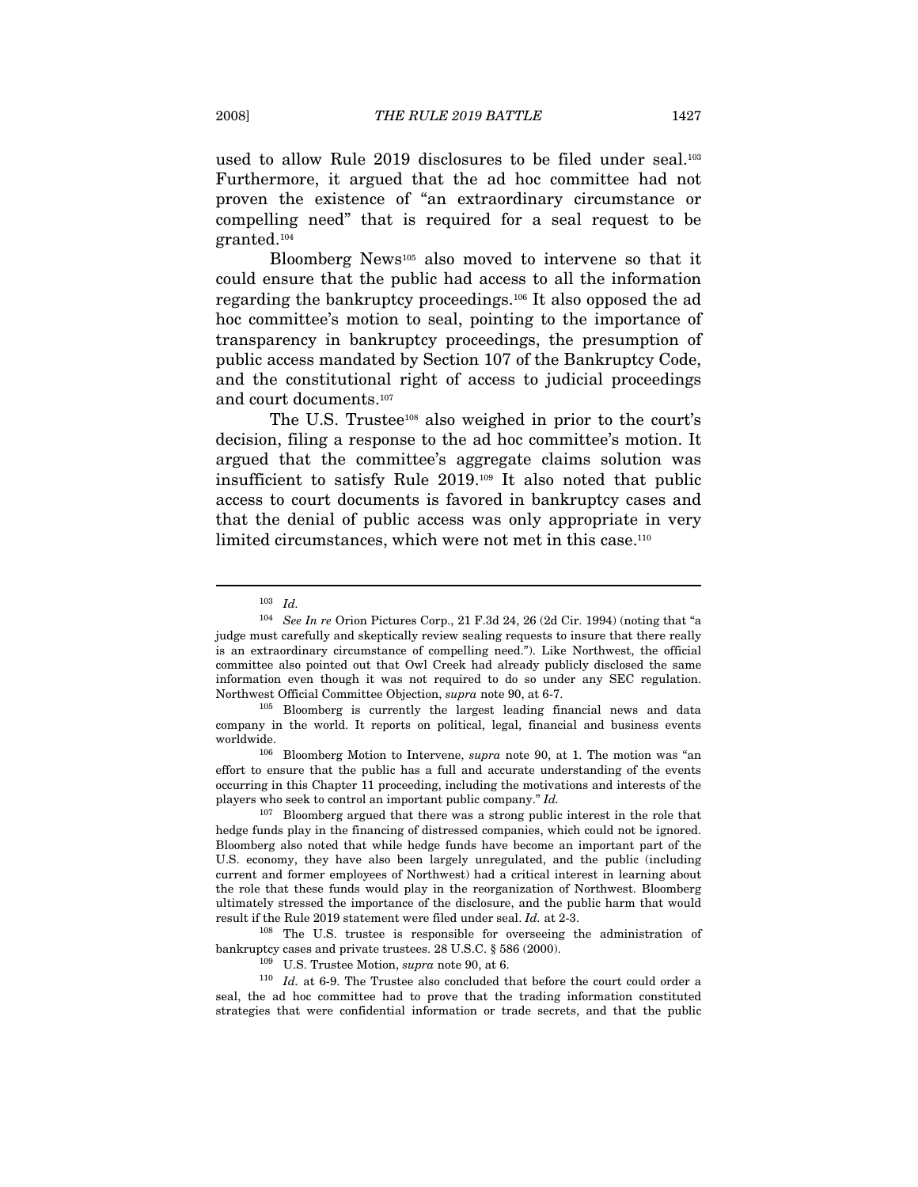used to allow Rule 2019 disclosures to be filed under seal.[103] Furthermore, it argued that the ad hoc committee had not proven the existence of "an extraordinary circumstance or compelling need" that is required for a seal request to be granted.[104]

Bloomberg News[105] also moved to intervene so that it could ensure that the public had access to all the information regarding the bankruptcy proceedings.[106] It also opposed the ad hoc committee's motion to seal, pointing to the importance of transparency in bankruptcy proceedings, the presumption of public access mandated by Section 107 of the Bankruptcy Code, and the constitutional right of access to judicial proceedings and court documents.[107]

The U.S. Trustee[108] also weighed in prior to the court's decision, filing a response to the ad hoc committee's motion. It argued that the committee's aggregate claims solution was insufficient to satisfy Rule 2019.[109] It also noted that public access to court documents is favored in bankruptcy cases and that the denial of public access was only appropriate in very limited circumstances, which were not met in this case.[110]

---

[103] *Id.*

[104] *See In re* Orion Pictures Corp., 21 F.3d 24, 26 (2d Cir. 1994) (noting that "a judge must carefully and skeptically review sealing requests to insure that there really is an extraordinary circumstance of compelling need."). Like Northwest, the official committee also pointed out that Owl Creek had already publicly disclosed the same information even though it was not required to do so under any SEC regulation. Northwest Official Committee Objection, *supra* note 90, at 6-7.

[105] Bloomberg is currently the largest leading financial news and data company in the world. It reports on political, legal, financial and business events worldwide.

[106] Bloomberg Motion to Intervene, *supra* note 90, at 1. The motion was "an effort to ensure that the public has a full and accurate understanding of the events occurring in this Chapter 11 proceeding, including the motivations and interests of the players who seek to control an important public company." *Id.*

[107] Bloomberg argued that there was a strong public interest in the role that hedge funds play in the financing of distressed companies, which could not be ignored. Bloomberg also noted that while hedge funds have become an important part of the U.S. economy, they have also been largely unregulated, and the public (including current and former employees of Northwest) had a critical interest in learning about the role that these funds would play in the reorganization of Northwest. Bloomberg ultimately stressed the importance of the disclosure, and the public harm that would result if the Rule 2019 statement were filed under seal. *Id.* at 2-3.

[108] The U.S. trustee is responsible for overseeing the administration of bankruptcy cases and private trustees. 28 U.S.C. § 586 (2000).

[109] U.S. Trustee Motion, *supra* note 90, at 6.

[110] *Id.* at 6-9. The Trustee also concluded that before the court could order a seal, the ad hoc committee had to prove that the trading information constituted strategies that were confidential information or trade secrets, and that the public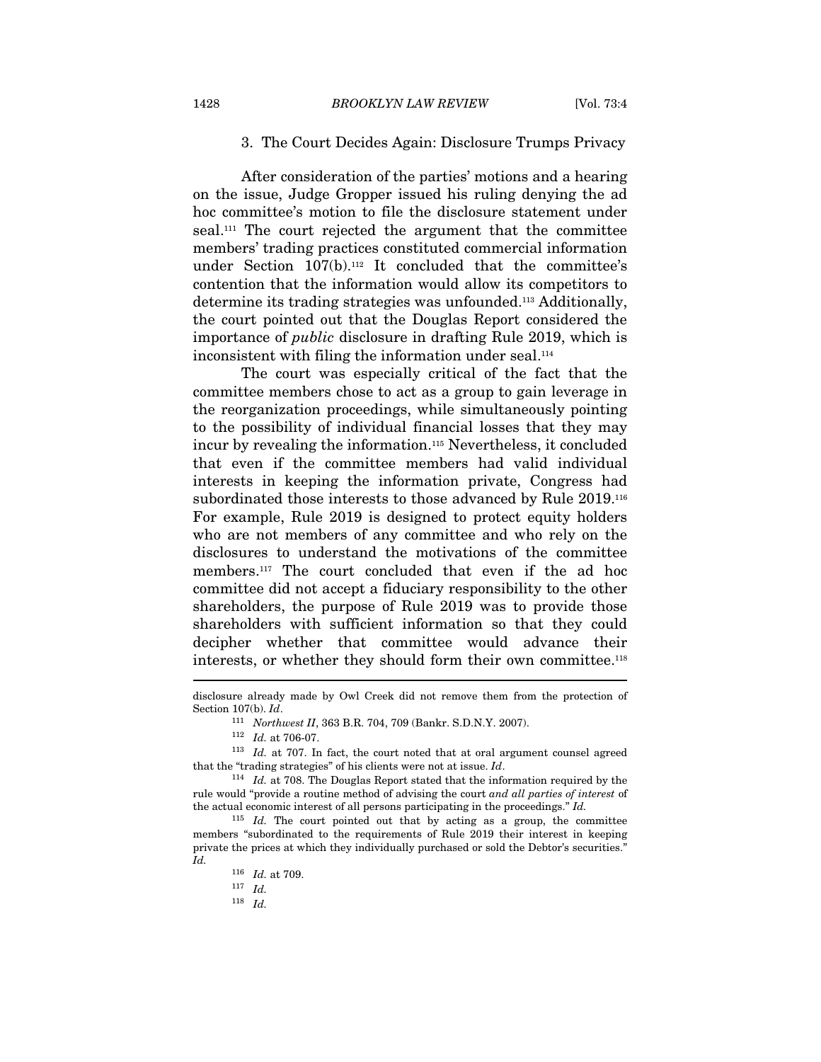### 3. The Court Decides Again: Disclosure Trumps Privacy

After consideration of the parties' motions and a hearing on the issue, Judge Gropper issued his ruling denying the ad hoc committee's motion to file the disclosure statement under seal.[111] The court rejected the argument that the committee members' trading practices constituted commercial information under Section 107(b).[112] It concluded that the committee's contention that the information would allow its competitors to determine its trading strategies was unfounded.[113] Additionally, the court pointed out that the Douglas Report considered the importance of *public* disclosure in drafting Rule 2019, which is inconsistent with filing the information under seal.[114]

The court was especially critical of the fact that the committee members chose to act as a group to gain leverage in the reorganization proceedings, while simultaneously pointing to the possibility of individual financial losses that they may incur by revealing the information.[115] Nevertheless, it concluded that even if the committee members had valid individual interests in keeping the information private, Congress had subordinated those interests to those advanced by Rule 2019.[116] For example, Rule 2019 is designed to protect equity holders who are not members of any committee and who rely on the disclosures to understand the motivations of the committee members.[117] The court concluded that even if the ad hoc committee did not accept a fiduciary responsibility to the other shareholders, the purpose of Rule 2019 was to provide those shareholders with sufficient information so that they could decipher whether that committee would advance their interests, or whether they should form their own committee.[118]

---

disclosure already made by Owl Creek did not remove them from the protection of Section 107(b). *Id*.

[111] *Northwest II*, 363 B.R. 704, 709 (Bankr. S.D.N.Y. 2007).

[112] *Id.* at 706-07.

[113] *Id.* at 707. In fact, the court noted that at oral argument counsel agreed that the "trading strategies" of his clients were not at issue. *Id*.

[114] *Id.* at 708. The Douglas Report stated that the information required by the rule would "provide a routine method of advising the court *and all parties of interest* of the actual economic interest of all persons participating in the proceedings." *Id.*

[115] *Id.* The court pointed out that by acting as a group, the committee members "subordinated to the requirements of Rule 2019 their interest in keeping private the prices at which they individually purchased or sold the Debtor's securities." *Id.*

[116] *Id.* at 709.

[117] *Id.*

[118] *Id.*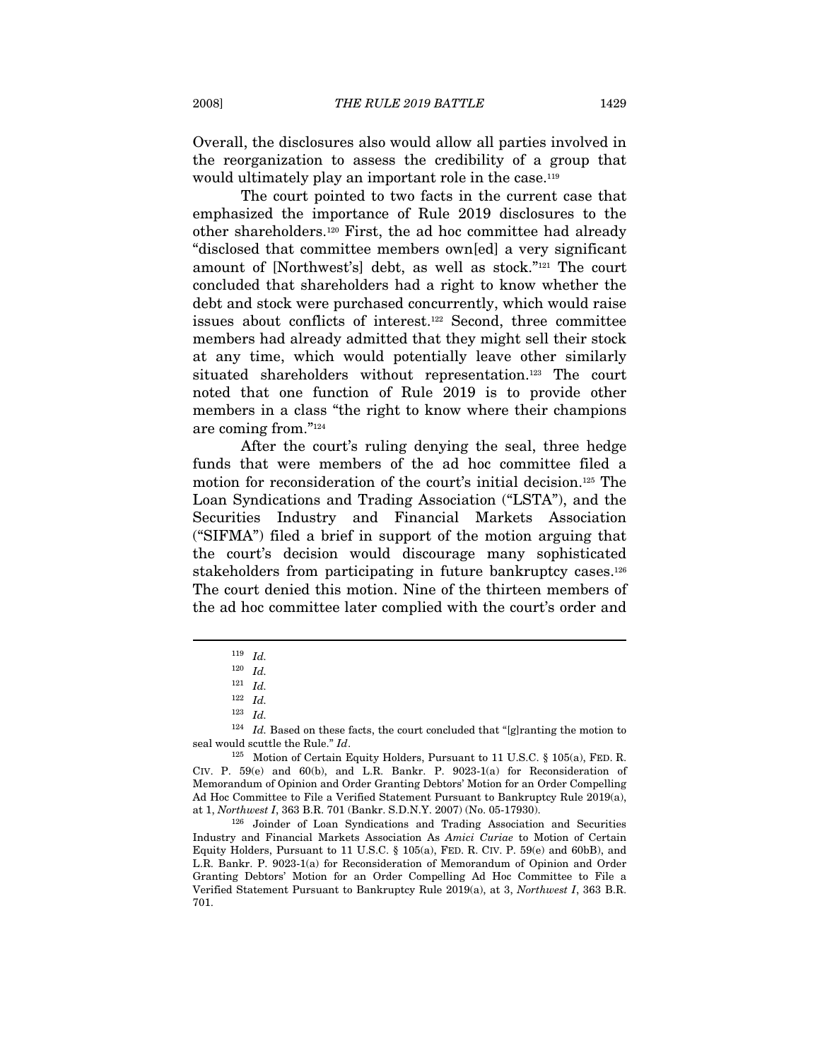Overall, the disclosures also would allow all parties involved in the reorganization to assess the credibility of a group that would ultimately play an important role in the case.[119]

The court pointed to two facts in the current case that emphasized the importance of Rule 2019 disclosures to the other shareholders.[120] First, the ad hoc committee had already "disclosed that committee members own[ed] a very significant amount of [Northwest's] debt, as well as stock."[121] The court concluded that shareholders had a right to know whether the debt and stock were purchased concurrently, which would raise issues about conflicts of interest.[122] Second, three committee members had already admitted that they might sell their stock at any time, which would potentially leave other similarly situated shareholders without representation.[123] The court noted that one function of Rule 2019 is to provide other members in a class "the right to know where their champions are coming from."[124]

After the court's ruling denying the seal, three hedge funds that were members of the ad hoc committee filed a motion for reconsideration of the court's initial decision.[125] The Loan Syndications and Trading Association ("LSTA"), and the Securities Industry and Financial Markets Association ("SIFMA") filed a brief in support of the motion arguing that the court's decision would discourage many sophisticated stakeholders from participating in future bankruptcy cases.[126] The court denied this motion. Nine of the thirteen members of the ad hoc committee later complied with the court's order and

---

[119] *Id.*

[120] *Id.*

[121] *Id.*

[122] *Id.*

[123] *Id.*

[124] *Id.* Based on these facts, the court concluded that "[g]ranting the motion to seal would scuttle the Rule." *Id*.

[125] Motion of Certain Equity Holders, Pursuant to 11 U.S.C. § 105(a), FED. R. CIV. P. 59(e) and 60(b), and L.R. Bankr. P. 9023-1(a) for Reconsideration of Memorandum of Opinion and Order Granting Debtors' Motion for an Order Compelling Ad Hoc Committee to File a Verified Statement Pursuant to Bankruptcy Rule 2019(a), at 1, *Northwest I*, 363 B.R. 701 (Bankr. S.D.N.Y. 2007) (No. 05-17930).

[126] Joinder of Loan Syndications and Trading Association and Securities Industry and Financial Markets Association As *Amici Curiae* to Motion of Certain Equity Holders, Pursuant to 11 U.S.C. § 105(a), FED. R. CIV. P. 59(e) and 60bB), and L.R. Bankr. P. 9023-1(a) for Reconsideration of Memorandum of Opinion and Order Granting Debtors' Motion for an Order Compelling Ad Hoc Committee to File a Verified Statement Pursuant to Bankruptcy Rule 2019(a), at 3, *Northwest I*, 363 B.R. 701.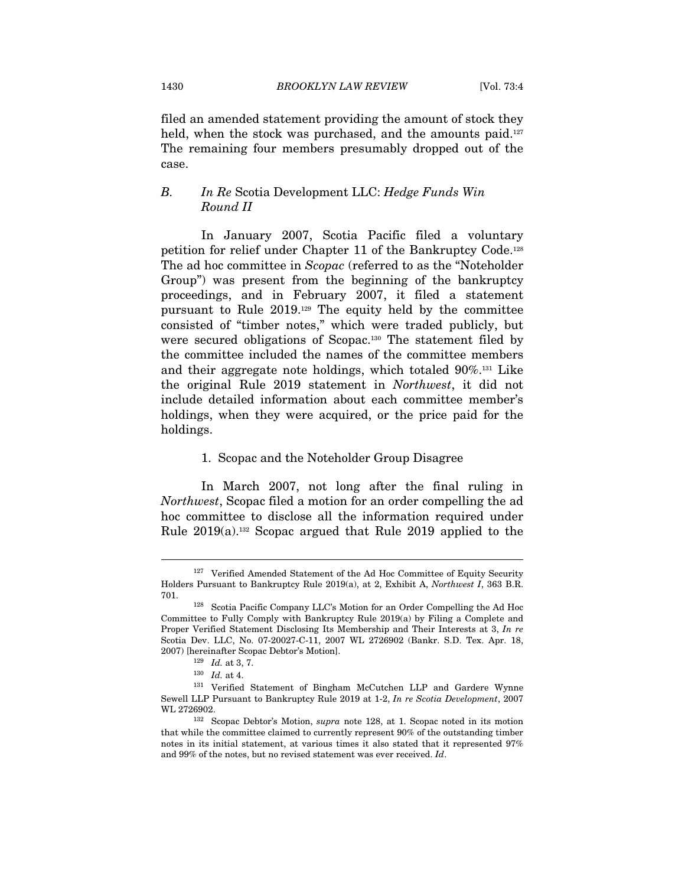filed an amended statement providing the amount of stock they held, when the stock was purchased, and the amounts paid.[127] The remaining four members presumably dropped out of the case.

### B. *In Re* Scotia Development LLC: *Hedge Funds Win Round II*

In January 2007, Scotia Pacific filed a voluntary petition for relief under Chapter 11 of the Bankruptcy Code.[128] The ad hoc committee in *Scopac* (referred to as the "Noteholder Group") was present from the beginning of the bankruptcy proceedings, and in February 2007, it filed a statement pursuant to Rule 2019.[129] The equity held by the committee consisted of "timber notes," which were traded publicly, but were secured obligations of Scopac.[130] The statement filed by the committee included the names of the committee members and their aggregate note holdings, which totaled 90%.[131] Like the original Rule 2019 statement in *Northwest*, it did not include detailed information about each committee member's holdings, when they were acquired, or the price paid for the holdings.

#### 1. Scopac and the Noteholder Group Disagree

In March 2007, not long after the final ruling in *Northwest*, Scopac filed a motion for an order compelling the ad hoc committee to disclose all the information required under Rule 2019(a).[132] Scopac argued that Rule 2019 applied to the

---

[127] Verified Amended Statement of the Ad Hoc Committee of Equity Security Holders Pursuant to Bankruptcy Rule 2019(a), at 2, Exhibit A, *Northwest I*, 363 B.R. 701.

[128] Scotia Pacific Company LLC's Motion for an Order Compelling the Ad Hoc Committee to Fully Comply with Bankruptcy Rule 2019(a) by Filing a Complete and Proper Verified Statement Disclosing Its Membership and Their Interests at 3, *In re* Scotia Dev. LLC, No. 07-20027-C-11, 2007 WL 2726902 (Bankr. S.D. Tex. Apr. 18, 2007) [hereinafter Scopac Debtor's Motion].

[129] *Id.* at 3, 7.

[130] *Id.* at 4.

[131] Verified Statement of Bingham McCutchen LLP and Gardere Wynne Sewell LLP Pursuant to Bankruptcy Rule 2019 at 1-2, *In re Scotia Development*, 2007 WL 2726902.

[132] Scopac Debtor's Motion, *supra* note 128, at 1. Scopac noted in its motion that while the committee claimed to currently represent 90% of the outstanding timber notes in its initial statement, at various times it also stated that it represented 97% and 99% of the notes, but no revised statement was ever received. *Id*.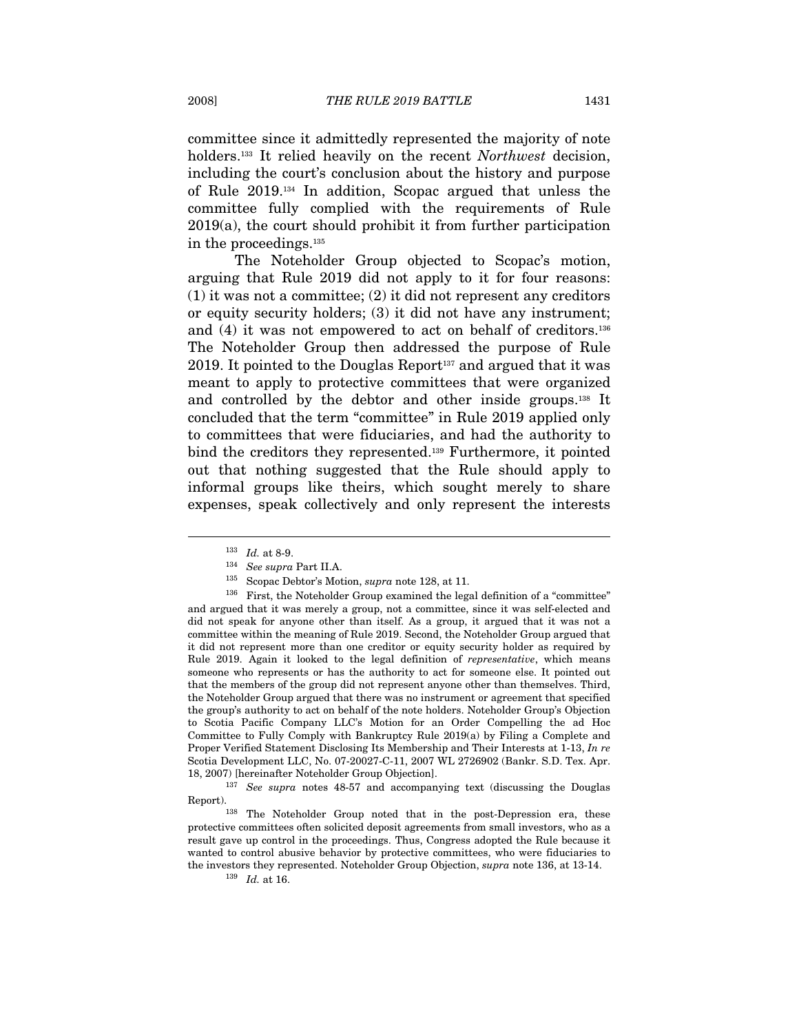committee since it admittedly represented the majority of note holders.[133] It relied heavily on the recent *Northwest* decision, including the court's conclusion about the history and purpose of Rule 2019.[134] In addition, Scopac argued that unless the committee fully complied with the requirements of Rule 2019(a), the court should prohibit it from further participation in the proceedings.[135]

The Noteholder Group objected to Scopac's motion, arguing that Rule 2019 did not apply to it for four reasons: (1) it was not a committee; (2) it did not represent any creditors or equity security holders; (3) it did not have any instrument; and (4) it was not empowered to act on behalf of creditors.[136] The Noteholder Group then addressed the purpose of Rule 2019. It pointed to the Douglas Report[137] and argued that it was meant to apply to protective committees that were organized and controlled by the debtor and other inside groups.[138] It concluded that the term "committee" in Rule 2019 applied only to committees that were fiduciaries, and had the authority to bind the creditors they represented.[139] Furthermore, it pointed out that nothing suggested that the Rule should apply to informal groups like theirs, which sought merely to share expenses, speak collectively and only represent the interests

---

[133] *Id.* at 8-9.

[134] *See supra* Part II.A.

[135] Scopac Debtor's Motion, *supra* note 128, at 11.

[136] First, the Noteholder Group examined the legal definition of a "committee" and argued that it was merely a group, not a committee, since it was self-elected and did not speak for anyone other than itself. As a group, it argued that it was not a committee within the meaning of Rule 2019. Second, the Noteholder Group argued that it did not represent more than one creditor or equity security holder as required by Rule 2019. Again it looked to the legal definition of *representative*, which means someone who represents or has the authority to act for someone else. It pointed out that the members of the group did not represent anyone other than themselves. Third, the Noteholder Group argued that there was no instrument or agreement that specified the group's authority to act on behalf of the note holders. Noteholder Group's Objection to Scotia Pacific Company LLC's Motion for an Order Compelling the ad Hoc Committee to Fully Comply with Bankruptcy Rule 2019(a) by Filing a Complete and Proper Verified Statement Disclosing Its Membership and Their Interests at 1-13, *In re* Scotia Development LLC, No. 07-20027-C-11, 2007 WL 2726902 (Bankr. S.D. Tex. Apr. 18, 2007) [hereinafter Noteholder Group Objection].

[137] *See supra* notes 48-57 and accompanying text (discussing the Douglas Report).

[138] The Noteholder Group noted that in the post-Depression era, these protective committees often solicited deposit agreements from small investors, who as a result gave up control in the proceedings. Thus, Congress adopted the Rule because it wanted to control abusive behavior by protective committees, who were fiduciaries to the investors they represented. Noteholder Group Objection, *supra* note 136, at 13-14.

[139] *Id.* at 16.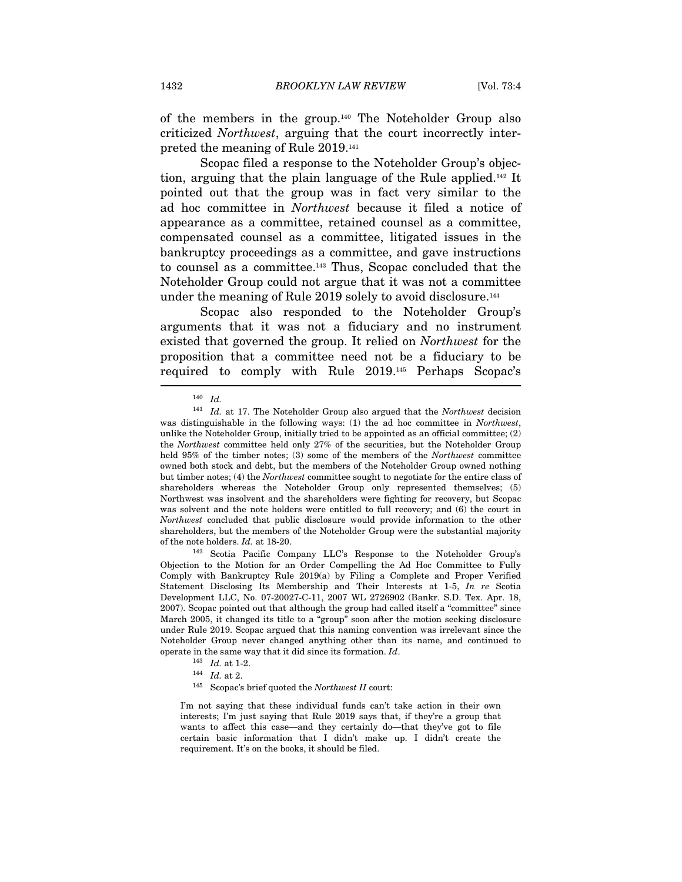of the members in the group.[140] The Noteholder Group also criticized *Northwest*, arguing that the court incorrectly interpreted the meaning of Rule 2019.[141]

Scopac filed a response to the Noteholder Group's objection, arguing that the plain language of the Rule applied.[142] It pointed out that the group was in fact very similar to the ad hoc committee in *Northwest* because it filed a notice of appearance as a committee, retained counsel as a committee, compensated counsel as a committee, litigated issues in the bankruptcy proceedings as a committee, and gave instructions to counsel as a committee.[143] Thus, Scopac concluded that the Noteholder Group could not argue that it was not a committee under the meaning of Rule 2019 solely to avoid disclosure.[144]

Scopac also responded to the Noteholder Group's arguments that it was not a fiduciary and no instrument existed that governed the group. It relied on *Northwest* for the proposition that a committee need not be a fiduciary to be required to comply with Rule 2019.[145] Perhaps Scopac's

---

[140] *Id.*

[141] *Id.* at 17. The Noteholder Group also argued that the *Northwest* decision was distinguishable in the following ways: (1) the ad hoc committee in *Northwest*, unlike the Noteholder Group, initially tried to be appointed as an official committee; (2) the *Northwest* committee held only 27% of the securities, but the Noteholder Group held 95% of the timber notes; (3) some of the members of the *Northwest* committee owned both stock and debt, but the members of the Noteholder Group owned nothing but timber notes; (4) the *Northwest* committee sought to negotiate for the entire class of shareholders whereas the Noteholder Group only represented themselves; (5) Northwest was insolvent and the shareholders were fighting for recovery, but Scopac was solvent and the note holders were entitled to full recovery; and (6) the court in *Northwest* concluded that public disclosure would provide information to the other shareholders, but the members of the Noteholder Group were the substantial majority of the note holders. *Id.* at 18-20.

[142] Scotia Pacific Company LLC's Response to the Noteholder Group's Objection to the Motion for an Order Compelling the Ad Hoc Committee to Fully Comply with Bankruptcy Rule 2019(a) by Filing a Complete and Proper Verified Statement Disclosing Its Membership and Their Interests at 1-5, *In re* Scotia Development LLC, No. 07-20027-C-11, 2007 WL 2726902 (Bankr. S.D. Tex. Apr. 18, 2007). Scopac pointed out that although the group had called itself a "committee" since March 2005, it changed its title to a "group" soon after the motion seeking disclosure under Rule 2019. Scopac argued that this naming convention was irrelevant since the Noteholder Group never changed anything other than its name, and continued to operate in the same way that it did since its formation. *Id*.

[143] *Id.* at 1-2.

[144] *Id.* at 2.

[145] Scopac's brief quoted the *Northwest II* court:

> I'm not saying that these individual funds can't take action in their own interests; I'm just saying that Rule 2019 says that, if they're a group that wants to affect this case—and they certainly do—that they've got to file certain basic information that I didn't make up. I didn't create the requirement. It's on the books, it should be filed.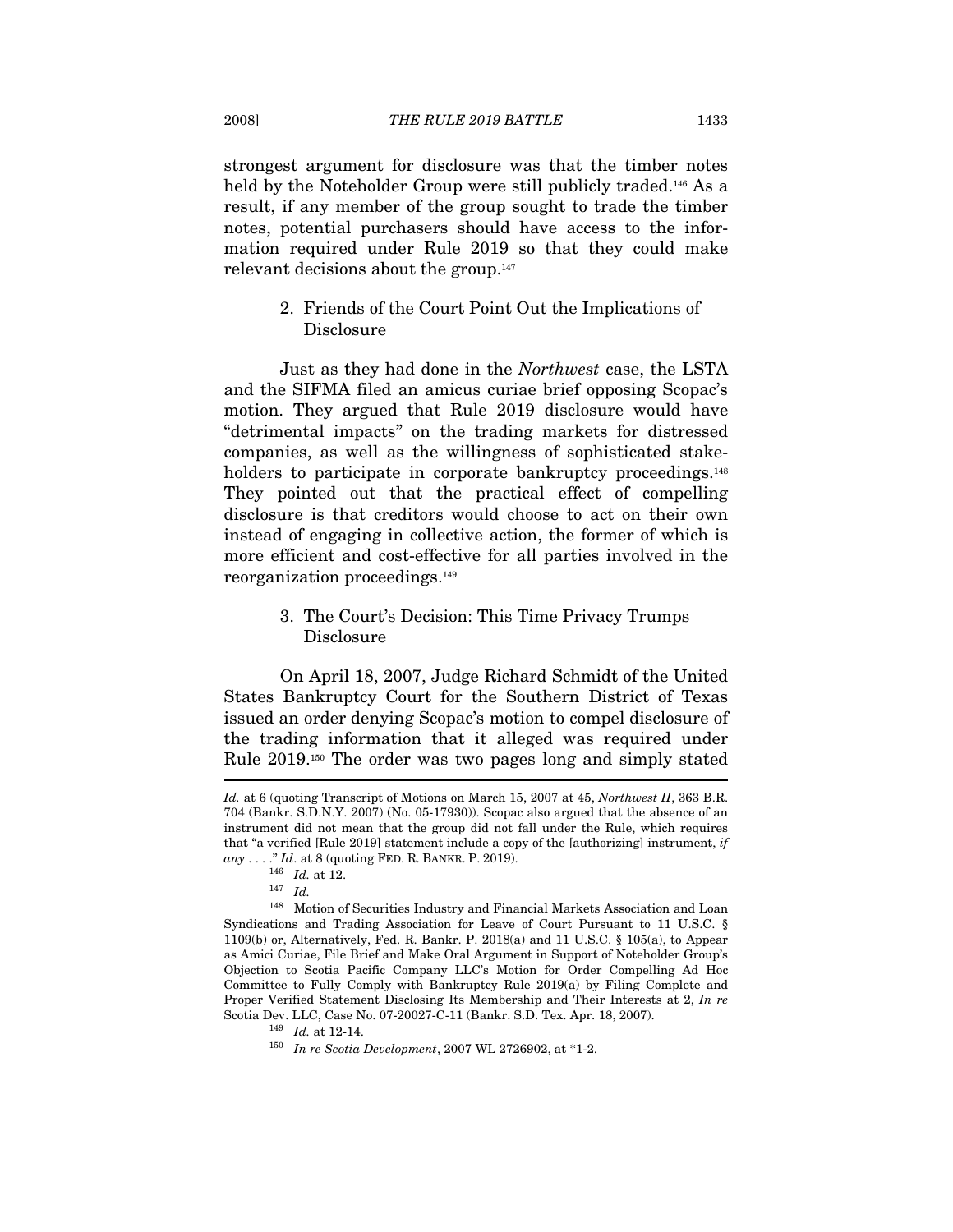strongest argument for disclosure was that the timber notes held by the Noteholder Group were still publicly traded.[146] As a result, if any member of the group sought to trade the timber notes, potential purchasers should have access to the information required under Rule 2019 so that they could make relevant decisions about the group.[147]

### 2. Friends of the Court Point Out the Implications of Disclosure

Just as they had done in the *Northwest* case, the LSTA and the SIFMA filed an amicus curiae brief opposing Scopac's motion. They argued that Rule 2019 disclosure would have "detrimental impacts" on the trading markets for distressed companies, as well as the willingness of sophisticated stakeholders to participate in corporate bankruptcy proceedings.[148] They pointed out that the practical effect of compelling disclosure is that creditors would choose to act on their own instead of engaging in collective action, the former of which is more efficient and cost-effective for all parties involved in the reorganization proceedings.[149]

### 3. The Court's Decision: This Time Privacy Trumps Disclosure

On April 18, 2007, Judge Richard Schmidt of the United States Bankruptcy Court for the Southern District of Texas issued an order denying Scopac's motion to compel disclosure of the trading information that it alleged was required under Rule 2019.[150] The order was two pages long and simply stated

---

*Id.* at 6 (quoting Transcript of Motions on March 15, 2007 at 45, *Northwest II*, 363 B.R. 704 (Bankr. S.D.N.Y. 2007) (No. 05-17930)). Scopac also argued that the absence of an instrument did not mean that the group did not fall under the Rule, which requires that "a verified [Rule 2019] statement include a copy of the [authorizing] instrument, *if any* . . . ." *Id*. at 8 (quoting FED. R. BANKR. P. 2019).

[146] *Id.* at 12.

[147] *Id.*

[148] Motion of Securities Industry and Financial Markets Association and Loan Syndications and Trading Association for Leave of Court Pursuant to 11 U.S.C. § 1109(b) or, Alternatively, Fed. R. Bankr. P. 2018(a) and 11 U.S.C. § 105(a), to Appear as Amici Curiae, File Brief and Make Oral Argument in Support of Noteholder Group's Objection to Scotia Pacific Company LLC's Motion for Order Compelling Ad Hoc Committee to Fully Comply with Bankruptcy Rule 2019(a) by Filing Complete and Proper Verified Statement Disclosing Its Membership and Their Interests at 2, *In re* Scotia Dev. LLC, Case No. 07-20027-C-11 (Bankr. S.D. Tex. Apr. 18, 2007).

[149] *Id.* at 12-14.

[150] *In re Scotia Development*, 2007 WL 2726902, at *1-2.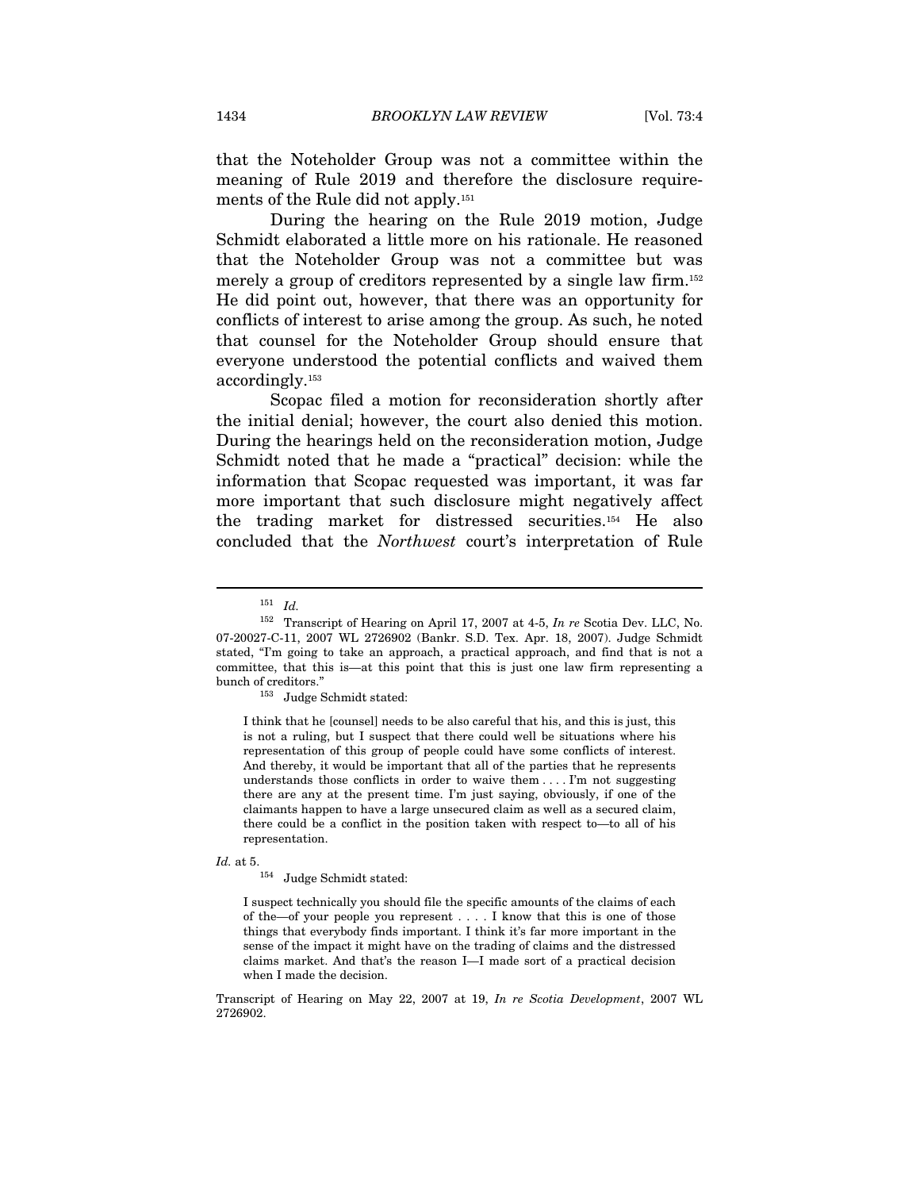that the Noteholder Group was not a committee within the meaning of Rule 2019 and therefore the disclosure requirements of the Rule did not apply.[151]

During the hearing on the Rule 2019 motion, Judge Schmidt elaborated a little more on his rationale. He reasoned that the Noteholder Group was not a committee but was merely a group of creditors represented by a single law firm.[152] He did point out, however, that there was an opportunity for conflicts of interest to arise among the group. As such, he noted that counsel for the Noteholder Group should ensure that everyone understood the potential conflicts and waived them accordingly.[153]

Scopac filed a motion for reconsideration shortly after the initial denial; however, the court also denied this motion. During the hearings held on the reconsideration motion, Judge Schmidt noted that he made a "practical" decision: while the information that Scopac requested was important, it was far more important that such disclosure might negatively affect the trading market for distressed securities.[154] He also concluded that the *Northwest* court's interpretation of Rule

---

[151] *Id.*

[152] Transcript of Hearing on April 17, 2007 at 4-5, *In re* Scotia Dev. LLC, No. 07-20027-C-11, 2007 WL 2726902 (Bankr. S.D. Tex. Apr. 18, 2007). Judge Schmidt stated, "I'm going to take an approach, a practical approach, and find that is not a committee, that this is—at this point that this is just one law firm representing a bunch of creditors."

[153] Judge Schmidt stated:

> I think that he [counsel] needs to be also careful that his, and this is just, this is not a ruling, but I suspect that there could well be situations where his representation of this group of people could have some conflicts of interest. And thereby, it would be important that all of the parties that he represents understands those conflicts in order to waive them . . . . I'm not suggesting there are any at the present time. I'm just saying, obviously, if one of the claimants happen to have a large unsecured claim as well as a secured claim, there could be a conflict in the position taken with respect to—to all of his representation.

*Id.* at 5.

[154] Judge Schmidt stated:

> I suspect technically you should file the specific amounts of the claims of each of the—of your people you represent . . . . I know that this is one of those things that everybody finds important. I think it's far more important in the sense of the impact it might have on the trading of claims and the distressed claims market. And that's the reason I—I made sort of a practical decision when I made the decision.

Transcript of Hearing on May 22, 2007 at 19, *In re Scotia Development*, 2007 WL 2726902.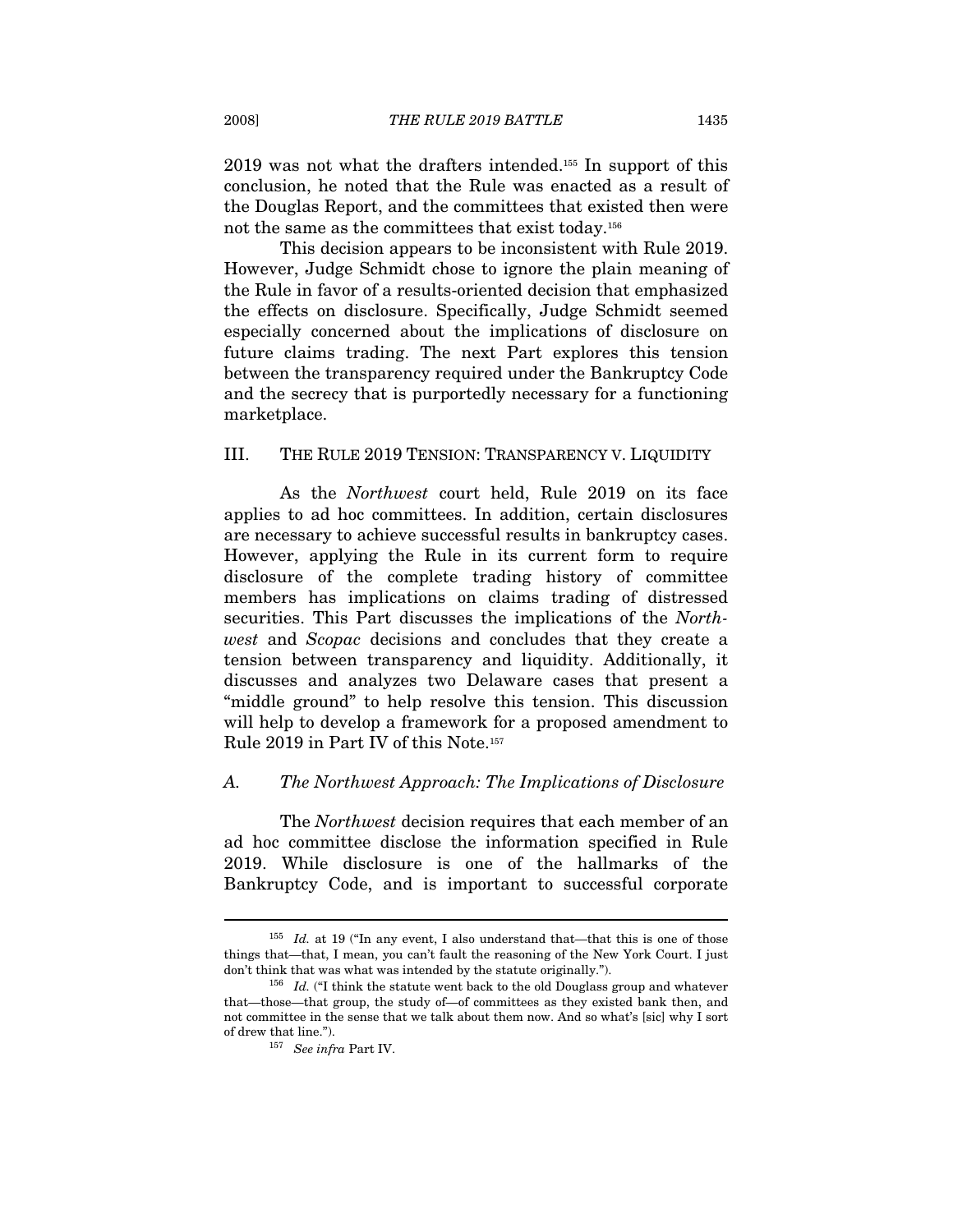2019 was not what the drafters intended.[155] In support of this conclusion, he noted that the Rule was enacted as a result of the Douglas Report, and the committees that existed then were not the same as the committees that exist today.[156]

This decision appears to be inconsistent with Rule 2019. However, Judge Schmidt chose to ignore the plain meaning of the Rule in favor of a results-oriented decision that emphasized the effects on disclosure. Specifically, Judge Schmidt seemed especially concerned about the implications of disclosure on future claims trading. The next Part explores this tension between the transparency required under the Bankruptcy Code and the secrecy that is purportedly necessary for a functioning marketplace.

## III. THE RULE 2019 TENSION: TRANSPARENCY V. LIQUIDITY

As the *Northwest* court held, Rule 2019 on its face applies to ad hoc committees. In addition, certain disclosures are necessary to achieve successful results in bankruptcy cases. However, applying the Rule in its current form to require disclosure of the complete trading history of committee members has implications on claims trading of distressed securities. This Part discusses the implications of the *Northwest* and *Scopac* decisions and concludes that they create a tension between transparency and liquidity. Additionally, it discusses and analyzes two Delaware cases that present a "middle ground" to help resolve this tension. This discussion will help to develop a framework for a proposed amendment to Rule 2019 in Part IV of this Note.[157]

### A. *The Northwest Approach: The Implications of Disclosure*

The *Northwest* decision requires that each member of an ad hoc committee disclose the information specified in Rule 2019. While disclosure is one of the hallmarks of the Bankruptcy Code, and is important to successful corporate

---

[155] *Id.* at 19 ("In any event, I also understand that—that this is one of those things that—that, I mean, you can't fault the reasoning of the New York Court. I just don't think that was what was intended by the statute originally.").

[156] *Id.* ("I think the statute went back to the old Douglass group and whatever that—those—that group, the study of—of committees as they existed bank then, and not committee in the sense that we talk about them now. And so what's [sic] why I sort of drew that line.").

[157] *See infra* Part IV.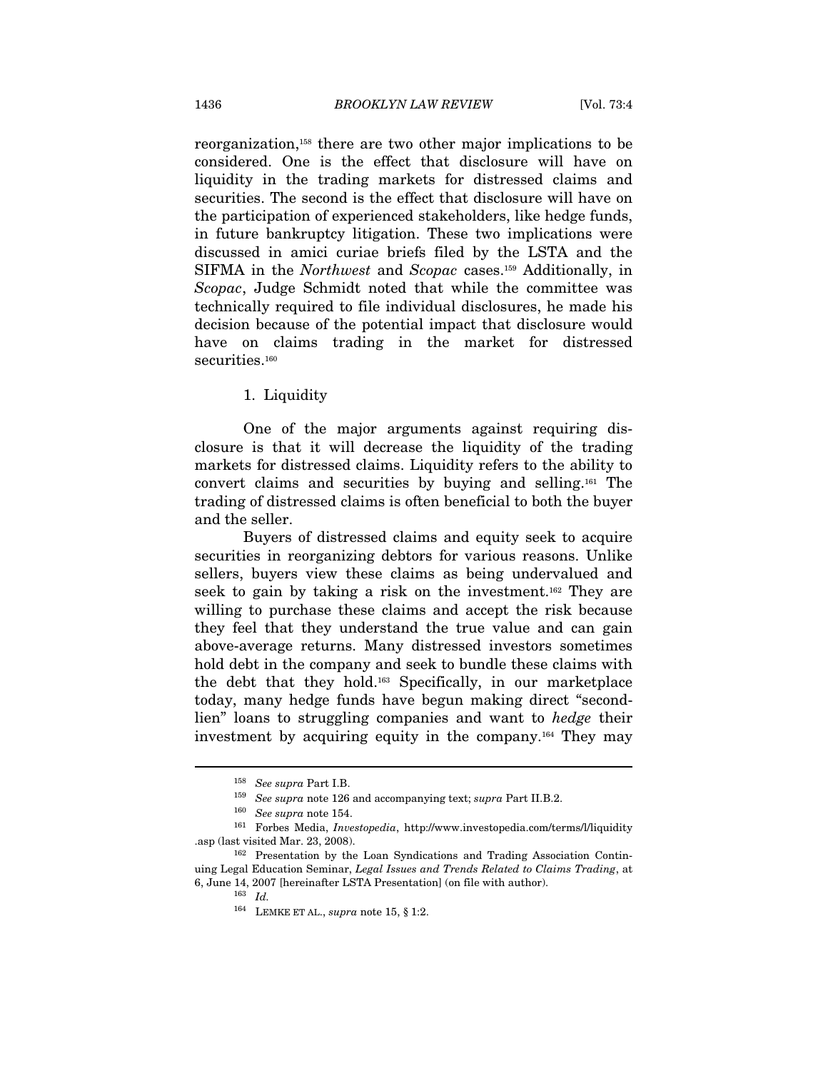reorganization,[158] there are two other major implications to be considered. One is the effect that disclosure will have on liquidity in the trading markets for distressed claims and securities. The second is the effect that disclosure will have on the participation of experienced stakeholders, like hedge funds, in future bankruptcy litigation. These two implications were discussed in amici curiae briefs filed by the LSTA and the SIFMA in the *Northwest* and *Scopac* cases.[159] Additionally, in *Scopac*, Judge Schmidt noted that while the committee was technically required to file individual disclosures, he made his decision because of the potential impact that disclosure would have on claims trading in the market for distressed securities.[160]

### 1. Liquidity

One of the major arguments against requiring disclosure is that it will decrease the liquidity of the trading markets for distressed claims. Liquidity refers to the ability to convert claims and securities by buying and selling.[161] The trading of distressed claims is often beneficial to both the buyer and the seller.

Buyers of distressed claims and equity seek to acquire securities in reorganizing debtors for various reasons. Unlike sellers, buyers view these claims as being undervalued and seek to gain by taking a risk on the investment.[162] They are willing to purchase these claims and accept the risk because they feel that they understand the true value and can gain above-average returns. Many distressed investors sometimes hold debt in the company and seek to bundle these claims with the debt that they hold.[163] Specifically, in our marketplace today, many hedge funds have begun making direct "second-lien" loans to struggling companies and want to *hedge* their investment by acquiring equity in the company.[164] They may

---

[158] *See supra* Part I.B.

[159] *See supra* note 126 and accompanying text; *supra* Part II.B.2.

[160] *See supra* note 154.

[161] Forbes Media, *Investopedia*, http://www.investopedia.com/terms/l/liquidity.asp (last visited Mar. 23, 2008).

[162] Presentation by the Loan Syndications and Trading Association Continuing Legal Education Seminar, *Legal Issues and Trends Related to Claims Trading*, at 6, June 14, 2007 [hereinafter LSTA Presentation] (on file with author).

[163] *Id.*

[164] LEMKE ET AL., *supra* note 15, § 1:2.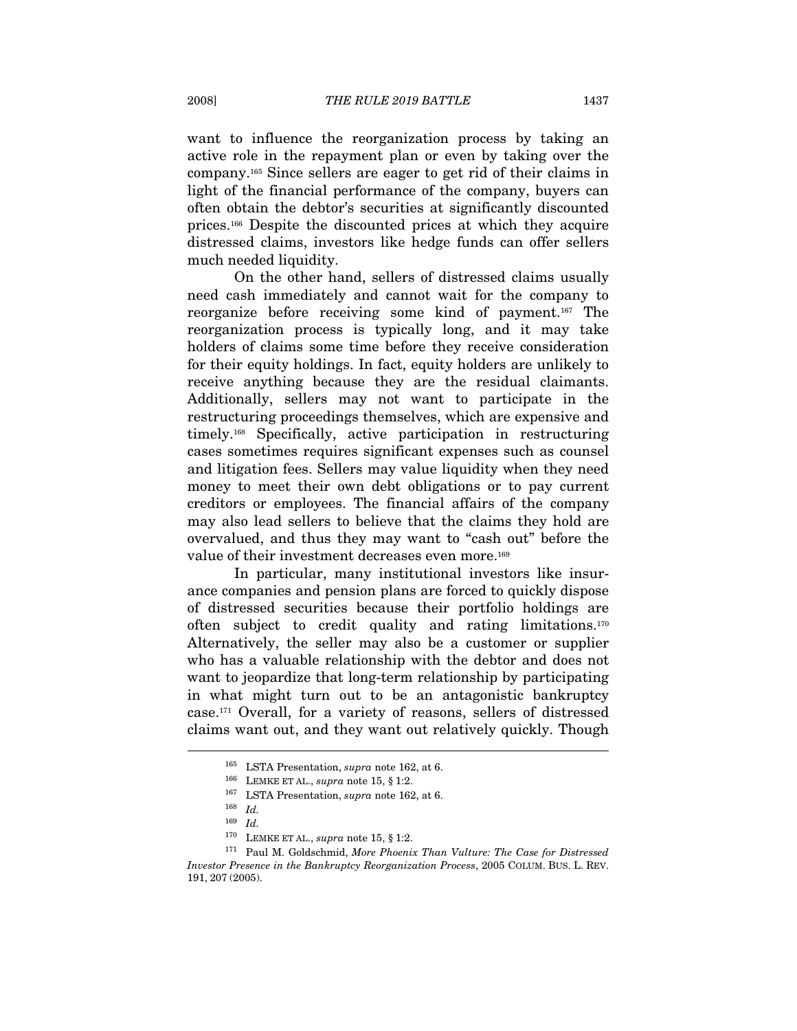want to influence the reorganization process by taking an active role in the repayment plan or even by taking over the company.[165] Since sellers are eager to get rid of their claims in light of the financial performance of the company, buyers can often obtain the debtor's securities at significantly discounted prices.[166] Despite the discounted prices at which they acquire distressed claims, investors like hedge funds can offer sellers much needed liquidity.

On the other hand, sellers of distressed claims usually need cash immediately and cannot wait for the company to reorganize before receiving some kind of payment.[167] The reorganization process is typically long, and it may take holders of claims some time before they receive consideration for their equity holdings. In fact, equity holders are unlikely to receive anything because they are the residual claimants. Additionally, sellers may not want to participate in the restructuring proceedings themselves, which are expensive and timely.[168] Specifically, active participation in restructuring cases sometimes requires significant expenses such as counsel and litigation fees. Sellers may value liquidity when they need money to meet their own debt obligations or to pay current creditors or employees. The financial affairs of the company may also lead sellers to believe that the claims they hold are overvalued, and thus they may want to "cash out" before the value of their investment decreases even more.[169]

In particular, many institutional investors like insurance companies and pension plans are forced to quickly dispose of distressed securities because their portfolio holdings are often subject to credit quality and rating limitations.[170] Alternatively, the seller may also be a customer or supplier who has a valuable relationship with the debtor and does not want to jeopardize that long-term relationship by participating in what might turn out to be an antagonistic bankruptcy case.[171] Overall, for a variety of reasons, sellers of distressed claims want out, and they want out relatively quickly. Though

---

[165] LSTA Presentation, *supra* note 162, at 6.

[166] LEMKE ET AL., *supra* note 15, § 1:2.

[167] LSTA Presentation, *supra* note 162, at 6.

[168] *Id.*

[169] *Id.*

[170] LEMKE ET AL., *supra* note 15, § 1:2.

[171] Paul M. Goldschmid, *More Phoenix Than Vulture: The Case for Distressed Investor Presence in the Bankruptcy Reorganization Process*, 2005 COLUM. BUS. L. REV. 191, 207 (2005).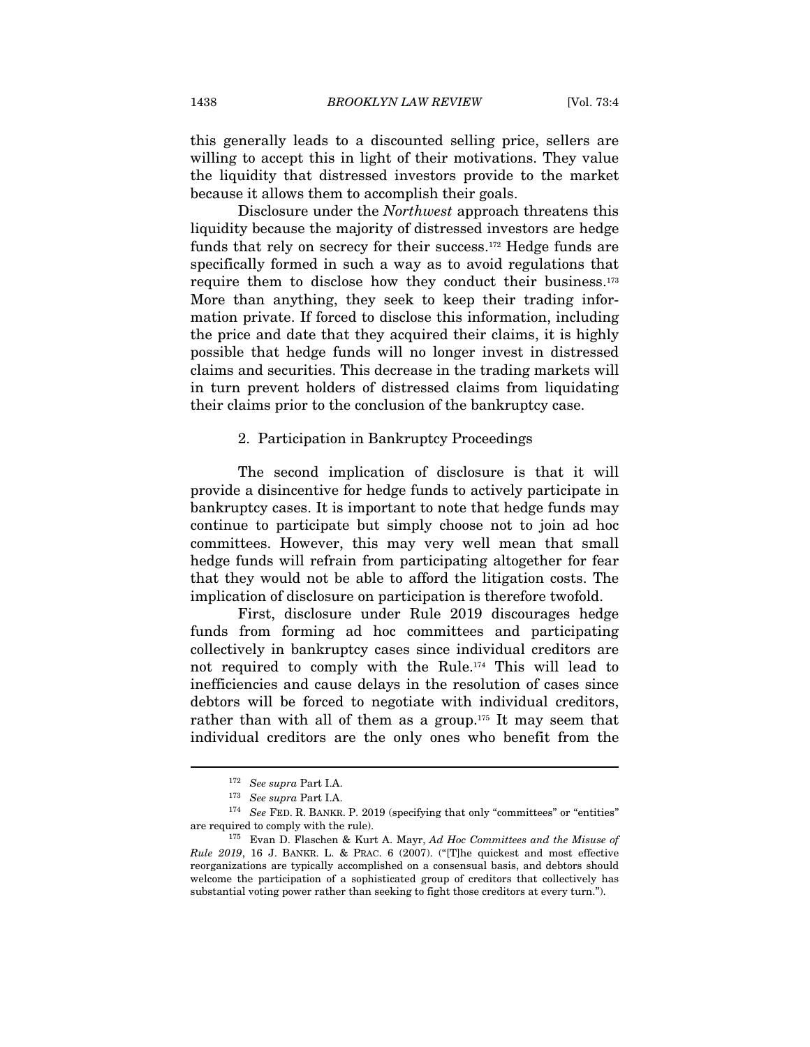this generally leads to a discounted selling price, sellers are willing to accept this in light of their motivations. They value the liquidity that distressed investors provide to the market because it allows them to accomplish their goals.

Disclosure under the *Northwest* approach threatens this liquidity because the majority of distressed investors are hedge funds that rely on secrecy for their success.[172] Hedge funds are specifically formed in such a way as to avoid regulations that require them to disclose how they conduct their business.[173] More than anything, they seek to keep their trading information private. If forced to disclose this information, including the price and date that they acquired their claims, it is highly possible that hedge funds will no longer invest in distressed claims and securities. This decrease in the trading markets will in turn prevent holders of distressed claims from liquidating their claims prior to the conclusion of the bankruptcy case.

### 2. Participation in Bankruptcy Proceedings

The second implication of disclosure is that it will provide a disincentive for hedge funds to actively participate in bankruptcy cases. It is important to note that hedge funds may continue to participate but simply choose not to join ad hoc committees. However, this may very well mean that small hedge funds will refrain from participating altogether for fear that they would not be able to afford the litigation costs. The implication of disclosure on participation is therefore twofold.

First, disclosure under Rule 2019 discourages hedge funds from forming ad hoc committees and participating collectively in bankruptcy cases since individual creditors are not required to comply with the Rule.[174] This will lead to inefficiencies and cause delays in the resolution of cases since debtors will be forced to negotiate with individual creditors, rather than with all of them as a group.[175] It may seem that individual creditors are the only ones who benefit from the

---

[172] *See supra* Part I.A.

[173] *See supra* Part I.A.

[174] *See* FED. R. BANKR. P. 2019 (specifying that only "committees" or "entities" are required to comply with the rule).

[175] Evan D. Flaschen & Kurt A. Mayr, *Ad Hoc Committees and the Misuse of Rule 2019*, 16 J. BANKR. L. & PRAC. 6 (2007). ("[T]he quickest and most effective reorganizations are typically accomplished on a consensual basis, and debtors should welcome the participation of a sophisticated group of creditors that collectively has substantial voting power rather than seeking to fight those creditors at every turn.").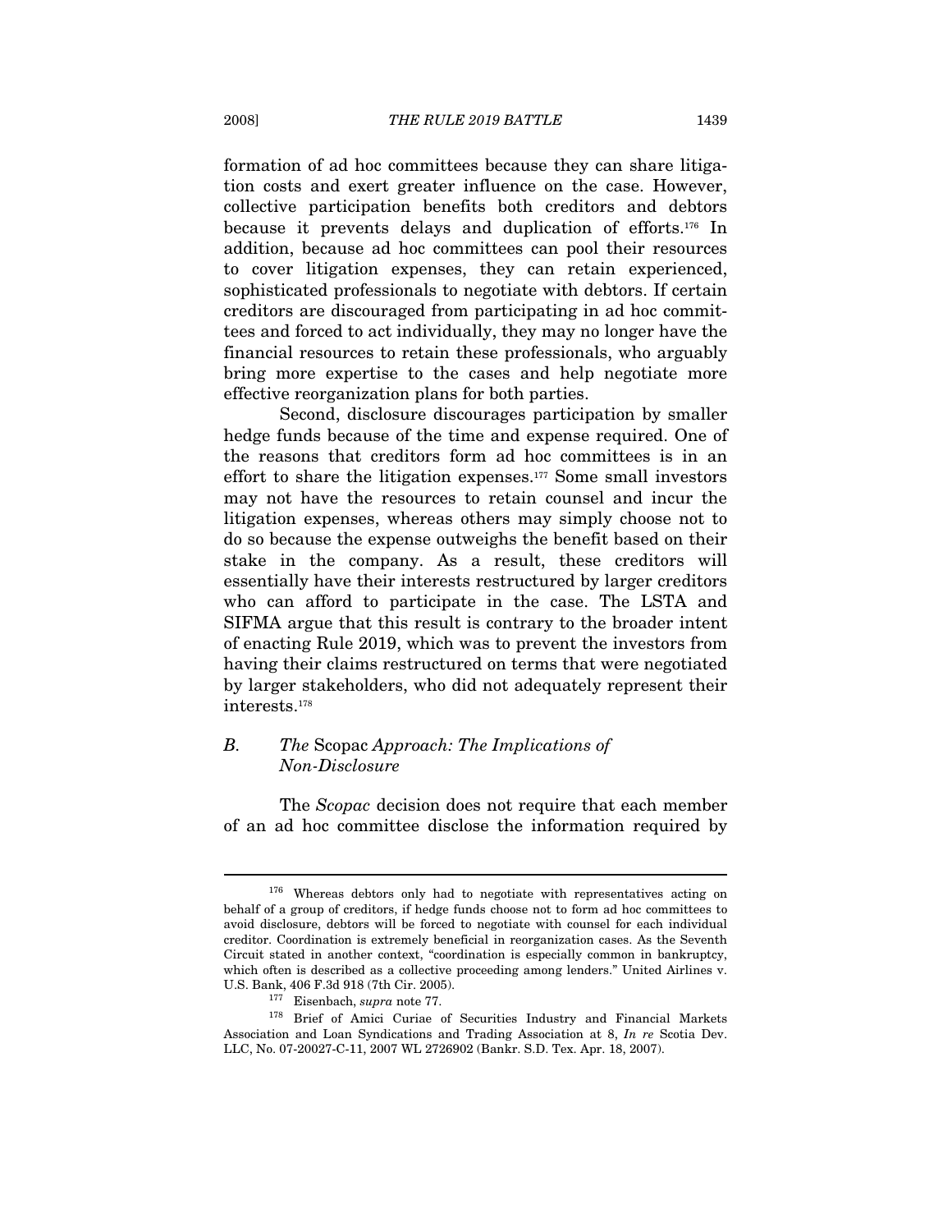formation of ad hoc committees because they can share litigation costs and exert greater influence on the case. However, collective participation benefits both creditors and debtors because it prevents delays and duplication of efforts.[176] In addition, because ad hoc committees can pool their resources to cover litigation expenses, they can retain experienced, sophisticated professionals to negotiate with debtors. If certain creditors are discouraged from participating in ad hoc committees and forced to act individually, they may no longer have the financial resources to retain these professionals, who arguably bring more expertise to the cases and help negotiate more effective reorganization plans for both parties.

Second, disclosure discourages participation by smaller hedge funds because of the time and expense required. One of the reasons that creditors form ad hoc committees is in an effort to share the litigation expenses.[177] Some small investors may not have the resources to retain counsel and incur the litigation expenses, whereas others may simply choose not to do so because the expense outweighs the benefit based on their stake in the company. As a result, these creditors will essentially have their interests restructured by larger creditors who can afford to participate in the case. The LSTA and SIFMA argue that this result is contrary to the broader intent of enacting Rule 2019, which was to prevent the investors from having their claims restructured on terms that were negotiated by larger stakeholders, who did not adequately represent their interests.[178]

### B. *The* Scopac *Approach: The Implications of Non-Disclosure*

The *Scopac* decision does not require that each member of an ad hoc committee disclose the information required by

---

[176] Whereas debtors only had to negotiate with representatives acting on behalf of a group of creditors, if hedge funds choose not to form ad hoc committees to avoid disclosure, debtors will be forced to negotiate with counsel for each individual creditor. Coordination is extremely beneficial in reorganization cases. As the Seventh Circuit stated in another context, "coordination is especially common in bankruptcy, which often is described as a collective proceeding among lenders." United Airlines v. U.S. Bank, 406 F.3d 918 (7th Cir. 2005).

[177] Eisenbach, *supra* note 77.

[178] Brief of Amici Curiae of Securities Industry and Financial Markets Association and Loan Syndications and Trading Association at 8, *In re* Scotia Dev. LLC, No. 07-20027-C-11, 2007 WL 2726902 (Bankr. S.D. Tex. Apr. 18, 2007).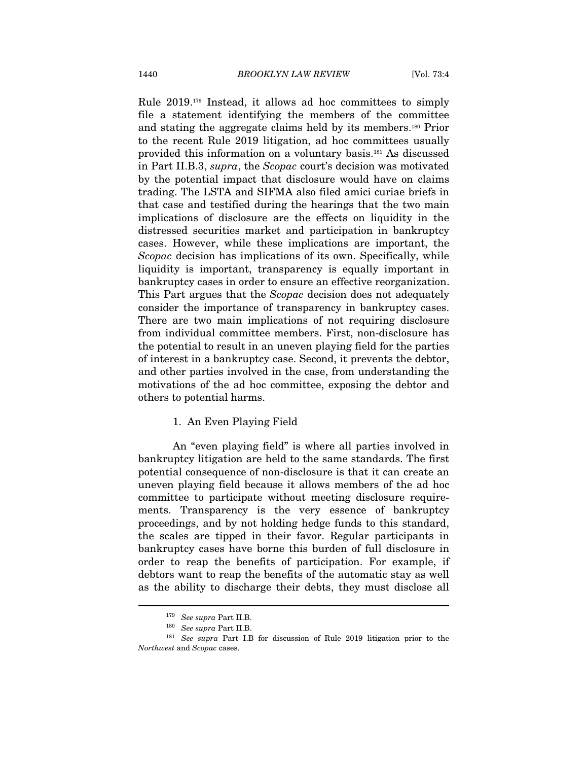Rule 2019.[179] Instead, it allows ad hoc committees to simply file a statement identifying the members of the committee and stating the aggregate claims held by its members.[180] Prior to the recent Rule 2019 litigation, ad hoc committees usually provided this information on a voluntary basis.[181] As discussed in Part II.B.3, *supra*, the *Scopac* court's decision was motivated by the potential impact that disclosure would have on claims trading. The LSTA and SIFMA also filed amici curiae briefs in that case and testified during the hearings that the two main implications of disclosure are the effects on liquidity in the distressed securities market and participation in bankruptcy cases. However, while these implications are important, the *Scopac* decision has implications of its own. Specifically, while liquidity is important, transparency is equally important in bankruptcy cases in order to ensure an effective reorganization. This Part argues that the *Scopac* decision does not adequately consider the importance of transparency in bankruptcy cases. There are two main implications of not requiring disclosure from individual committee members. First, non-disclosure has the potential to result in an uneven playing field for the parties of interest in a bankruptcy case. Second, it prevents the debtor, and other parties involved in the case, from understanding the motivations of the ad hoc committee, exposing the debtor and others to potential harms.

### 1. An Even Playing Field

An "even playing field" is where all parties involved in bankruptcy litigation are held to the same standards. The first potential consequence of non-disclosure is that it can create an uneven playing field because it allows members of the ad hoc committee to participate without meeting disclosure requirements. Transparency is the very essence of bankruptcy proceedings, and by not holding hedge funds to this standard, the scales are tipped in their favor. Regular participants in bankruptcy cases have borne this burden of full disclosure in order to reap the benefits of participation. For example, if debtors want to reap the benefits of the automatic stay as well as the ability to discharge their debts, they must disclose all

---

[179] *See supra* Part II.B.

[180] *See supra* Part II.B.

[181] *See supra* Part I.B for discussion of Rule 2019 litigation prior to the *Northwest* and *Scopac* cases.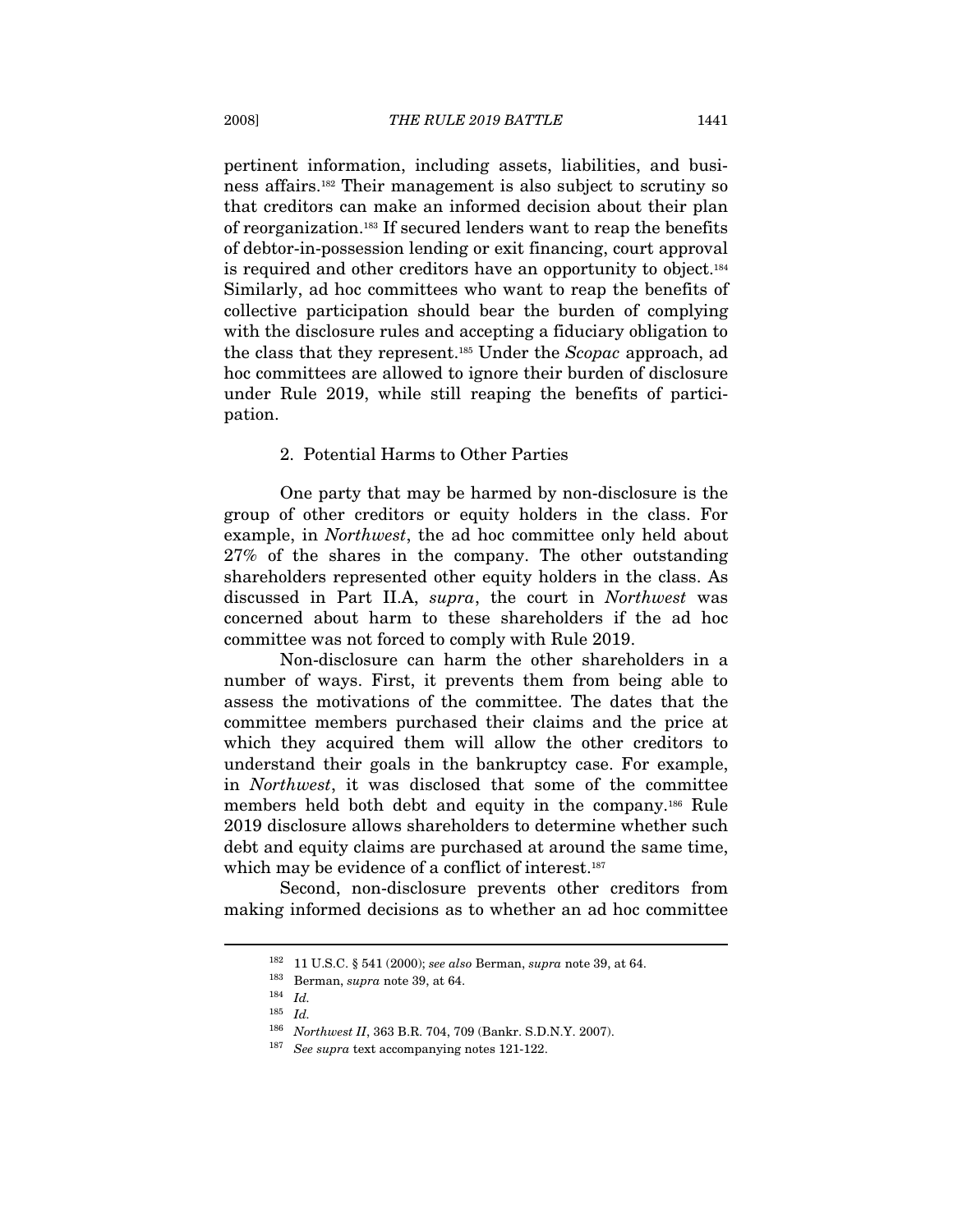pertinent information, including assets, liabilities, and business affairs.[182] Their management is also subject to scrutiny so that creditors can make an informed decision about their plan of reorganization.[183] If secured lenders want to reap the benefits of debtor-in-possession lending or exit financing, court approval is required and other creditors have an opportunity to object.[184] Similarly, ad hoc committees who want to reap the benefits of collective participation should bear the burden of complying with the disclosure rules and accepting a fiduciary obligation to the class that they represent.[185] Under the *Scopac* approach, ad hoc committees are allowed to ignore their burden of disclosure under Rule 2019, while still reaping the benefits of participation.

2. Potential Harms to Other Parties

One party that may be harmed by non-disclosure is the group of other creditors or equity holders in the class. For example, in *Northwest*, the ad hoc committee only held about 27% of the shares in the company. The other outstanding shareholders represented other equity holders in the class. As discussed in Part II.A, *supra*, the court in *Northwest* was concerned about harm to these shareholders if the ad hoc committee was not forced to comply with Rule 2019.

Non-disclosure can harm the other shareholders in a number of ways. First, it prevents them from being able to assess the motivations of the committee. The dates that the committee members purchased their claims and the price at which they acquired them will allow the other creditors to understand their goals in the bankruptcy case. For example, in *Northwest*, it was disclosed that some of the committee members held both debt and equity in the company.[186] Rule 2019 disclosure allows shareholders to determine whether such debt and equity claims are purchased at around the same time, which may be evidence of a conflict of interest.[187]

Second, non-disclosure prevents other creditors from making informed decisions as to whether an ad hoc committee

---

[182] 11 U.S.C. § 541 (2000); *see also* Berman, *supra* note 39, at 64.

[183] Berman, *supra* note 39, at 64.

[184] *Id.*

[185] *Id.*

[186] *Northwest II*, 363 B.R. 704, 709 (Bankr. S.D.N.Y. 2007).

[187] *See supra* text accompanying notes 121-122.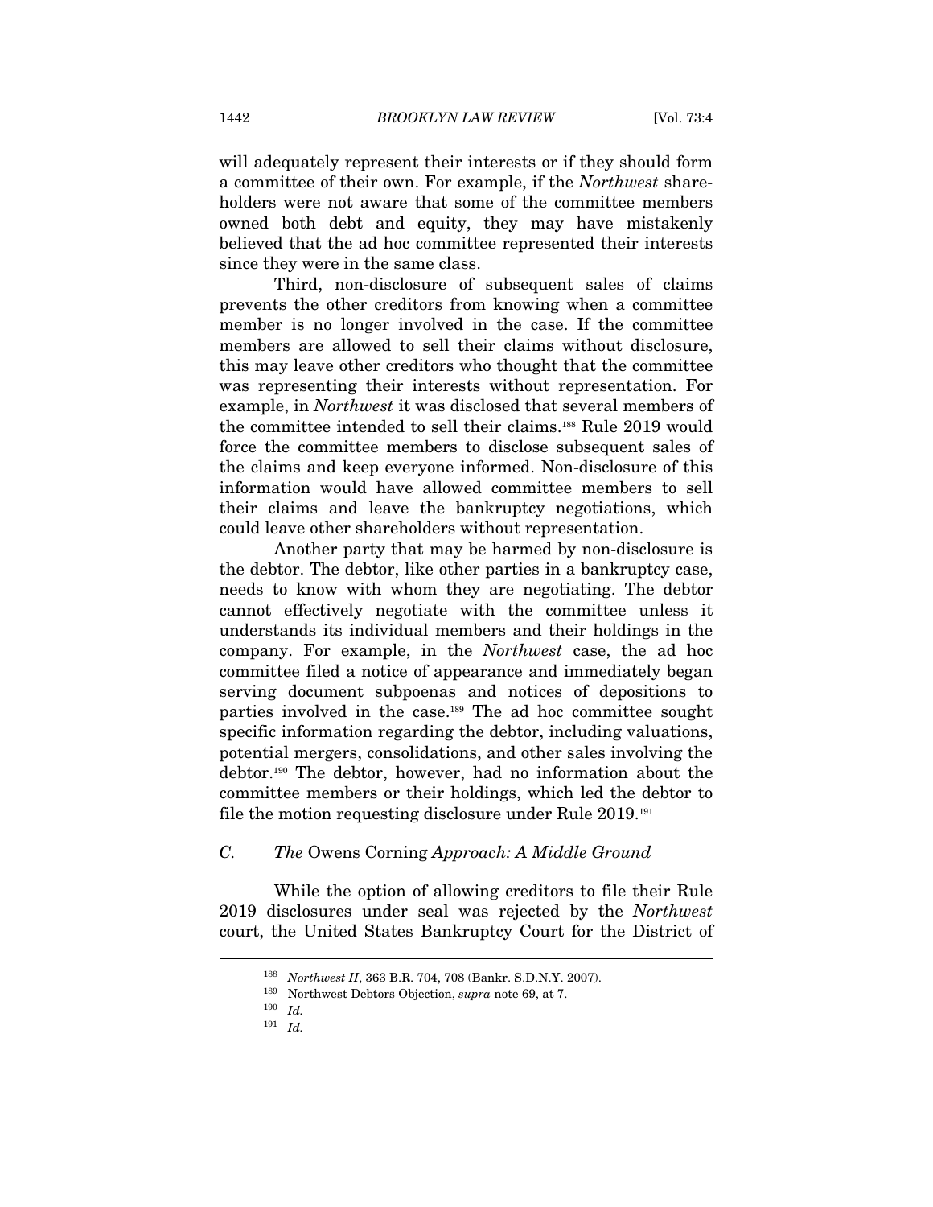will adequately represent their interests or if they should form a committee of their own. For example, if the *Northwest* shareholders were not aware that some of the committee members owned both debt and equity, they may have mistakenly believed that the ad hoc committee represented their interests since they were in the same class.

Third, non-disclosure of subsequent sales of claims prevents the other creditors from knowing when a committee member is no longer involved in the case. If the committee members are allowed to sell their claims without disclosure, this may leave other creditors who thought that the committee was representing their interests without representation. For example, in *Northwest* it was disclosed that several members of the committee intended to sell their claims.[188] Rule 2019 would force the committee members to disclose subsequent sales of the claims and keep everyone informed. Non-disclosure of this information would have allowed committee members to sell their claims and leave the bankruptcy negotiations, which could leave other shareholders without representation.

Another party that may be harmed by non-disclosure is the debtor. The debtor, like other parties in a bankruptcy case, needs to know with whom they are negotiating. The debtor cannot effectively negotiate with the committee unless it understands its individual members and their holdings in the company. For example, in the *Northwest* case, the ad hoc committee filed a notice of appearance and immediately began serving document subpoenas and notices of depositions to parties involved in the case.[189] The ad hoc committee sought specific information regarding the debtor, including valuations, potential mergers, consolidations, and other sales involving the debtor.[190] The debtor, however, had no information about the committee members or their holdings, which led the debtor to file the motion requesting disclosure under Rule 2019.[191]

### *C. The* Owens Corning *Approach: A Middle Ground*

While the option of allowing creditors to file their Rule 2019 disclosures under seal was rejected by the *Northwest* court, the United States Bankruptcy Court for the District of

---

[188] *Northwest II*, 363 B.R. 704, 708 (Bankr. S.D.N.Y. 2007).

[189] Northwest Debtors Objection, *supra* note 69, at 7.

[190] *Id.*

[191] *Id.*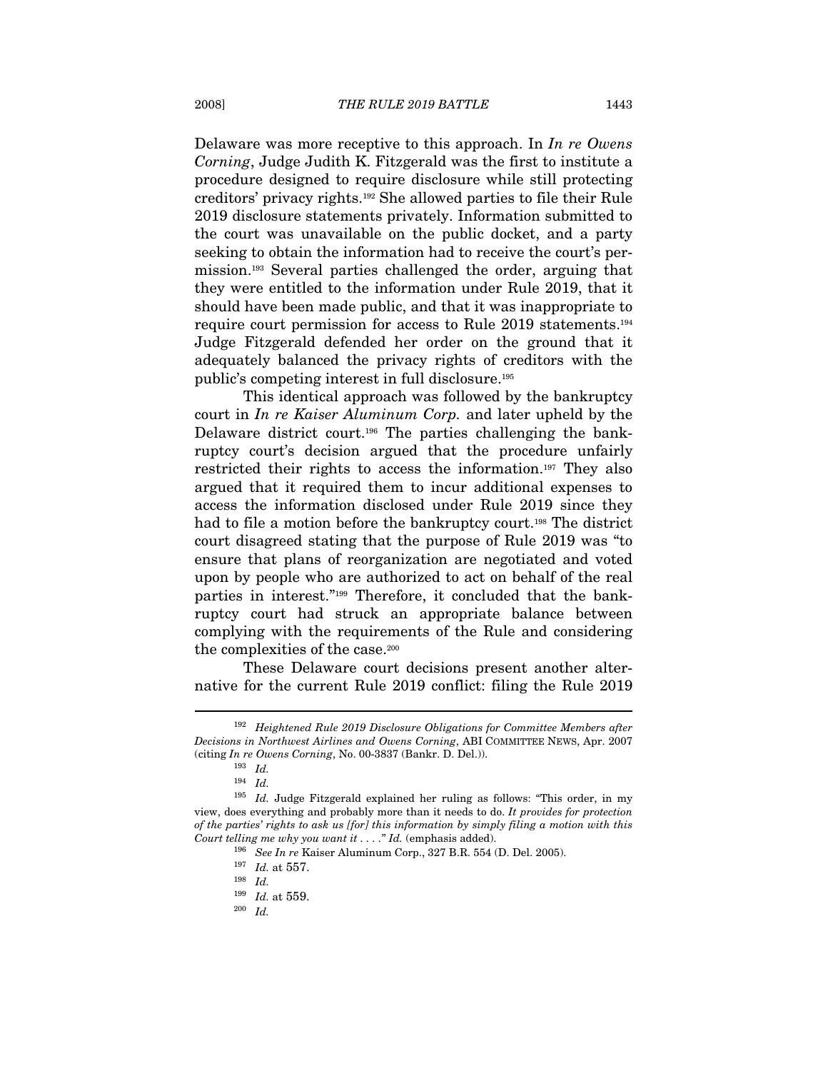Delaware was more receptive to this approach. In *In re Owens Corning*, Judge Judith K. Fitzgerald was the first to institute a procedure designed to require disclosure while still protecting creditors' privacy rights.[192] She allowed parties to file their Rule 2019 disclosure statements privately. Information submitted to the court was unavailable on the public docket, and a party seeking to obtain the information had to receive the court's permission.[193] Several parties challenged the order, arguing that they were entitled to the information under Rule 2019, that it should have been made public, and that it was inappropriate to require court permission for access to Rule 2019 statements.[194] Judge Fitzgerald defended her order on the ground that it adequately balanced the privacy rights of creditors with the public's competing interest in full disclosure.[195]

This identical approach was followed by the bankruptcy court in *In re Kaiser Aluminum Corp.* and later upheld by the Delaware district court.[196] The parties challenging the bankruptcy court's decision argued that the procedure unfairly restricted their rights to access the information.[197] They also argued that it required them to incur additional expenses to access the information disclosed under Rule 2019 since they had to file a motion before the bankruptcy court.[198] The district court disagreed stating that the purpose of Rule 2019 was "to ensure that plans of reorganization are negotiated and voted upon by people who are authorized to act on behalf of the real parties in interest."[199] Therefore, it concluded that the bankruptcy court had struck an appropriate balance between complying with the requirements of the Rule and considering the complexities of the case.[200]

These Delaware court decisions present another alternative for the current Rule 2019 conflict: filing the Rule 2019

---

[192] *Heightened Rule 2019 Disclosure Obligations for Committee Members after Decisions in Northwest Airlines and Owens Corning*, ABI COMMITTEE NEWS, Apr. 2007 (citing *In re Owens Corning*, No. 00-3837 (Bankr. D. Del.)).

[193] *Id.*

[194] *Id.*

[195] *Id.* Judge Fitzgerald explained her ruling as follows: "This order, in my view, does everything and probably more than it needs to do. *It provides for protection of the parties' rights to ask us [for] this information by simply filing a motion with this Court telling me why you want it* . . . ." *Id.* (emphasis added).

[196] *See In re* Kaiser Aluminum Corp., 327 B.R. 554 (D. Del. 2005).

[197] *Id.* at 557.

[198] *Id.*

[199] *Id.* at 559.

[200] *Id.*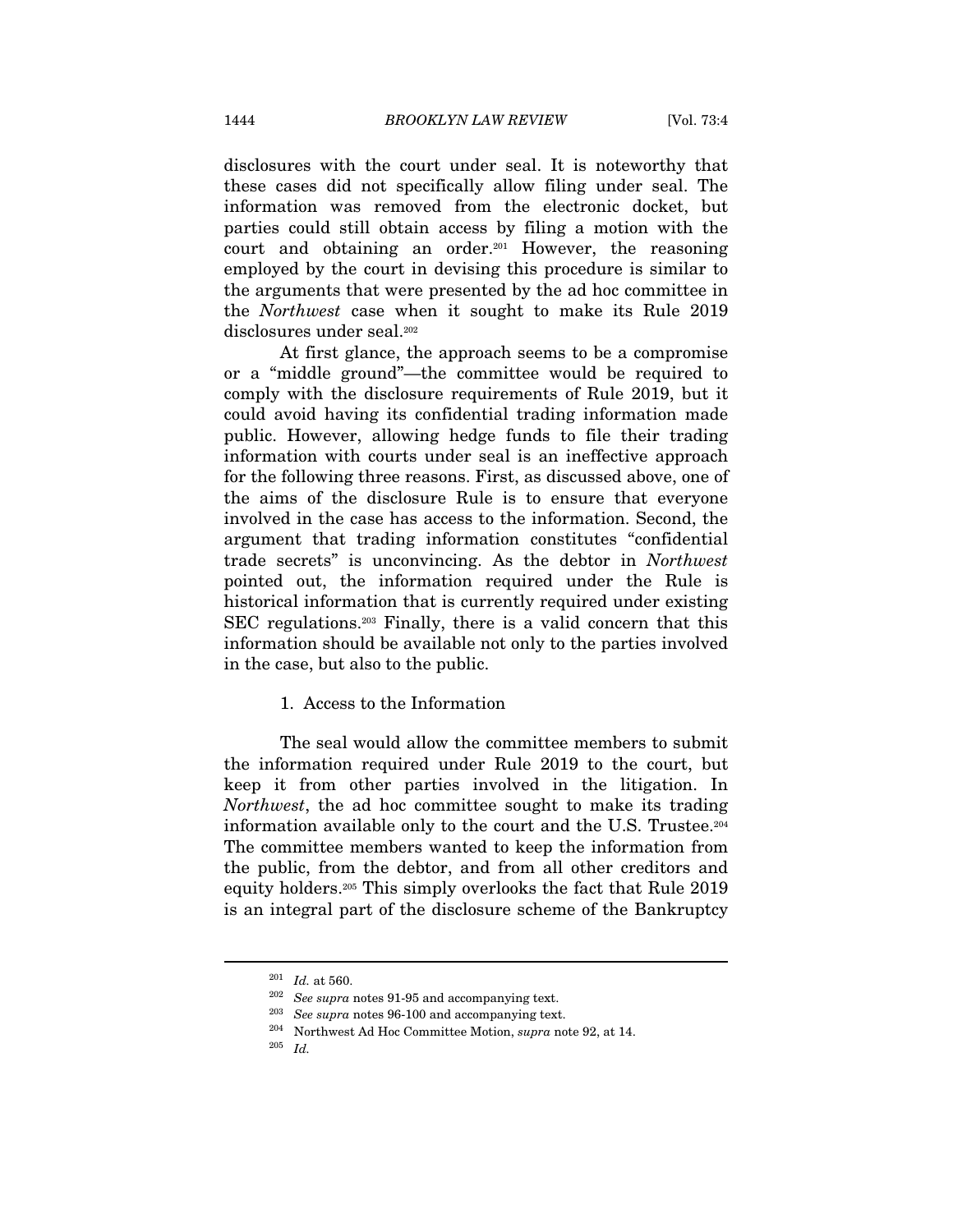disclosures with the court under seal. It is noteworthy that these cases did not specifically allow filing under seal. The information was removed from the electronic docket, but parties could still obtain access by filing a motion with the court and obtaining an order.[201] However, the reasoning employed by the court in devising this procedure is similar to the arguments that were presented by the ad hoc committee in the *Northwest* case when it sought to make its Rule 2019 disclosures under seal.[202]

At first glance, the approach seems to be a compromise or a "middle ground"—the committee would be required to comply with the disclosure requirements of Rule 2019, but it could avoid having its confidential trading information made public. However, allowing hedge funds to file their trading information with courts under seal is an ineffective approach for the following three reasons. First, as discussed above, one of the aims of the disclosure Rule is to ensure that everyone involved in the case has access to the information. Second, the argument that trading information constitutes "confidential trade secrets" is unconvincing. As the debtor in *Northwest* pointed out, the information required under the Rule is historical information that is currently required under existing SEC regulations.[203] Finally, there is a valid concern that this information should be available not only to the parties involved in the case, but also to the public.

### 1. Access to the Information

The seal would allow the committee members to submit the information required under Rule 2019 to the court, but keep it from other parties involved in the litigation. In *Northwest*, the ad hoc committee sought to make its trading information available only to the court and the U.S. Trustee.[204] The committee members wanted to keep the information from the public, from the debtor, and from all other creditors and equity holders.[205] This simply overlooks the fact that Rule 2019 is an integral part of the disclosure scheme of the Bankruptcy

---

[201] *Id.* at 560.

[202] *See supra* notes 91-95 and accompanying text.

[203] *See supra* notes 96-100 and accompanying text.

[204] Northwest Ad Hoc Committee Motion, *supra* note 92, at 14.

[205] *Id.*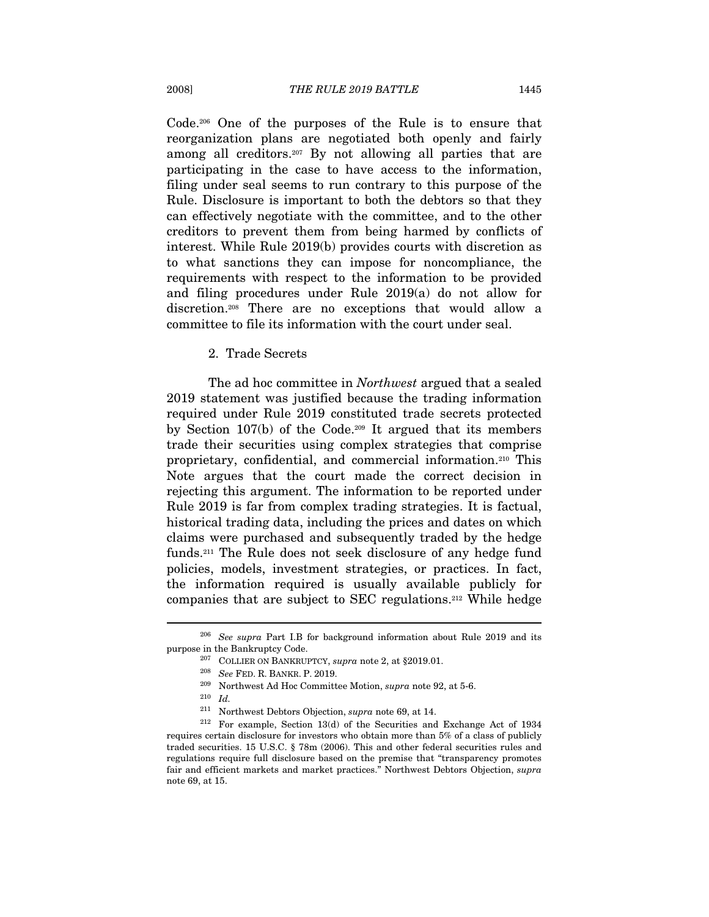Code.[206] One of the purposes of the Rule is to ensure that reorganization plans are negotiated both openly and fairly among all creditors.[207] By not allowing all parties that are participating in the case to have access to the information, filing under seal seems to run contrary to this purpose of the Rule. Disclosure is important to both the debtors so that they can effectively negotiate with the committee, and to the other creditors to prevent them from being harmed by conflicts of interest. While Rule 2019(b) provides courts with discretion as to what sanctions they can impose for noncompliance, the requirements with respect to the information to be provided and filing procedures under Rule 2019(a) do not allow for discretion.[208] There are no exceptions that would allow a committee to file its information with the court under seal.

### 2. Trade Secrets

The ad hoc committee in *Northwest* argued that a sealed 2019 statement was justified because the trading information required under Rule 2019 constituted trade secrets protected by Section 107(b) of the Code.[209] It argued that its members trade their securities using complex strategies that comprise proprietary, confidential, and commercial information.[210] This Note argues that the court made the correct decision in rejecting this argument. The information to be reported under Rule 2019 is far from complex trading strategies. It is factual, historical trading data, including the prices and dates on which claims were purchased and subsequently traded by the hedge funds.[211] The Rule does not seek disclosure of any hedge fund policies, models, investment strategies, or practices. In fact, the information required is usually available publicly for companies that are subject to SEC regulations.[212] While hedge

---

[206] *See supra* Part I.B for background information about Rule 2019 and its purpose in the Bankruptcy Code.

[207] COLLIER ON BANKRUPTCY, *supra* note 2, at §2019.01.

[208] *See* FED. R. BANKR. P. 2019.

[209] Northwest Ad Hoc Committee Motion, *supra* note 92, at 5-6.

[210] *Id.*

[211] Northwest Debtors Objection, *supra* note 69, at 14.

[212] For example, Section 13(d) of the Securities and Exchange Act of 1934 requires certain disclosure for investors who obtain more than 5% of a class of publicly traded securities. 15 U.S.C. § 78m (2006). This and other federal securities rules and regulations require full disclosure based on the premise that "transparency promotes fair and efficient markets and market practices." Northwest Debtors Objection, *supra* note 69, at 15.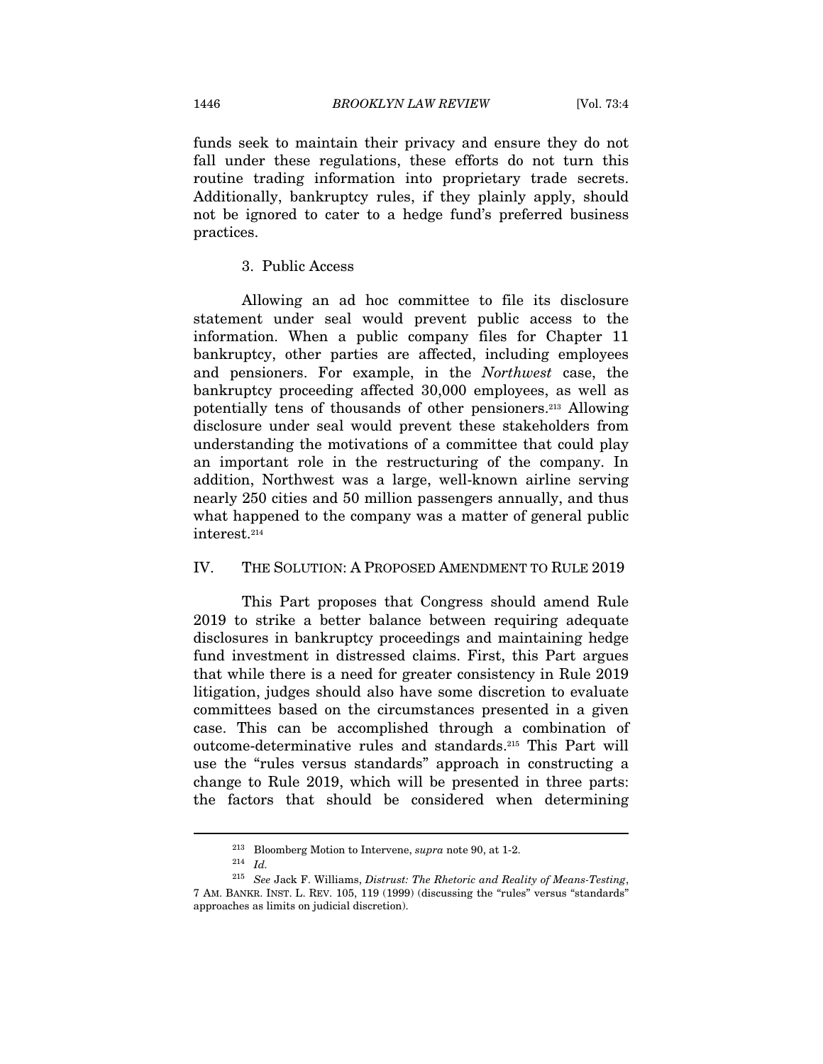funds seek to maintain their privacy and ensure they do not fall under these regulations, these efforts do not turn this routine trading information into proprietary trade secrets. Additionally, bankruptcy rules, if they plainly apply, should not be ignored to cater to a hedge fund's preferred business practices.

### 3. Public Access

Allowing an ad hoc committee to file its disclosure statement under seal would prevent public access to the information. When a public company files for Chapter 11 bankruptcy, other parties are affected, including employees and pensioners. For example, in the *Northwest* case, the bankruptcy proceeding affected 30,000 employees, as well as potentially tens of thousands of other pensioners.[213] Allowing disclosure under seal would prevent these stakeholders from understanding the motivations of a committee that could play an important role in the restructuring of the company. In addition, Northwest was a large, well-known airline serving nearly 250 cities and 50 million passengers annually, and thus what happened to the company was a matter of general public interest.[214]

## IV. THE SOLUTION: A PROPOSED AMENDMENT TO RULE 2019

This Part proposes that Congress should amend Rule 2019 to strike a better balance between requiring adequate disclosures in bankruptcy proceedings and maintaining hedge fund investment in distressed claims. First, this Part argues that while there is a need for greater consistency in Rule 2019 litigation, judges should also have some discretion to evaluate committees based on the circumstances presented in a given case. This can be accomplished through a combination of outcome-determinative rules and standards.[215] This Part will use the "rules versus standards" approach in constructing a change to Rule 2019, which will be presented in three parts: the factors that should be considered when determining

---

[213] Bloomberg Motion to Intervene, *supra* note 90, at 1-2.

[214] *Id.*

[215] *See* Jack F. Williams, *Distrust: The Rhetoric and Reality of Means-Testing*, 7 AM. BANKR. INST. L. REV. 105, 119 (1999) (discussing the "rules" versus "standards" approaches as limits on judicial discretion).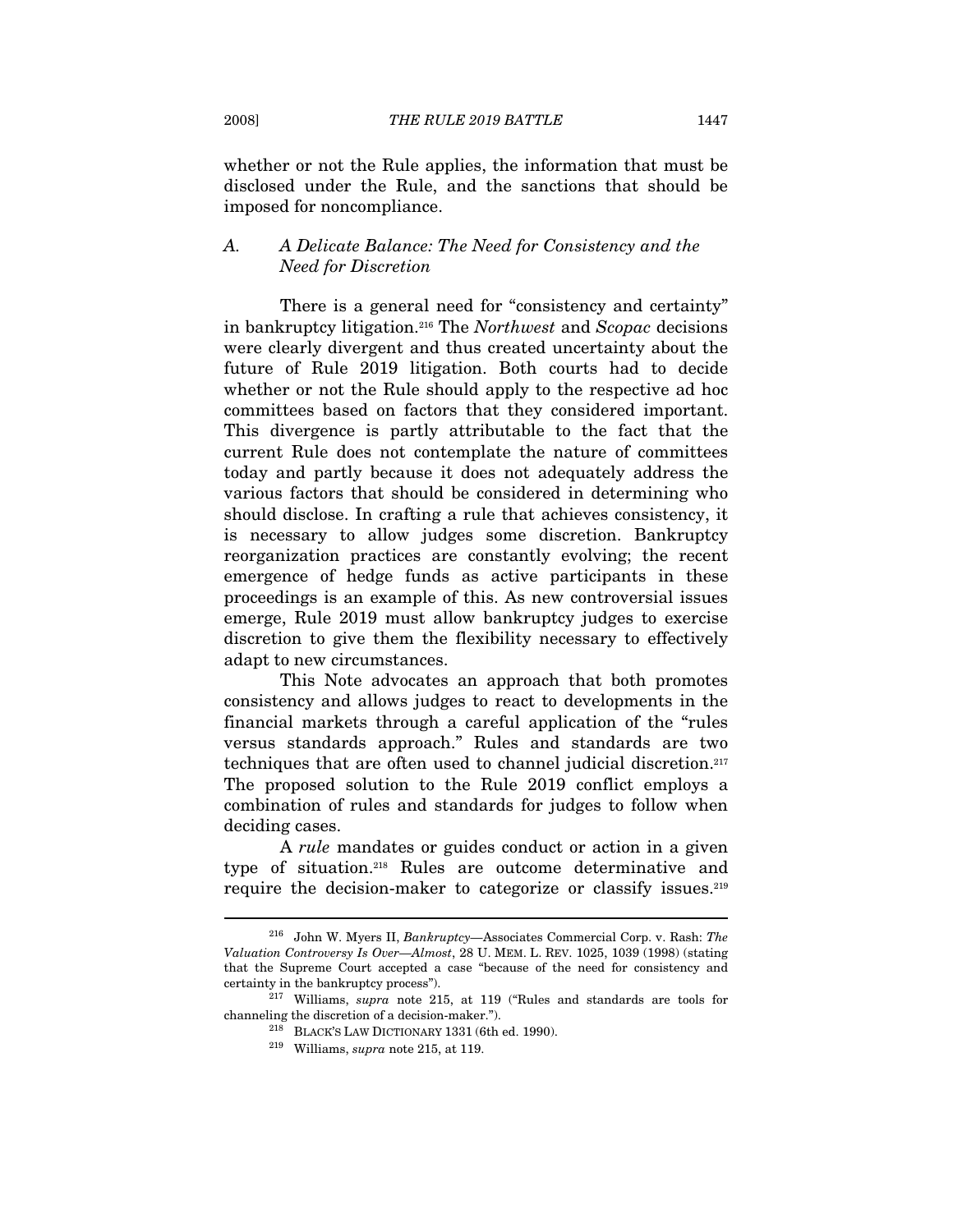whether or not the Rule applies, the information that must be disclosed under the Rule, and the sanctions that should be imposed for noncompliance.

### A. A Delicate Balance: The Need for Consistency and the Need for Discretion

There is a general need for "consistency and certainty" in bankruptcy litigation.[216] The *Northwest* and *Scopac* decisions were clearly divergent and thus created uncertainty about the future of Rule 2019 litigation. Both courts had to decide whether or not the Rule should apply to the respective ad hoc committees based on factors that they considered important. This divergence is partly attributable to the fact that the current Rule does not contemplate the nature of committees today and partly because it does not adequately address the various factors that should be considered in determining who should disclose. In crafting a rule that achieves consistency, it is necessary to allow judges some discretion. Bankruptcy reorganization practices are constantly evolving; the recent emergence of hedge funds as active participants in these proceedings is an example of this. As new controversial issues emerge, Rule 2019 must allow bankruptcy judges to exercise discretion to give them the flexibility necessary to effectively adapt to new circumstances.

This Note advocates an approach that both promotes consistency and allows judges to react to developments in the financial markets through a careful application of the "rules versus standards approach." Rules and standards are two techniques that are often used to channel judicial discretion.[217] The proposed solution to the Rule 2019 conflict employs a combination of rules and standards for judges to follow when deciding cases.

A *rule* mandates or guides conduct or action in a given type of situation.[218] Rules are outcome determinative and require the decision-maker to categorize or classify issues.[219]

---

[216] John W. Myers II, *Bankruptcy*—Associates Commercial Corp. v. Rash: *The Valuation Controversy Is Over—Almost*, 28 U. MEM. L. REV. 1025, 1039 (1998) (stating that the Supreme Court accepted a case "because of the need for consistency and certainty in the bankruptcy process").

[217] Williams, *supra* note 215, at 119 ("Rules and standards are tools for channeling the discretion of a decision-maker.").

[218] BLACK'S LAW DICTIONARY 1331 (6th ed. 1990).

[219] Williams, *supra* note 215, at 119.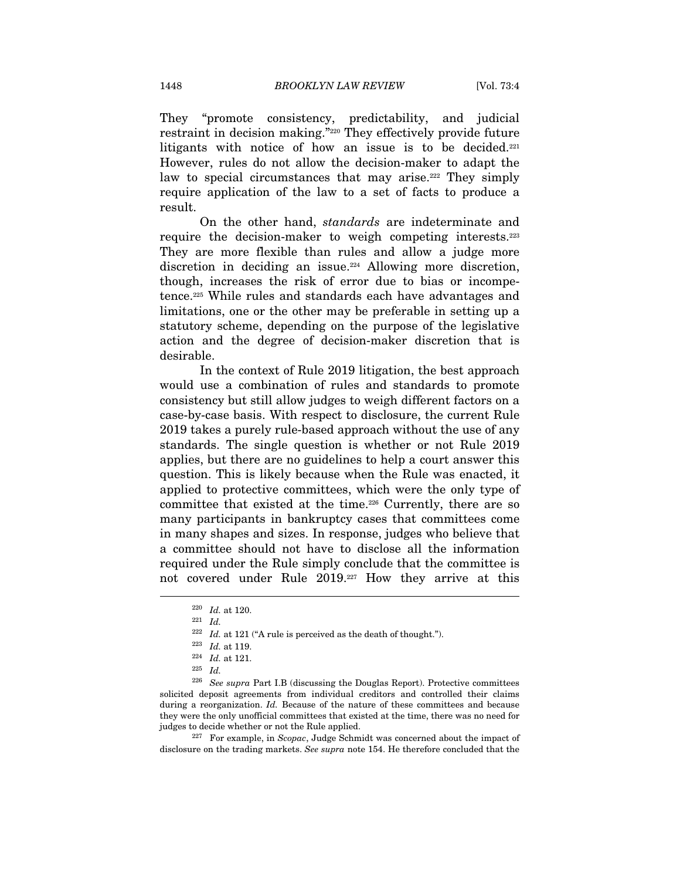They "promote consistency, predictability, and judicial restraint in decision making."[220] They effectively provide future litigants with notice of how an issue is to be decided.[221] However, rules do not allow the decision-maker to adapt the law to special circumstances that may arise.[222] They simply require application of the law to a set of facts to produce a result.

On the other hand, *standards* are indeterminate and require the decision-maker to weigh competing interests.[223] They are more flexible than rules and allow a judge more discretion in deciding an issue.[224] Allowing more discretion, though, increases the risk of error due to bias or incompetence.[225] While rules and standards each have advantages and limitations, one or the other may be preferable in setting up a statutory scheme, depending on the purpose of the legislative action and the degree of decision-maker discretion that is desirable.

In the context of Rule 2019 litigation, the best approach would use a combination of rules and standards to promote consistency but still allow judges to weigh different factors on a case-by-case basis. With respect to disclosure, the current Rule 2019 takes a purely rule-based approach without the use of any standards. The single question is whether or not Rule 2019 applies, but there are no guidelines to help a court answer this question. This is likely because when the Rule was enacted, it applied to protective committees, which were the only type of committee that existed at the time.[226] Currently, there are so many participants in bankruptcy cases that committees come in many shapes and sizes. In response, judges who believe that a committee should not have to disclose all the information required under the Rule simply conclude that the committee is not covered under Rule 2019.[227] How they arrive at this

---

[220] *Id.* at 120.

[221] *Id.*

[222] *Id.* at 121 ("A rule is perceived as the death of thought.").

[223] *Id.* at 119.

[224] *Id.* at 121.

[225] *Id.*

[226] *See supra* Part I.B (discussing the Douglas Report). Protective committees solicited deposit agreements from individual creditors and controlled their claims during a reorganization. *Id.* Because of the nature of these committees and because they were the only unofficial committees that existed at the time, there was no need for judges to decide whether or not the Rule applied.

[227] For example, in *Scopac*, Judge Schmidt was concerned about the impact of disclosure on the trading markets. *See supra* note 154. He therefore concluded that the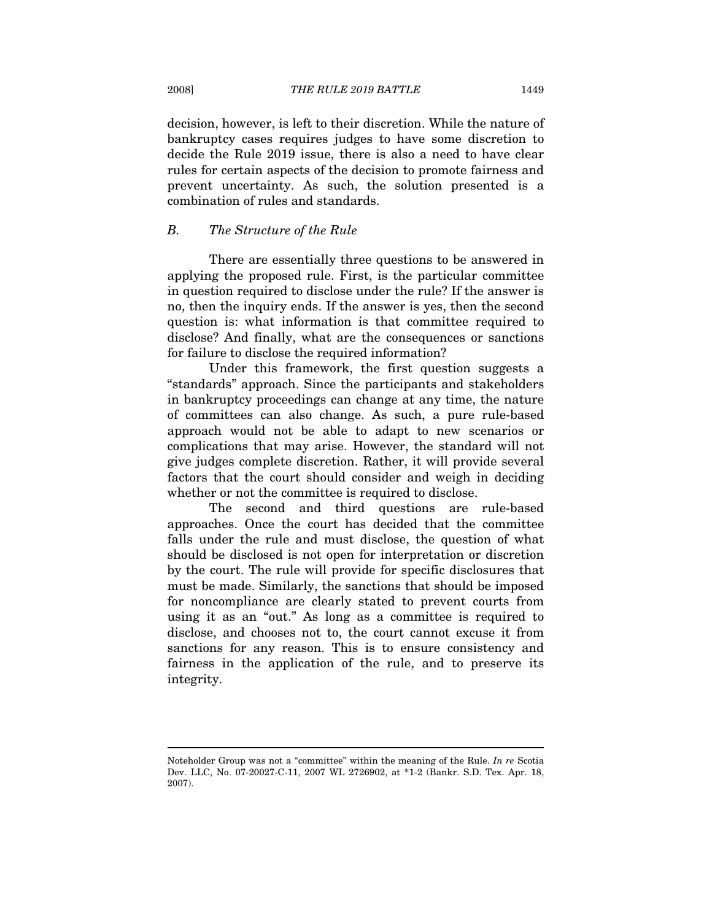decision, however, is left to their discretion. While the nature of bankruptcy cases requires judges to have some discretion to decide the Rule 2019 issue, there is also a need to have clear rules for certain aspects of the decision to promote fairness and prevent uncertainty. As such, the solution presented is a combination of rules and standards.

### B. *The Structure of the Rule*

There are essentially three questions to be answered in applying the proposed rule. First, is the particular committee in question required to disclose under the rule? If the answer is no, then the inquiry ends. If the answer is yes, then the second question is: what information is that committee required to disclose? And finally, what are the consequences or sanctions for failure to disclose the required information?

Under this framework, the first question suggests a "standards" approach. Since the participants and stakeholders in bankruptcy proceedings can change at any time, the nature of committees can also change. As such, a pure rule-based approach would not be able to adapt to new scenarios or complications that may arise. However, the standard will not give judges complete discretion. Rather, it will provide several factors that the court should consider and weigh in deciding whether or not the committee is required to disclose.

The second and third questions are rule-based approaches. Once the court has decided that the committee falls under the rule and must disclose, the question of what should be disclosed is not open for interpretation or discretion by the court. The rule will provide for specific disclosures that must be made. Similarly, the sanctions that should be imposed for noncompliance are clearly stated to prevent courts from using it as an "out." As long as a committee is required to disclose, and chooses not to, the court cannot excuse it from sanctions for any reason. This is to ensure consistency and fairness in the application of the rule, and to preserve its integrity.

---

Noteholder Group was not a "committee" within the meaning of the Rule. *In re* Scotia Dev. LLC, No. 07-20027-C-11, 2007 WL 2726902, at \*1-2 (Bankr. S.D. Tex. Apr. 18, 2007).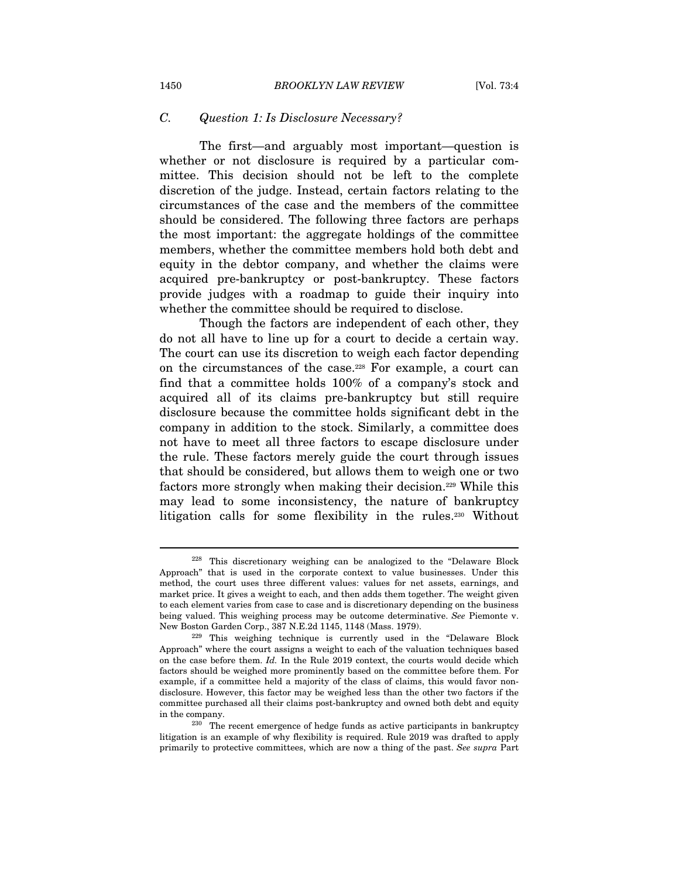### C. *Question 1: Is Disclosure Necessary?*

The first—and arguably most important—question is whether or not disclosure is required by a particular committee. This decision should not be left to the complete discretion of the judge. Instead, certain factors relating to the circumstances of the case and the members of the committee should be considered. The following three factors are perhaps the most important: the aggregate holdings of the committee members, whether the committee members hold both debt and equity in the debtor company, and whether the claims were acquired pre-bankruptcy or post-bankruptcy. These factors provide judges with a roadmap to guide their inquiry into whether the committee should be required to disclose.

Though the factors are independent of each other, they do not all have to line up for a court to decide a certain way. The court can use its discretion to weigh each factor depending on the circumstances of the case.[228] For example, a court can find that a committee holds 100% of a company's stock and acquired all of its claims pre-bankruptcy but still require disclosure because the committee holds significant debt in the company in addition to the stock. Similarly, a committee does not have to meet all three factors to escape disclosure under the rule. These factors merely guide the court through issues that should be considered, but allows them to weigh one or two factors more strongly when making their decision.[229] While this may lead to some inconsistency, the nature of bankruptcy litigation calls for some flexibility in the rules.[230] Without

---

[228] This discretionary weighing can be analogized to the "Delaware Block Approach" that is used in the corporate context to value businesses. Under this method, the court uses three different values: values for net assets, earnings, and market price. It gives a weight to each, and then adds them together. The weight given to each element varies from case to case and is discretionary depending on the business being valued. This weighing process may be outcome determinative. *See* Piemonte v. New Boston Garden Corp., 387 N.E.2d 1145, 1148 (Mass. 1979).

[229] This weighing technique is currently used in the "Delaware Block Approach" where the court assigns a weight to each of the valuation techniques based on the case before them. *Id.* In the Rule 2019 context, the courts would decide which factors should be weighed more prominently based on the committee before them. For example, if a committee held a majority of the class of claims, this would favor non-disclosure. However, this factor may be weighed less than the other two factors if the committee purchased all their claims post-bankruptcy and owned both debt and equity in the company.

[230] The recent emergence of hedge funds as active participants in bankruptcy litigation is an example of why flexibility is required. Rule 2019 was drafted to apply primarily to protective committees, which are now a thing of the past. *See supra* Part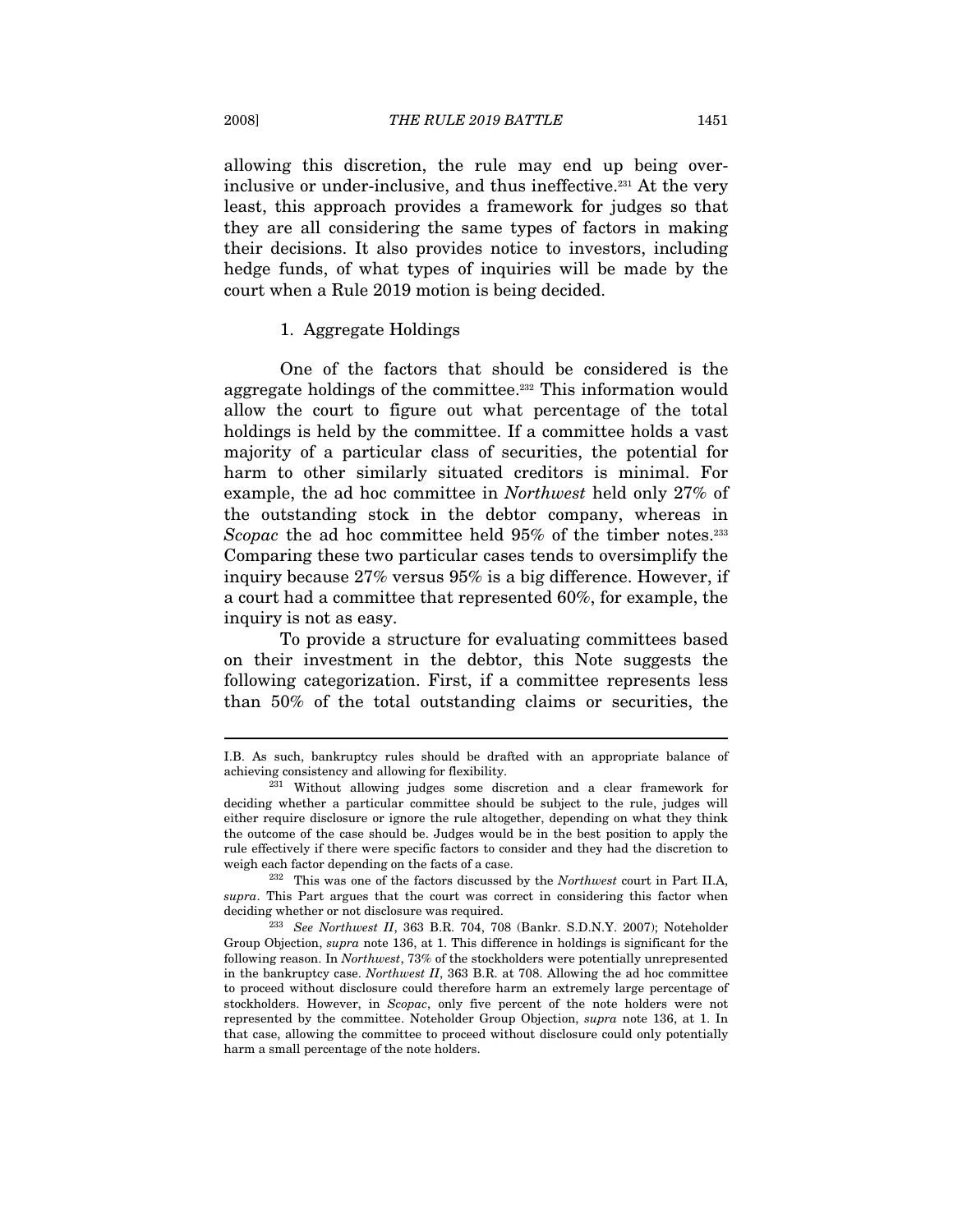allowing this discretion, the rule may end up being over-inclusive or under-inclusive, and thus ineffective.[231] At the very least, this approach provides a framework for judges so that they are all considering the same types of factors in making their decisions. It also provides notice to investors, including hedge funds, of what types of inquiries will be made by the court when a Rule 2019 motion is being decided.

### 1. Aggregate Holdings

One of the factors that should be considered is the aggregate holdings of the committee.[232] This information would allow the court to figure out what percentage of the total holdings is held by the committee. If a committee holds a vast majority of a particular class of securities, the potential for harm to other similarly situated creditors is minimal. For example, the ad hoc committee in *Northwest* held only 27% of the outstanding stock in the debtor company, whereas in *Scopac* the ad hoc committee held 95% of the timber notes.[233] Comparing these two particular cases tends to oversimplify the inquiry because 27% versus 95% is a big difference. However, if a court had a committee that represented 60%, for example, the inquiry is not as easy.

To provide a structure for evaluating committees based on their investment in the debtor, this Note suggests the following categorization. First, if a committee represents less than 50% of the total outstanding claims or securities, the

---

I.B. As such, bankruptcy rules should be drafted with an appropriate balance of achieving consistency and allowing for flexibility.

[231] Without allowing judges some discretion and a clear framework for deciding whether a particular committee should be subject to the rule, judges will either require disclosure or ignore the rule altogether, depending on what they think the outcome of the case should be. Judges would be in the best position to apply the rule effectively if there were specific factors to consider and they had the discretion to weigh each factor depending on the facts of a case.

[232] This was one of the factors discussed by the *Northwest* court in Part II.A, *supra*. This Part argues that the court was correct in considering this factor when deciding whether or not disclosure was required.

[233] *See Northwest II*, 363 B.R. 704, 708 (Bankr. S.D.N.Y. 2007); Noteholder Group Objection, *supra* note 136, at 1. This difference in holdings is significant for the following reason. In *Northwest*, 73% of the stockholders were potentially unrepresented in the bankruptcy case. *Northwest II*, 363 B.R. at 708. Allowing the ad hoc committee to proceed without disclosure could therefore harm an extremely large percentage of stockholders. However, in *Scopac*, only five percent of the note holders were not represented by the committee. Noteholder Group Objection, *supra* note 136, at 1. In that case, allowing the committee to proceed without disclosure could only potentially harm a small percentage of the note holders.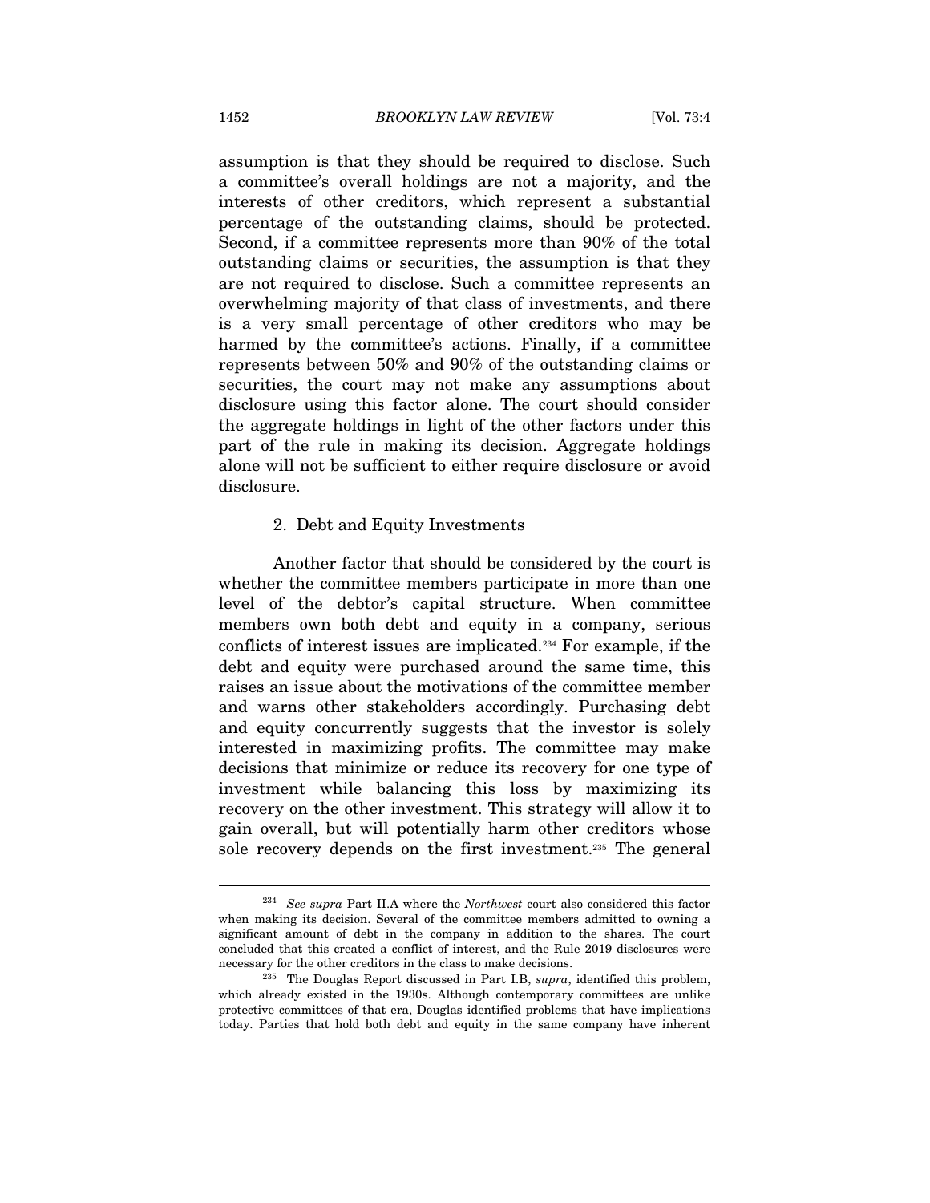assumption is that they should be required to disclose. Such a committee's overall holdings are not a majority, and the interests of other creditors, which represent a substantial percentage of the outstanding claims, should be protected. Second, if a committee represents more than 90% of the total outstanding claims or securities, the assumption is that they are not required to disclose. Such a committee represents an overwhelming majority of that class of investments, and there is a very small percentage of other creditors who may be harmed by the committee's actions. Finally, if a committee represents between 50% and 90% of the outstanding claims or securities, the court may not make any assumptions about disclosure using this factor alone. The court should consider the aggregate holdings in light of the other factors under this part of the rule in making its decision. Aggregate holdings alone will not be sufficient to either require disclosure or avoid disclosure.

### 2. Debt and Equity Investments

Another factor that should be considered by the court is whether the committee members participate in more than one level of the debtor's capital structure. When committee members own both debt and equity in a company, serious conflicts of interest issues are implicated.[234] For example, if the debt and equity were purchased around the same time, this raises an issue about the motivations of the committee member and warns other stakeholders accordingly. Purchasing debt and equity concurrently suggests that the investor is solely interested in maximizing profits. The committee may make decisions that minimize or reduce its recovery for one type of investment while balancing this loss by maximizing its recovery on the other investment. This strategy will allow it to gain overall, but will potentially harm other creditors whose sole recovery depends on the first investment.[235] The general

---

[234] *See supra* Part II.A where the *Northwest* court also considered this factor when making its decision. Several of the committee members admitted to owning a significant amount of debt in the company in addition to the shares. The court concluded that this created a conflict of interest, and the Rule 2019 disclosures were necessary for the other creditors in the class to make decisions.

[235] The Douglas Report discussed in Part I.B, *supra*, identified this problem, which already existed in the 1930s. Although contemporary committees are unlike protective committees of that era, Douglas identified problems that have implications today. Parties that hold both debt and equity in the same company have inherent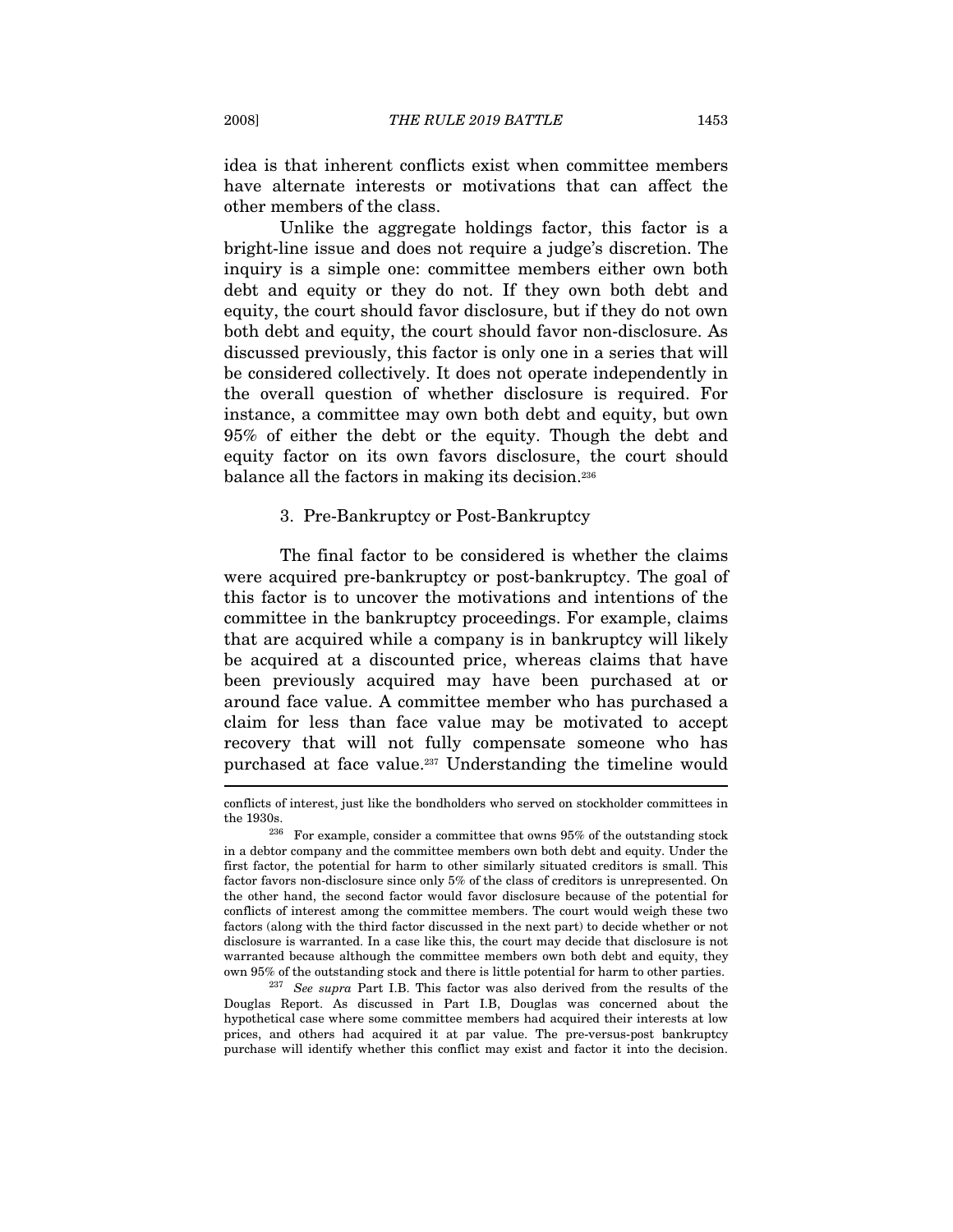idea is that inherent conflicts exist when committee members have alternate interests or motivations that can affect the other members of the class.

Unlike the aggregate holdings factor, this factor is a bright-line issue and does not require a judge's discretion. The inquiry is a simple one: committee members either own both debt and equity or they do not. If they own both debt and equity, the court should favor disclosure, but if they do not own both debt and equity, the court should favor non-disclosure. As discussed previously, this factor is only one in a series that will be considered collectively. It does not operate independently in the overall question of whether disclosure is required. For instance, a committee may own both debt and equity, but own 95% of either the debt or the equity. Though the debt and equity factor on its own favors disclosure, the court should balance all the factors in making its decision.[236]

### 3. Pre-Bankruptcy or Post-Bankruptcy

The final factor to be considered is whether the claims were acquired pre-bankruptcy or post-bankruptcy. The goal of this factor is to uncover the motivations and intentions of the committee in the bankruptcy proceedings. For example, claims that are acquired while a company is in bankruptcy will likely be acquired at a discounted price, whereas claims that have been previously acquired may have been purchased at or around face value. A committee member who has purchased a claim for less than face value may be motivated to accept recovery that will not fully compensate someone who has purchased at face value.[237] Understanding the timeline would

---

conflicts of interest, just like the bondholders who served on stockholder committees in the 1930s.

[236] For example, consider a committee that owns 95% of the outstanding stock in a debtor company and the committee members own both debt and equity. Under the first factor, the potential for harm to other similarly situated creditors is small. This factor favors non-disclosure since only 5% of the class of creditors is unrepresented. On the other hand, the second factor would favor disclosure because of the potential for conflicts of interest among the committee members. The court would weigh these two factors (along with the third factor discussed in the next part) to decide whether or not disclosure is warranted. In a case like this, the court may decide that disclosure is not warranted because although the committee members own both debt and equity, they own 95% of the outstanding stock and there is little potential for harm to other parties.

[237] *See supra* Part I.B. This factor was also derived from the results of the Douglas Report. As discussed in Part I.B, Douglas was concerned about the hypothetical case where some committee members had acquired their interests at low prices, and others had acquired it at par value. The pre-versus-post bankruptcy purchase will identify whether this conflict may exist and factor it into the decision.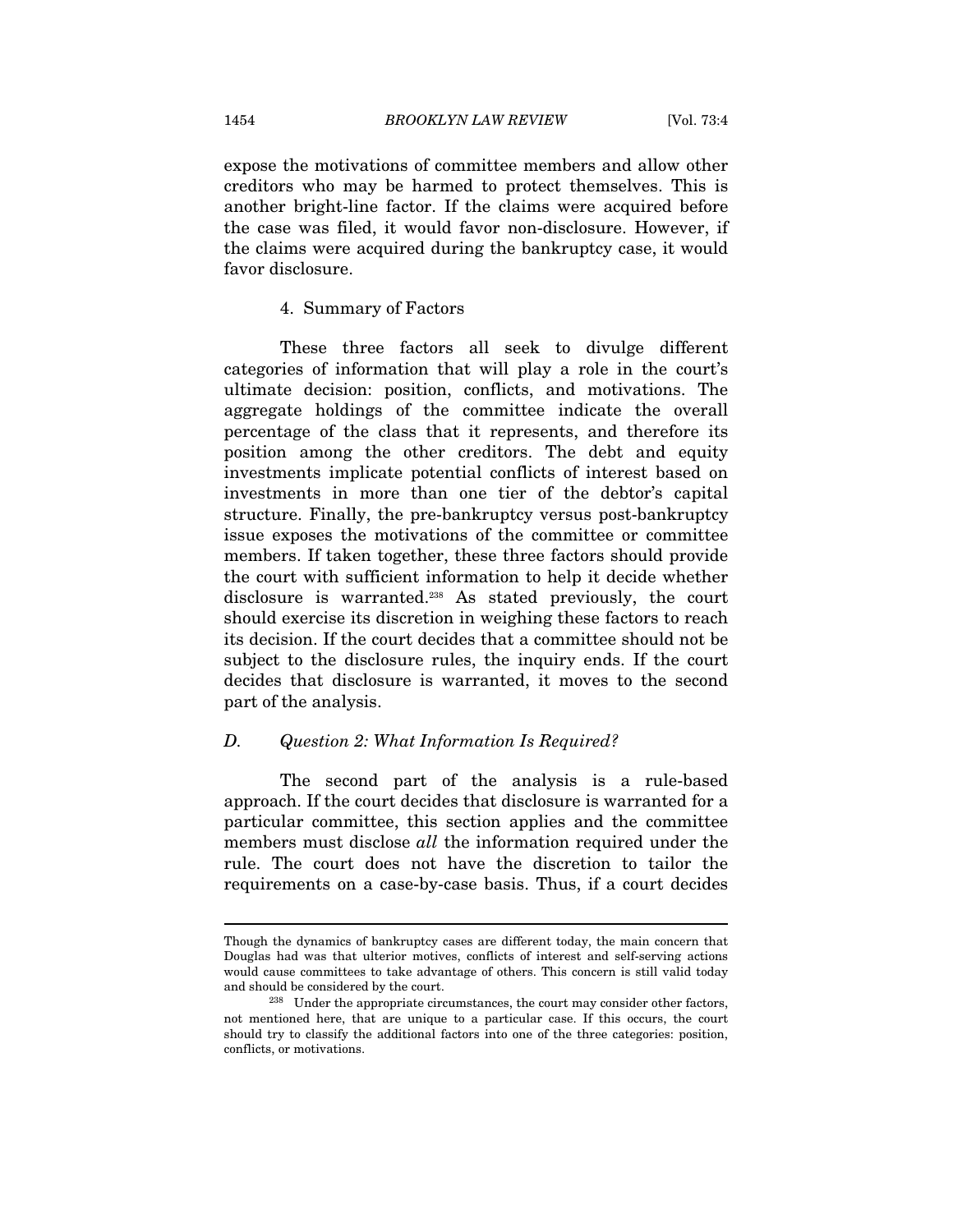expose the motivations of committee members and allow other creditors who may be harmed to protect themselves. This is another bright-line factor. If the claims were acquired before the case was filed, it would favor non-disclosure. However, if the claims were acquired during the bankruptcy case, it would favor disclosure.

#### 4. Summary of Factors

These three factors all seek to divulge different categories of information that will play a role in the court's ultimate decision: position, conflicts, and motivations. The aggregate holdings of the committee indicate the overall percentage of the class that it represents, and therefore its position among the other creditors. The debt and equity investments implicate potential conflicts of interest based on investments in more than one tier of the debtor's capital structure. Finally, the pre-bankruptcy versus post-bankruptcy issue exposes the motivations of the committee or committee members. If taken together, these three factors should provide the court with sufficient information to help it decide whether disclosure is warranted.[238] As stated previously, the court should exercise its discretion in weighing these factors to reach its decision. If the court decides that a committee should not be subject to the disclosure rules, the inquiry ends. If the court decides that disclosure is warranted, it moves to the second part of the analysis.

### *D. Question 2: What Information Is Required?*

The second part of the analysis is a rule-based approach. If the court decides that disclosure is warranted for a particular committee, this section applies and the committee members must disclose *all* the information required under the rule. The court does not have the discretion to tailor the requirements on a case-by-case basis. Thus, if a court decides

---

Though the dynamics of bankruptcy cases are different today, the main concern that Douglas had was that ulterior motives, conflicts of interest and self-serving actions would cause committees to take advantage of others. This concern is still valid today and should be considered by the court.

[238] Under the appropriate circumstances, the court may consider other factors, not mentioned here, that are unique to a particular case. If this occurs, the court should try to classify the additional factors into one of the three categories: position, conflicts, or motivations.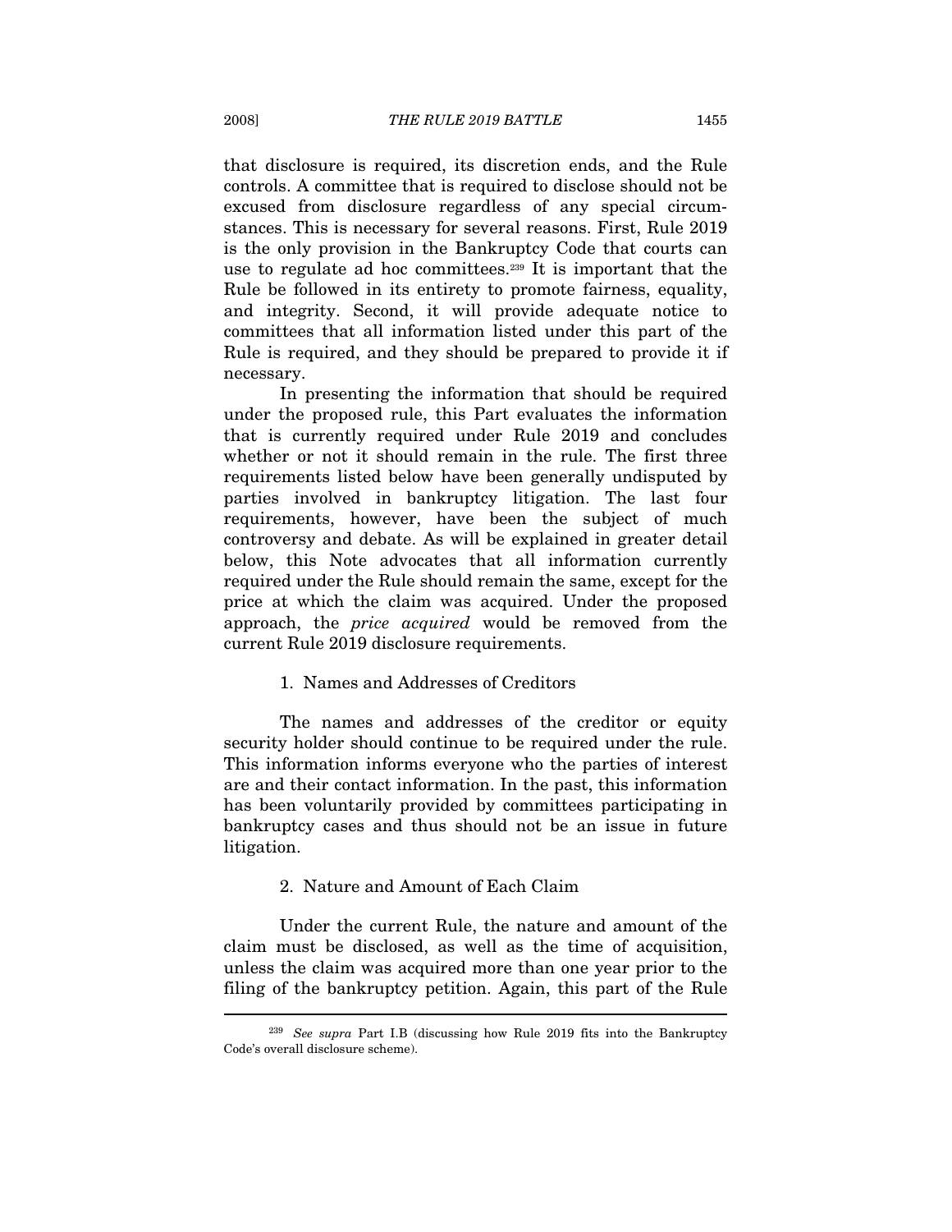that disclosure is required, its discretion ends, and the Rule controls. A committee that is required to disclose should not be excused from disclosure regardless of any special circumstances. This is necessary for several reasons. First, Rule 2019 is the only provision in the Bankruptcy Code that courts can use to regulate ad hoc committees.[239] It is important that the Rule be followed in its entirety to promote fairness, equality, and integrity. Second, it will provide adequate notice to committees that all information listed under this part of the Rule is required, and they should be prepared to provide it if necessary.

In presenting the information that should be required under the proposed rule, this Part evaluates the information that is currently required under Rule 2019 and concludes whether or not it should remain in the rule. The first three requirements listed below have been generally undisputed by parties involved in bankruptcy litigation. The last four requirements, however, have been the subject of much controversy and debate. As will be explained in greater detail below, this Note advocates that all information currently required under the Rule should remain the same, except for the price at which the claim was acquired. Under the proposed approach, the *price acquired* would be removed from the current Rule 2019 disclosure requirements.

### 1. Names and Addresses of Creditors

The names and addresses of the creditor or equity security holder should continue to be required under the rule. This information informs everyone who the parties of interest are and their contact information. In the past, this information has been voluntarily provided by committees participating in bankruptcy cases and thus should not be an issue in future litigation.

### 2. Nature and Amount of Each Claim

Under the current Rule, the nature and amount of the claim must be disclosed, as well as the time of acquisition, unless the claim was acquired more than one year prior to the filing of the bankruptcy petition. Again, this part of the Rule

---

[239] *See supra* Part I.B (discussing how Rule 2019 fits into the Bankruptcy Code's overall disclosure scheme).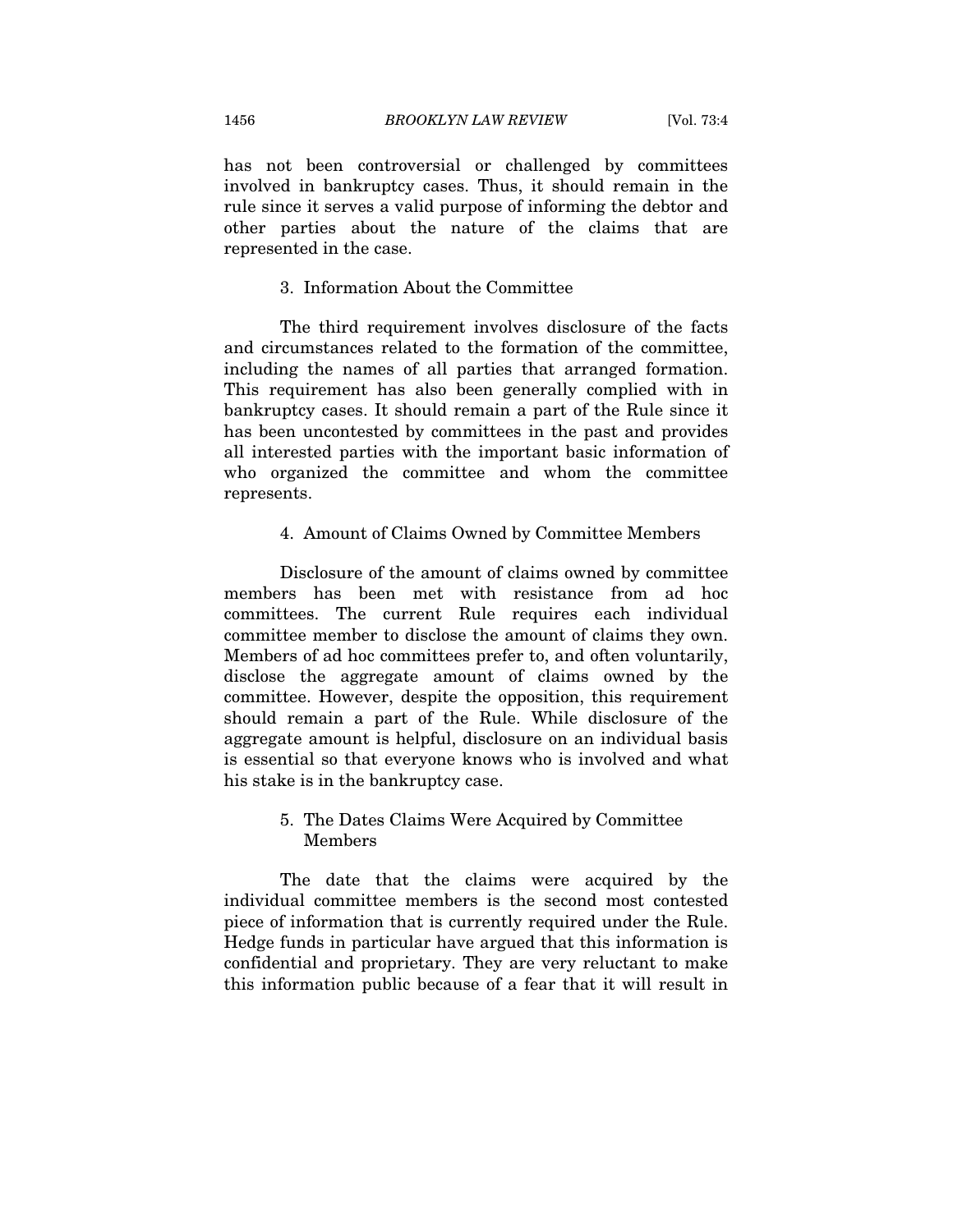has not been controversial or challenged by committees involved in bankruptcy cases. Thus, it should remain in the rule since it serves a valid purpose of informing the debtor and other parties about the nature of the claims that are represented in the case.

### 3. Information About the Committee

The third requirement involves disclosure of the facts and circumstances related to the formation of the committee, including the names of all parties that arranged formation. This requirement has also been generally complied with in bankruptcy cases. It should remain a part of the Rule since it has been uncontested by committees in the past and provides all interested parties with the important basic information of who organized the committee and whom the committee represents.

### 4. Amount of Claims Owned by Committee Members

Disclosure of the amount of claims owned by committee members has been met with resistance from ad hoc committees. The current Rule requires each individual committee member to disclose the amount of claims they own. Members of ad hoc committees prefer to, and often voluntarily, disclose the aggregate amount of claims owned by the committee. However, despite the opposition, this requirement should remain a part of the Rule. While disclosure of the aggregate amount is helpful, disclosure on an individual basis is essential so that everyone knows who is involved and what his stake is in the bankruptcy case.

### 5. The Dates Claims Were Acquired by Committee Members

The date that the claims were acquired by the individual committee members is the second most contested piece of information that is currently required under the Rule. Hedge funds in particular have argued that this information is confidential and proprietary. They are very reluctant to make this information public because of a fear that it will result in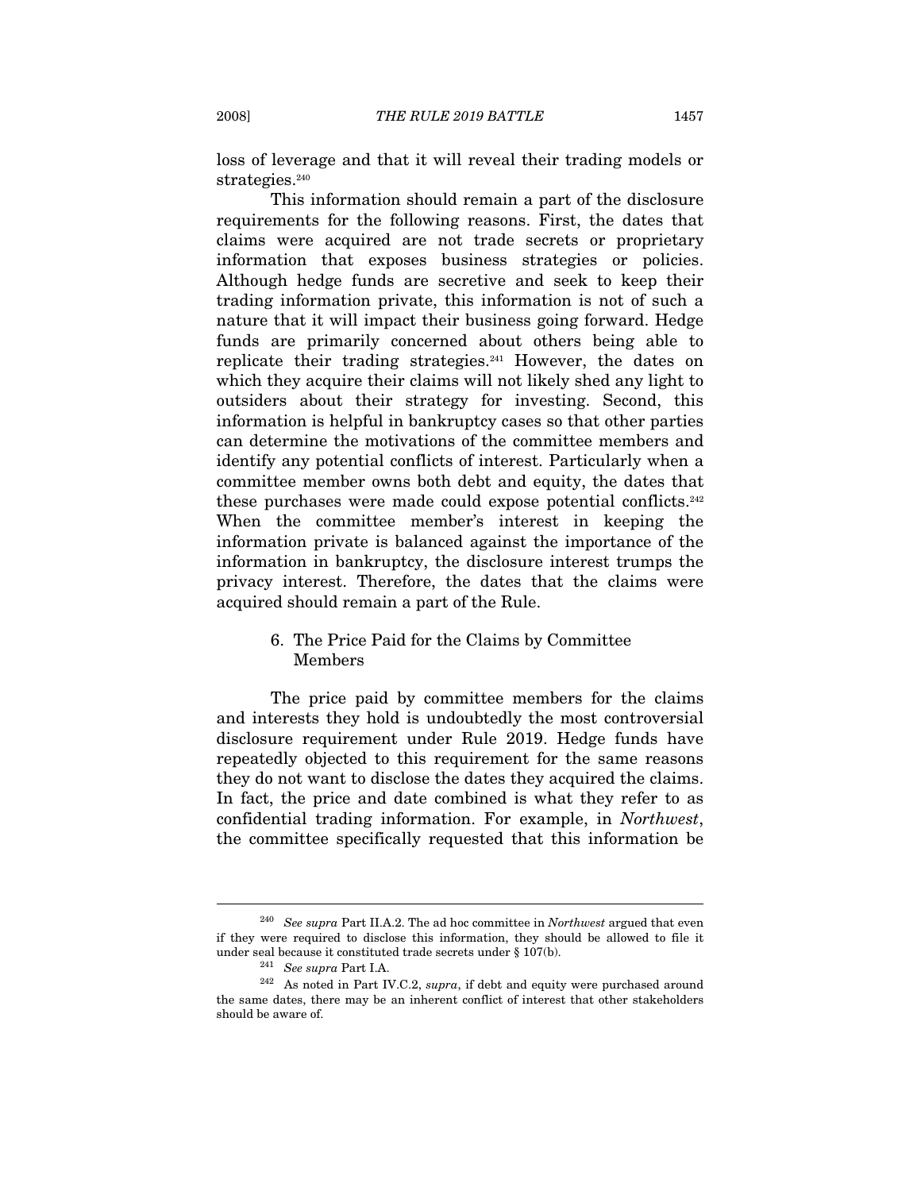loss of leverage and that it will reveal their trading models or strategies.[240]

This information should remain a part of the disclosure requirements for the following reasons. First, the dates that claims were acquired are not trade secrets or proprietary information that exposes business strategies or policies. Although hedge funds are secretive and seek to keep their trading information private, this information is not of such a nature that it will impact their business going forward. Hedge funds are primarily concerned about others being able to replicate their trading strategies.[241] However, the dates on which they acquire their claims will not likely shed any light to outsiders about their strategy for investing. Second, this information is helpful in bankruptcy cases so that other parties can determine the motivations of the committee members and identify any potential conflicts of interest. Particularly when a committee member owns both debt and equity, the dates that these purchases were made could expose potential conflicts.[242] When the committee member's interest in keeping the information private is balanced against the importance of the information in bankruptcy, the disclosure interest trumps the privacy interest. Therefore, the dates that the claims were acquired should remain a part of the Rule.

#### 6. The Price Paid for the Claims by Committee Members

The price paid by committee members for the claims and interests they hold is undoubtedly the most controversial disclosure requirement under Rule 2019. Hedge funds have repeatedly objected to this requirement for the same reasons they do not want to disclose the dates they acquired the claims. In fact, the price and date combined is what they refer to as confidential trading information. For example, in *Northwest*, the committee specifically requested that this information be

---

[240] *See supra* Part II.A.2. The ad hoc committee in *Northwest* argued that even if they were required to disclose this information, they should be allowed to file it under seal because it constituted trade secrets under § 107(b).

[241] *See supra* Part I.A.

[242] As noted in Part IV.C.2, *supra*, if debt and equity were purchased around the same dates, there may be an inherent conflict of interest that other stakeholders should be aware of.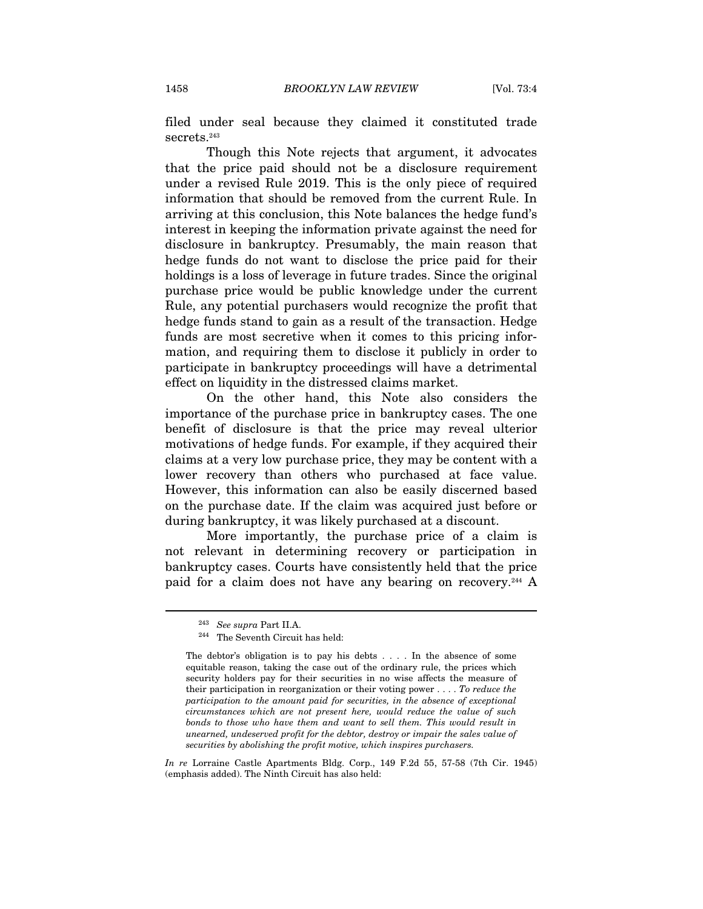filed under seal because they claimed it constituted trade secrets.[243]

Though this Note rejects that argument, it advocates that the price paid should not be a disclosure requirement under a revised Rule 2019. This is the only piece of required information that should be removed from the current Rule. In arriving at this conclusion, this Note balances the hedge fund's interest in keeping the information private against the need for disclosure in bankruptcy. Presumably, the main reason that hedge funds do not want to disclose the price paid for their holdings is a loss of leverage in future trades. Since the original purchase price would be public knowledge under the current Rule, any potential purchasers would recognize the profit that hedge funds stand to gain as a result of the transaction. Hedge funds are most secretive when it comes to this pricing information, and requiring them to disclose it publicly in order to participate in bankruptcy proceedings will have a detrimental effect on liquidity in the distressed claims market.

On the other hand, this Note also considers the importance of the purchase price in bankruptcy cases. The one benefit of disclosure is that the price may reveal ulterior motivations of hedge funds. For example, if they acquired their claims at a very low purchase price, they may be content with a lower recovery than others who purchased at face value. However, this information can also be easily discerned based on the purchase date. If the claim was acquired just before or during bankruptcy, it was likely purchased at a discount.

More importantly, the purchase price of a claim is not relevant in determining recovery or participation in bankruptcy cases. Courts have consistently held that the price paid for a claim does not have any bearing on recovery.[244] A

---

[243] *See supra* Part II.A.

[244] The Seventh Circuit has held:

> The debtor's obligation is to pay his debts . . . . In the absence of some equitable reason, taking the case out of the ordinary rule, the prices which security holders pay for their securities in no wise affects the measure of their participation in reorganization or their voting power . . . . *To reduce the participation to the amount paid for securities, in the absence of exceptional circumstances which are not present here, would reduce the value of such bonds to those who have them and want to sell them. This would result in unearned, undeserved profit for the debtor, destroy or impair the sales value of securities by abolishing the profit motive, which inspires purchasers.*

*In re* Lorraine Castle Apartments Bldg. Corp., 149 F.2d 55, 57-58 (7th Cir. 1945) (emphasis added). The Ninth Circuit has also held: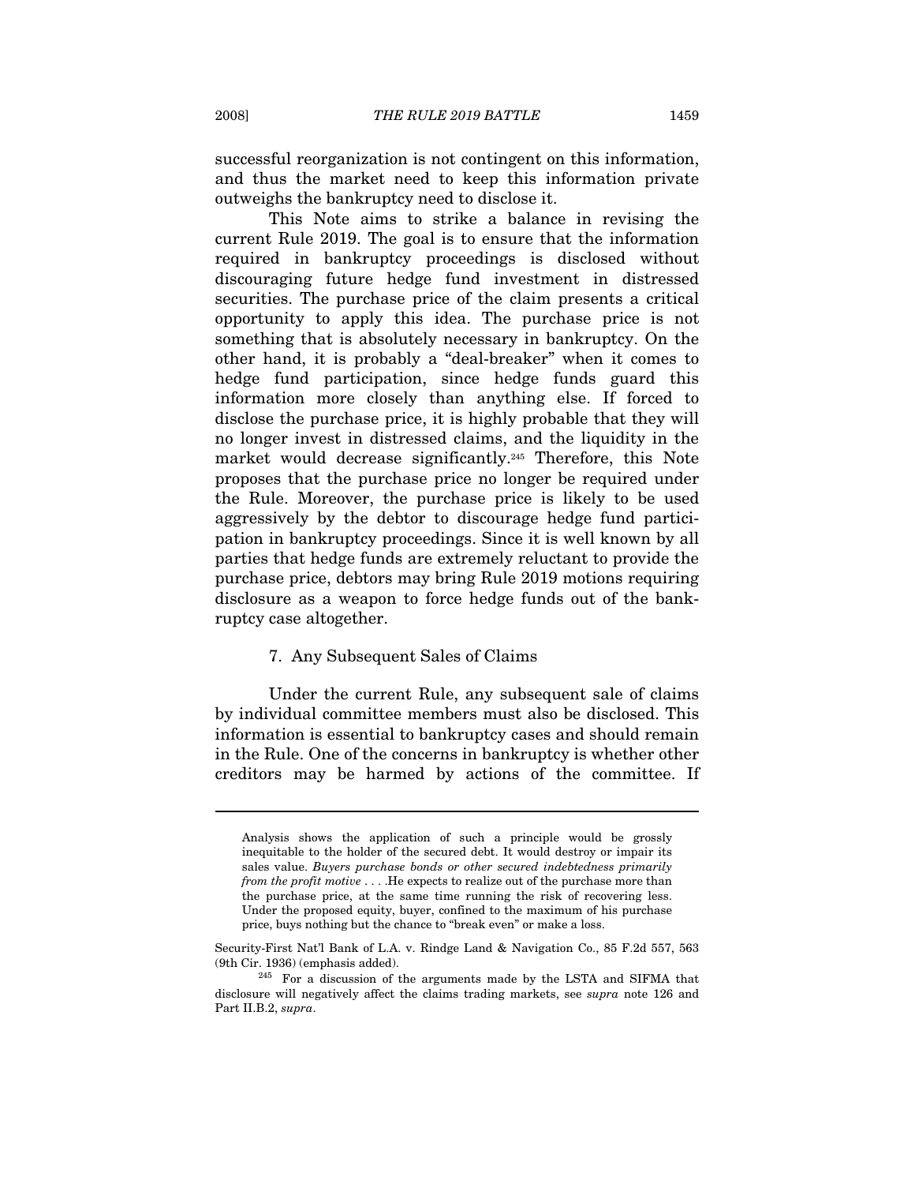successful reorganization is not contingent on this information, and thus the market need to keep this information private outweighs the bankruptcy need to disclose it.

This Note aims to strike a balance in revising the current Rule 2019. The goal is to ensure that the information required in bankruptcy proceedings is disclosed without discouraging future hedge fund investment in distressed securities. The purchase price of the claim presents a critical opportunity to apply this idea. The purchase price is not something that is absolutely necessary in bankruptcy. On the other hand, it is probably a "deal-breaker" when it comes to hedge fund participation, since hedge funds guard this information more closely than anything else. If forced to disclose the purchase price, it is highly probable that they will no longer invest in distressed claims, and the liquidity in the market would decrease significantly.[245] Therefore, this Note proposes that the purchase price no longer be required under the Rule. Moreover, the purchase price is likely to be used aggressively by the debtor to discourage hedge fund participation in bankruptcy proceedings. Since it is well known by all parties that hedge funds are extremely reluctant to provide the purchase price, debtors may bring Rule 2019 motions requiring disclosure as a weapon to force hedge funds out of the bankruptcy case altogether.

#### 7. Any Subsequent Sales of Claims

Under the current Rule, any subsequent sale of claims by individual committee members must also be disclosed. This information is essential to bankruptcy cases and should remain in the Rule. One of the concerns in bankruptcy is whether other creditors may be harmed by actions of the committee. If

---

> Analysis shows the application of such a principle would be grossly inequitable to the holder of the secured debt. It would destroy or impair its sales value. *Buyers purchase bonds or other secured indebtedness primarily from the profit motive* . . . .He expects to realize out of the purchase more than the purchase price, at the same time running the risk of recovering less. Under the proposed equity, buyer, confined to the maximum of his purchase price, buys nothing but the chance to "break even" or make a loss.

Security-First Nat'l Bank of L.A. v. Rindge Land & Navigation Co., 85 F.2d 557, 563 (9th Cir. 1936) (emphasis added).

[245] For a discussion of the arguments made by the LSTA and SIFMA that disclosure will negatively affect the claims trading markets, see *supra* note 126 and Part II.B.2, *supra*.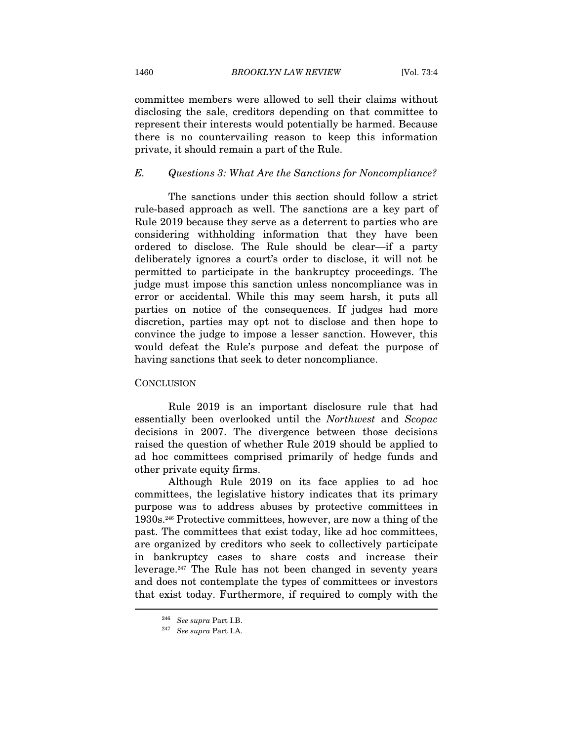committee members were allowed to sell their claims without disclosing the sale, creditors depending on that committee to represent their interests would potentially be harmed. Because there is no countervailing reason to keep this information private, it should remain a part of the Rule.

### *E. Questions 3: What Are the Sanctions for Noncompliance?*

The sanctions under this section should follow a strict rule-based approach as well. The sanctions are a key part of Rule 2019 because they serve as a deterrent to parties who are considering withholding information that they have been ordered to disclose. The Rule should be clear—if a party deliberately ignores a court's order to disclose, it will not be permitted to participate in the bankruptcy proceedings. The judge must impose this sanction unless noncompliance was in error or accidental. While this may seem harsh, it puts all parties on notice of the consequences. If judges had more discretion, parties may opt not to disclose and then hope to convince the judge to impose a lesser sanction. However, this would defeat the Rule's purpose and defeat the purpose of having sanctions that seek to deter noncompliance.

## CONCLUSION

Rule 2019 is an important disclosure rule that had essentially been overlooked until the *Northwest* and *Scopac* decisions in 2007. The divergence between those decisions raised the question of whether Rule 2019 should be applied to ad hoc committees comprised primarily of hedge funds and other private equity firms.

Although Rule 2019 on its face applies to ad hoc committees, the legislative history indicates that its primary purpose was to address abuses by protective committees in 1930s.[246] Protective committees, however, are now a thing of the past. The committees that exist today, like ad hoc committees, are organized by creditors who seek to collectively participate in bankruptcy cases to share costs and increase their leverage.[247] The Rule has not been changed in seventy years and does not contemplate the types of committees or investors that exist today. Furthermore, if required to comply with the

[246] *See supra* Part I.B.

[247] *See supra* Part I.A.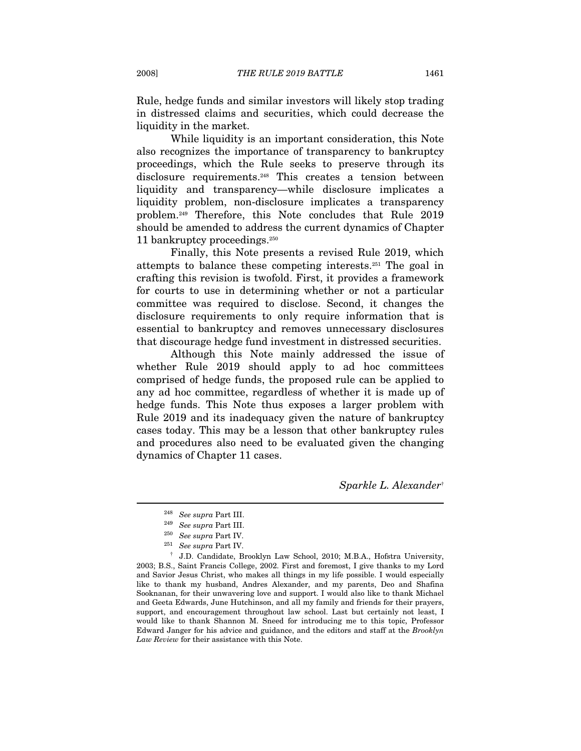Rule, hedge funds and similar investors will likely stop trading in distressed claims and securities, which could decrease the liquidity in the market.

While liquidity is an important consideration, this Note also recognizes the importance of transparency to bankruptcy proceedings, which the Rule seeks to preserve through its disclosure requirements.[248] This creates a tension between liquidity and transparency—while disclosure implicates a liquidity problem, non-disclosure implicates a transparency problem.[249] Therefore, this Note concludes that Rule 2019 should be amended to address the current dynamics of Chapter 11 bankruptcy proceedings.[250]

Finally, this Note presents a revised Rule 2019, which attempts to balance these competing interests.[251] The goal in crafting this revision is twofold. First, it provides a framework for courts to use in determining whether or not a particular committee was required to disclose. Second, it changes the disclosure requirements to only require information that is essential to bankruptcy and removes unnecessary disclosures that discourage hedge fund investment in distressed securities.

Although this Note mainly addressed the issue of whether Rule 2019 should apply to ad hoc committees comprised of hedge funds, the proposed rule can be applied to any ad hoc committee, regardless of whether it is made up of hedge funds. This Note thus exposes a larger problem with Rule 2019 and its inadequacy given the nature of bankruptcy cases today. This may be a lesson that other bankruptcy rules and procedures also need to be evaluated given the changing dynamics of Chapter 11 cases.

*Sparkle L. Alexander*[†]

---

[248] *See supra* Part III.

[249] *See supra* Part III.

[250] *See supra* Part IV.

[251] *See supra* Part IV.

[†] J.D. Candidate, Brooklyn Law School, 2010; M.B.A., Hofstra University, 2003; B.S., Saint Francis College, 2002. First and foremost, I give thanks to my Lord and Savior Jesus Christ, who makes all things in my life possible. I would especially like to thank my husband, Andres Alexander, and my parents, Deo and Shafina Sooknanan, for their unwavering love and support. I would also like to thank Michael and Geeta Edwards, June Hutchinson, and all my family and friends for their prayers, support, and encouragement throughout law school. Last but certainly not least, I would like to thank Shannon M. Sneed for introducing me to this topic, Professor Edward Janger for his advice and guidance, and the editors and staff at the *Brooklyn Law Review* for their assistance with this Note.